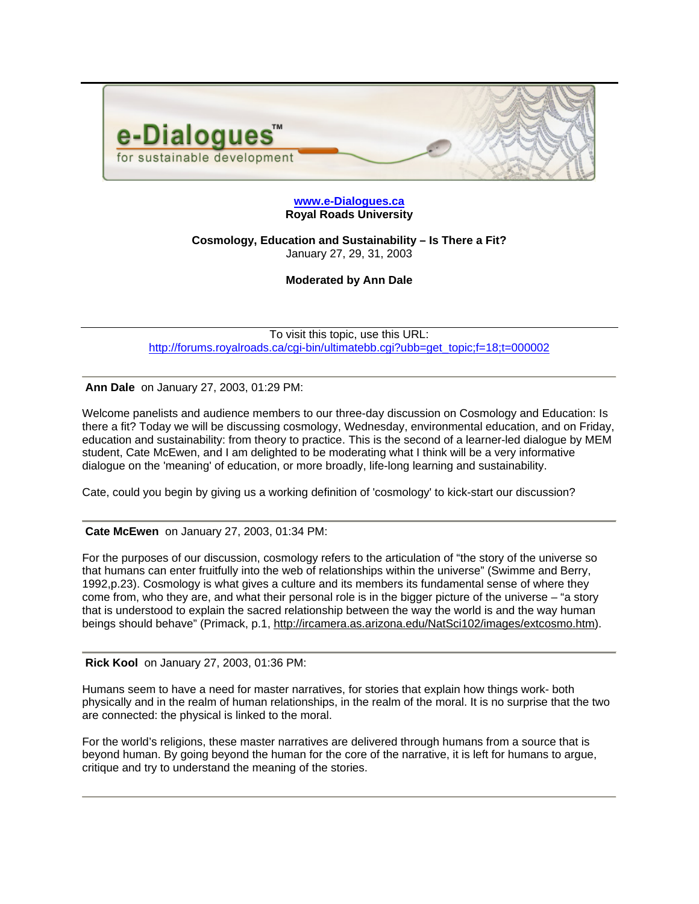e-Dialogues™ for sustainable development

**www.e-Dialogues.ca**
**Royal Roads University**

**Cosmology, Education and Sustainability – Is There a Fit?**
January 27, 29, 31, 2003

**Moderated by Ann Dale**

---

To visit this topic, use this URL:
http://forums.royalroads.ca/cgi-bin/ultimatebb.cgi?ubb=get_topic;f=18;t=000002

---

**Ann Dale** on January 27, 2003, 01:29 PM:

Welcome panelists and audience members to our three-day discussion on Cosmology and Education: Is there a fit? Today we will be discussing cosmology, Wednesday, environmental education, and on Friday, education and sustainability: from theory to practice. This is the second of a learner-led dialogue by MEM student, Cate McEwen, and I am delighted to be moderating what I think will be a very informative dialogue on the 'meaning' of education, or more broadly, life-long learning and sustainability.

Cate, could you begin by giving us a working definition of 'cosmology' to kick-start our discussion?

---

**Cate McEwen** on January 27, 2003, 01:34 PM:

For the purposes of our discussion, cosmology refers to the articulation of "the story of the universe so that humans can enter fruitfully into the web of relationships within the universe" (Swimme and Berry, 1992,p.23). Cosmology is what gives a culture and its members its fundamental sense of where they come from, who they are, and what their personal role is in the bigger picture of the universe – "a story that is understood to explain the sacred relationship between the way the world is and the way human beings should behave" (Primack, p.1, http://ircamera.as.arizona.edu/NatSci102/images/extcosmo.htm).

---

**Rick Kool** on January 27, 2003, 01:36 PM:

Humans seem to have a need for master narratives, for stories that explain how things work- both physically and in the realm of human relationships, in the realm of the moral. It is no surprise that the two are connected: the physical is linked to the moral.

For the world's religions, these master narratives are delivered through humans from a source that is beyond human. By going beyond the human for the core of the narrative, it is left for humans to argue, critique and try to understand the meaning of the stories.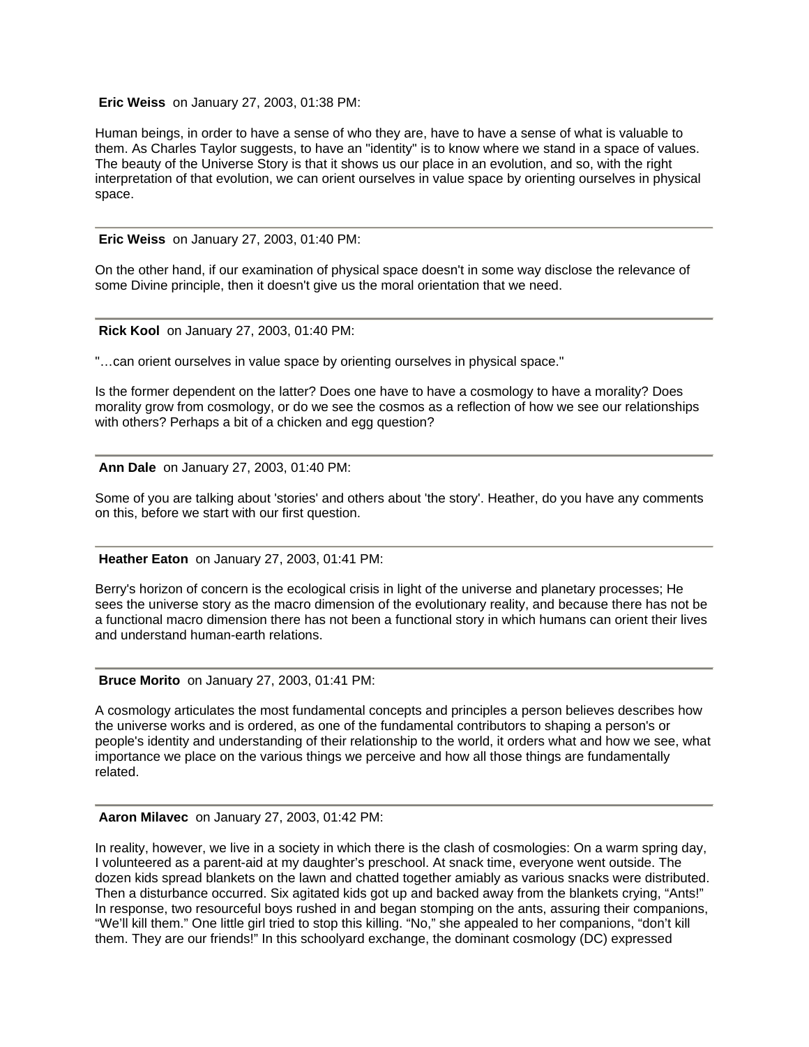**Eric Weiss** on January 27, 2003, 01:38 PM:

Human beings, in order to have a sense of who they are, have to have a sense of what is valuable to them. As Charles Taylor suggests, to have an "identity" is to know where we stand in a space of values. The beauty of the Universe Story is that it shows us our place in an evolution, and so, with the right interpretation of that evolution, we can orient ourselves in value space by orienting ourselves in physical space.

---

**Eric Weiss** on January 27, 2003, 01:40 PM:

On the other hand, if our examination of physical space doesn't in some way disclose the relevance of some Divine principle, then it doesn't give us the moral orientation that we need.

---

**Rick Kool** on January 27, 2003, 01:40 PM:

"…can orient ourselves in value space by orienting ourselves in physical space."

Is the former dependent on the latter? Does one have to have a cosmology to have a morality? Does morality grow from cosmology, or do we see the cosmos as a reflection of how we see our relationships with others? Perhaps a bit of a chicken and egg question?

---

**Ann Dale** on January 27, 2003, 01:40 PM:

Some of you are talking about 'stories' and others about 'the story'. Heather, do you have any comments on this, before we start with our first question.

---

**Heather Eaton** on January 27, 2003, 01:41 PM:

Berry's horizon of concern is the ecological crisis in light of the universe and planetary processes; He sees the universe story as the macro dimension of the evolutionary reality, and because there has not be a functional macro dimension there has not been a functional story in which humans can orient their lives and understand human-earth relations.

---

**Bruce Morito** on January 27, 2003, 01:41 PM:

A cosmology articulates the most fundamental concepts and principles a person believes describes how the universe works and is ordered, as one of the fundamental contributors to shaping a person's or people's identity and understanding of their relationship to the world, it orders what and how we see, what importance we place on the various things we perceive and how all those things are fundamentally related.

---

**Aaron Milavec** on January 27, 2003, 01:42 PM:

In reality, however, we live in a society in which there is the clash of cosmologies: On a warm spring day, I volunteered as a parent-aid at my daughter's preschool. At snack time, everyone went outside. The dozen kids spread blankets on the lawn and chatted together amiably as various snacks were distributed. Then a disturbance occurred. Six agitated kids got up and backed away from the blankets crying, "Ants!" In response, two resourceful boys rushed in and began stomping on the ants, assuring their companions, "We'll kill them." One little girl tried to stop this killing. "No," she appealed to her companions, "don't kill them. They are our friends!" In this schoolyard exchange, the dominant cosmology (DC) expressed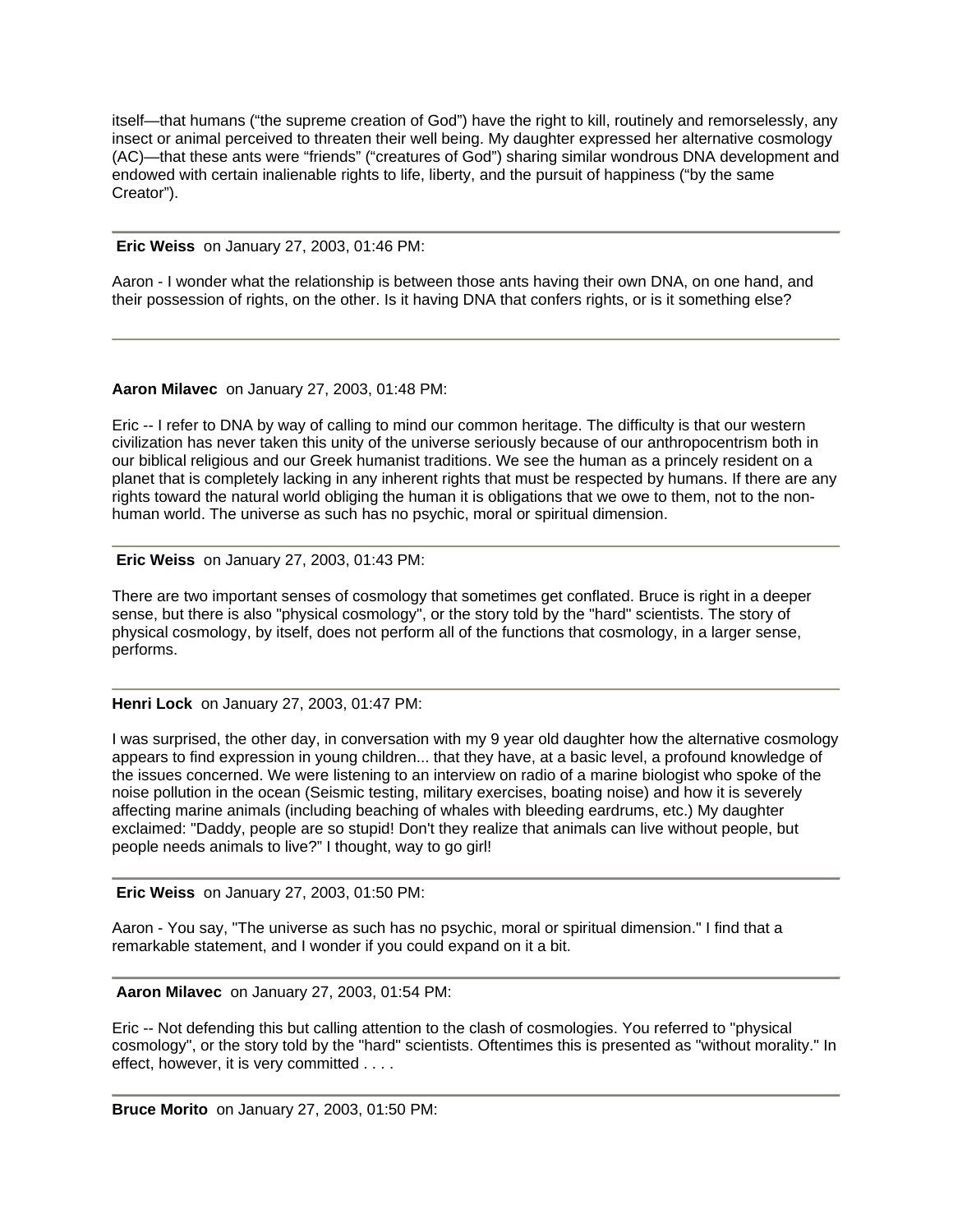itself—that humans ("the supreme creation of God") have the right to kill, routinely and remorselessly, any insect or animal perceived to threaten their well being. My daughter expressed her alternative cosmology (AC)—that these ants were "friends" ("creatures of God") sharing similar wondrous DNA development and endowed with certain inalienable rights to life, liberty, and the pursuit of happiness ("by the same Creator").

---

**Eric Weiss** on January 27, 2003, 01:46 PM:

Aaron - I wonder what the relationship is between those ants having their own DNA, on one hand, and their possession of rights, on the other. Is it having DNA that confers rights, or is it something else?

---

**Aaron Milavec** on January 27, 2003, 01:48 PM:

Eric -- I refer to DNA by way of calling to mind our common heritage. The difficulty is that our western civilization has never taken this unity of the universe seriously because of our anthropocentrism both in our biblical religious and our Greek humanist traditions. We see the human as a princely resident on a planet that is completely lacking in any inherent rights that must be respected by humans. If there are any rights toward the natural world obliging the human it is obligations that we owe to them, not to the non-human world. The universe as such has no psychic, moral or spiritual dimension.

---

**Eric Weiss** on January 27, 2003, 01:43 PM:

There are two important senses of cosmology that sometimes get conflated. Bruce is right in a deeper sense, but there is also "physical cosmology", or the story told by the "hard" scientists. The story of physical cosmology, by itself, does not perform all of the functions that cosmology, in a larger sense, performs.

---

**Henri Lock** on January 27, 2003, 01:47 PM:

I was surprised, the other day, in conversation with my 9 year old daughter how the alternative cosmology appears to find expression in young children... that they have, at a basic level, a profound knowledge of the issues concerned. We were listening to an interview on radio of a marine biologist who spoke of the noise pollution in the ocean (Seismic testing, military exercises, boating noise) and how it is severely affecting marine animals (including beaching of whales with bleeding eardrums, etc.) My daughter exclaimed: "Daddy, people are so stupid! Don't they realize that animals can live without people, but people needs animals to live?" I thought, way to go girl!

---

**Eric Weiss** on January 27, 2003, 01:50 PM:

Aaron - You say, "The universe as such has no psychic, moral or spiritual dimension." I find that a remarkable statement, and I wonder if you could expand on it a bit.

---

**Aaron Milavec** on January 27, 2003, 01:54 PM:

Eric -- Not defending this but calling attention to the clash of cosmologies. You referred to "physical cosmology", or the story told by the "hard" scientists. Oftentimes this is presented as "without morality." In effect, however, it is very committed . . . .

---

**Bruce Morito** on January 27, 2003, 01:50 PM: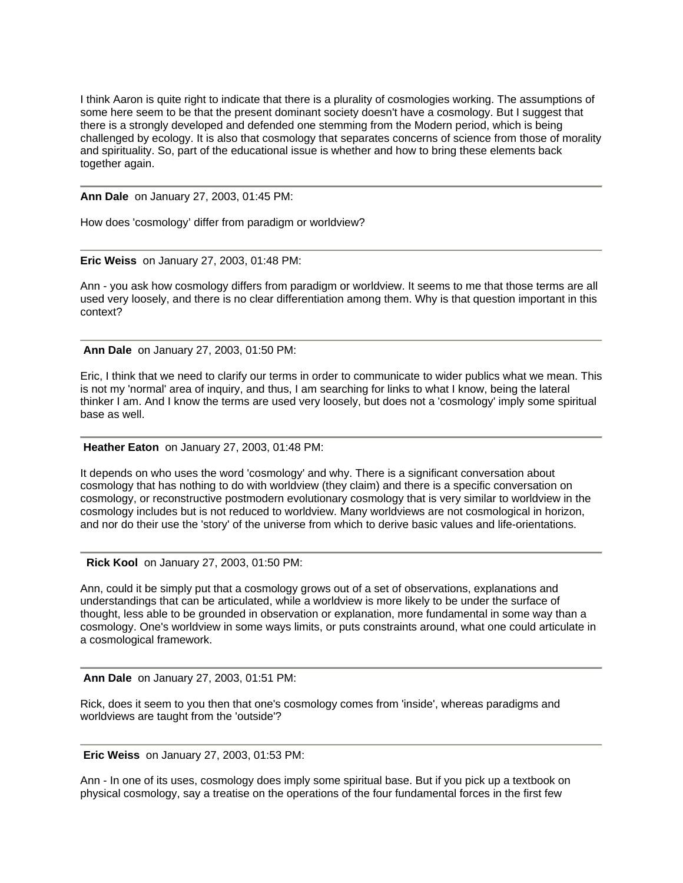I think Aaron is quite right to indicate that there is a plurality of cosmologies working. The assumptions of some here seem to be that the present dominant society doesn't have a cosmology. But I suggest that there is a strongly developed and defended one stemming from the Modern period, which is being challenged by ecology. It is also that cosmology that separates concerns of science from those of morality and spirituality. So, part of the educational issue is whether and how to bring these elements back together again.

---

**Ann Dale** on January 27, 2003, 01:45 PM:

How does 'cosmology' differ from paradigm or worldview?

---

**Eric Weiss** on January 27, 2003, 01:48 PM:

Ann - you ask how cosmology differs from paradigm or worldview. It seems to me that those terms are all used very loosely, and there is no clear differentiation among them. Why is that question important in this context?

---

**Ann Dale** on January 27, 2003, 01:50 PM:

Eric, I think that we need to clarify our terms in order to communicate to wider publics what we mean. This is not my 'normal' area of inquiry, and thus, I am searching for links to what I know, being the lateral thinker I am. And I know the terms are used very loosely, but does not a 'cosmology' imply some spiritual base as well.

---

**Heather Eaton** on January 27, 2003, 01:48 PM:

It depends on who uses the word 'cosmology' and why. There is a significant conversation about cosmology that has nothing to do with worldview (they claim) and there is a specific conversation on cosmology, or reconstructive postmodern evolutionary cosmology that is very similar to worldview in the cosmology includes but is not reduced to worldview. Many worldviews are not cosmological in horizon, and nor do their use the 'story' of the universe from which to derive basic values and life-orientations.

---

**Rick Kool** on January 27, 2003, 01:50 PM:

Ann, could it be simply put that a cosmology grows out of a set of observations, explanations and understandings that can be articulated, while a worldview is more likely to be under the surface of thought, less able to be grounded in observation or explanation, more fundamental in some way than a cosmology. One's worldview in some ways limits, or puts constraints around, what one could articulate in a cosmological framework.

---

**Ann Dale** on January 27, 2003, 01:51 PM:

Rick, does it seem to you then that one's cosmology comes from 'inside', whereas paradigms and worldviews are taught from the 'outside'?

---

**Eric Weiss** on January 27, 2003, 01:53 PM:

Ann - In one of its uses, cosmology does imply some spiritual base. But if you pick up a textbook on physical cosmology, say a treatise on the operations of the four fundamental forces in the first few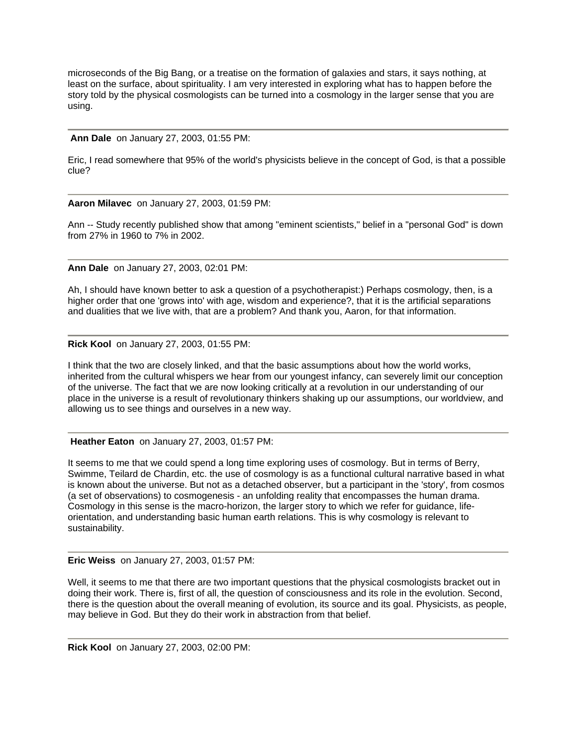microseconds of the Big Bang, or a treatise on the formation of galaxies and stars, it says nothing, at least on the surface, about spirituality. I am very interested in exploring what has to happen before the story told by the physical cosmologists can be turned into a cosmology in the larger sense that you are using.

---

**Ann Dale** on January 27, 2003, 01:55 PM:

Eric, I read somewhere that 95% of the world's physicists believe in the concept of God, is that a possible clue?

---

**Aaron Milavec** on January 27, 2003, 01:59 PM:

Ann -- Study recently published show that among "eminent scientists," belief in a "personal God" is down from 27% in 1960 to 7% in 2002.

---

**Ann Dale** on January 27, 2003, 02:01 PM:

Ah, I should have known better to ask a question of a psychotherapist:) Perhaps cosmology, then, is a higher order that one 'grows into' with age, wisdom and experience?, that it is the artificial separations and dualities that we live with, that are a problem? And thank you, Aaron, for that information.

---

**Rick Kool** on January 27, 2003, 01:55 PM:

I think that the two are closely linked, and that the basic assumptions about how the world works, inherited from the cultural whispers we hear from our youngest infancy, can severely limit our conception of the universe. The fact that we are now looking critically at a revolution in our understanding of our place in the universe is a result of revolutionary thinkers shaking up our assumptions, our worldview, and allowing us to see things and ourselves in a new way.

---

**Heather Eaton** on January 27, 2003, 01:57 PM:

It seems to me that we could spend a long time exploring uses of cosmology. But in terms of Berry, Swimme, Teilard de Chardin, etc. the use of cosmology is as a functional cultural narrative based in what is known about the universe. But not as a detached observer, but a participant in the 'story', from cosmos (a set of observations) to cosmogenesis - an unfolding reality that encompasses the human drama. Cosmology in this sense is the macro-horizon, the larger story to which we refer for guidance, life-orientation, and understanding basic human earth relations. This is why cosmology is relevant to sustainability.

---

**Eric Weiss** on January 27, 2003, 01:57 PM:

Well, it seems to me that there are two important questions that the physical cosmologists bracket out in doing their work. There is, first of all, the question of consciousness and its role in the evolution. Second, there is the question about the overall meaning of evolution, its source and its goal. Physicists, as people, may believe in God. But they do their work in abstraction from that belief.

---

**Rick Kool** on January 27, 2003, 02:00 PM: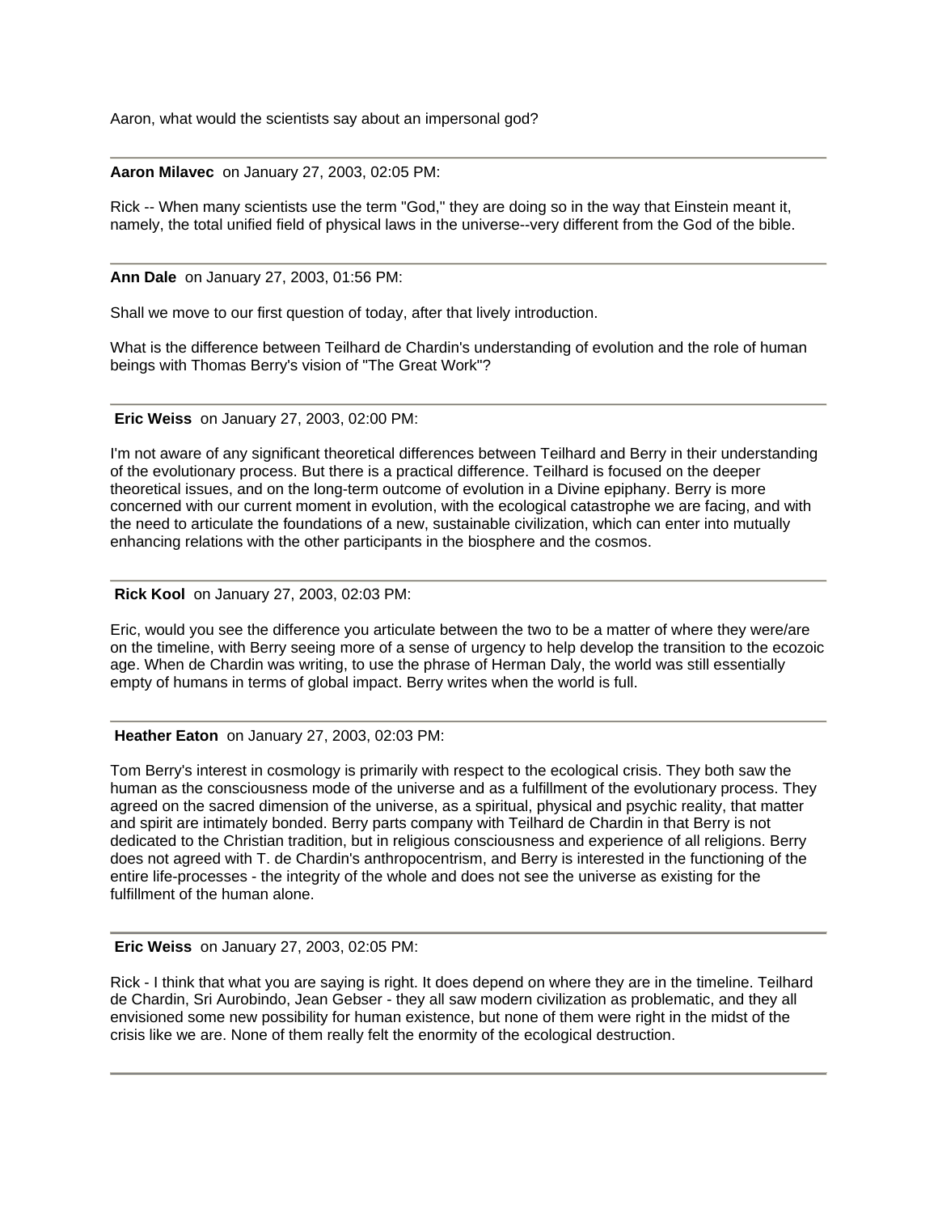Aaron, what would the scientists say about an impersonal god?

---

**Aaron Milavec** on January 27, 2003, 02:05 PM:

Rick -- When many scientists use the term "God," they are doing so in the way that Einstein meant it, namely, the total unified field of physical laws in the universe--very different from the God of the bible.

---

**Ann Dale** on January 27, 2003, 01:56 PM:

Shall we move to our first question of today, after that lively introduction.

What is the difference between Teilhard de Chardin's understanding of evolution and the role of human beings with Thomas Berry's vision of "The Great Work"?

---

**Eric Weiss** on January 27, 2003, 02:00 PM:

I'm not aware of any significant theoretical differences between Teilhard and Berry in their understanding of the evolutionary process. But there is a practical difference. Teilhard is focused on the deeper theoretical issues, and on the long-term outcome of evolution in a Divine epiphany. Berry is more concerned with our current moment in evolution, with the ecological catastrophe we are facing, and with the need to articulate the foundations of a new, sustainable civilization, which can enter into mutually enhancing relations with the other participants in the biosphere and the cosmos.

---

**Rick Kool** on January 27, 2003, 02:03 PM:

Eric, would you see the difference you articulate between the two to be a matter of where they were/are on the timeline, with Berry seeing more of a sense of urgency to help develop the transition to the ecozoic age. When de Chardin was writing, to use the phrase of Herman Daly, the world was still essentially empty of humans in terms of global impact. Berry writes when the world is full.

---

**Heather Eaton** on January 27, 2003, 02:03 PM:

Tom Berry's interest in cosmology is primarily with respect to the ecological crisis. They both saw the human as the consciousness mode of the universe and as a fulfillment of the evolutionary process. They agreed on the sacred dimension of the universe, as a spiritual, physical and psychic reality, that matter and spirit are intimately bonded. Berry parts company with Teilhard de Chardin in that Berry is not dedicated to the Christian tradition, but in religious consciousness and experience of all religions. Berry does not agreed with T. de Chardin's anthropocentrism, and Berry is interested in the functioning of the entire life-processes - the integrity of the whole and does not see the universe as existing for the fulfillment of the human alone.

---

**Eric Weiss** on January 27, 2003, 02:05 PM:

Rick - I think that what you are saying is right. It does depend on where they are in the timeline. Teilhard de Chardin, Sri Aurobindo, Jean Gebser - they all saw modern civilization as problematic, and they all envisioned some new possibility for human existence, but none of them were right in the midst of the crisis like we are. None of them really felt the enormity of the ecological destruction.

---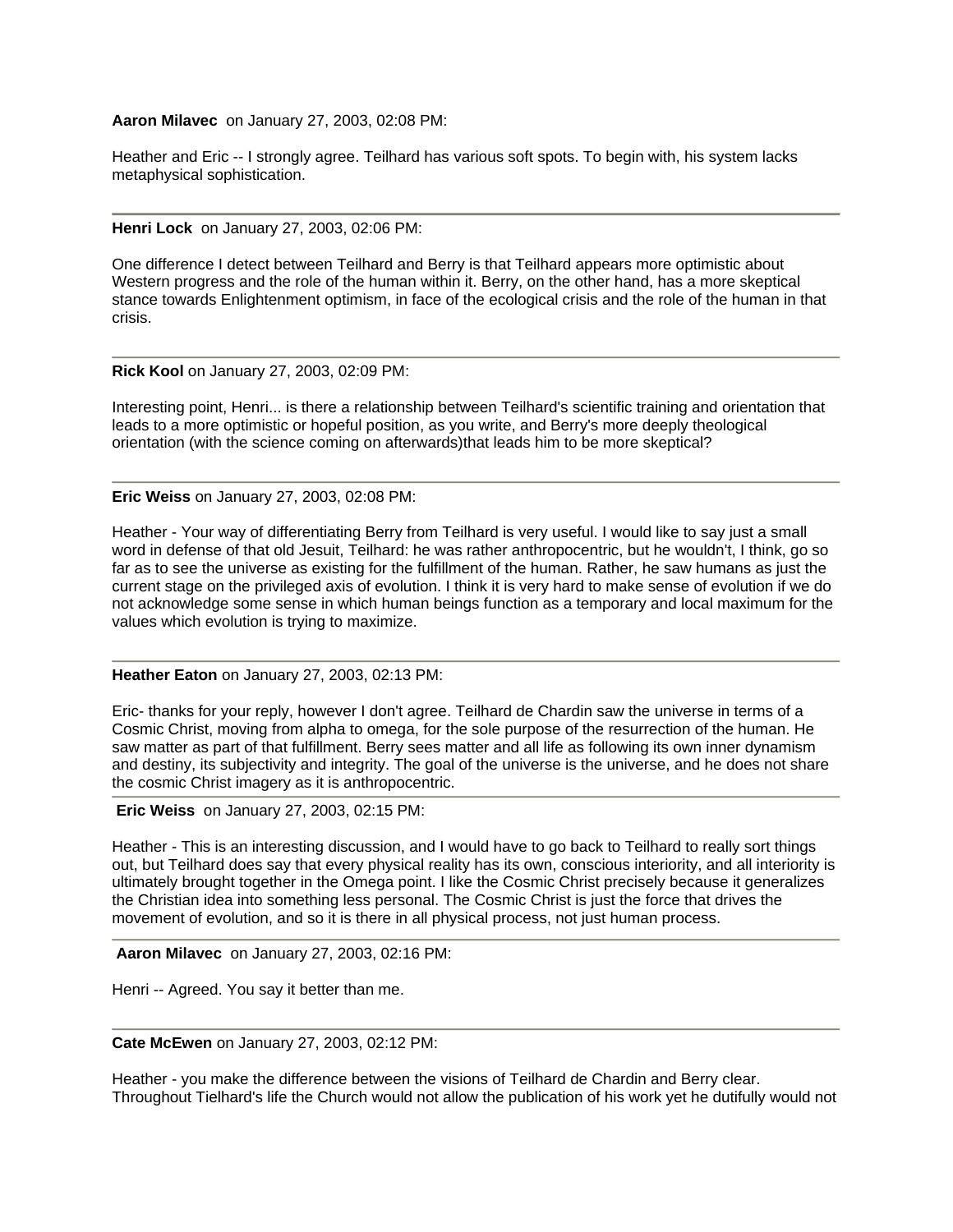**Aaron Milavec** on January 27, 2003, 02:08 PM:

Heather and Eric -- I strongly agree. Teilhard has various soft spots. To begin with, his system lacks metaphysical sophistication.

---

**Henri Lock** on January 27, 2003, 02:06 PM:

One difference I detect between Teilhard and Berry is that Teilhard appears more optimistic about Western progress and the role of the human within it. Berry, on the other hand, has a more skeptical stance towards Enlightenment optimism, in face of the ecological crisis and the role of the human in that crisis.

---

**Rick Kool** on January 27, 2003, 02:09 PM:

Interesting point, Henri... is there a relationship between Teilhard's scientific training and orientation that leads to a more optimistic or hopeful position, as you write, and Berry's more deeply theological orientation (with the science coming on afterwards)that leads him to be more skeptical?

---

**Eric Weiss** on January 27, 2003, 02:08 PM:

Heather - Your way of differentiating Berry from Teilhard is very useful. I would like to say just a small word in defense of that old Jesuit, Teilhard: he was rather anthropocentric, but he wouldn't, I think, go so far as to see the universe as existing for the fulfillment of the human. Rather, he saw humans as just the current stage on the privileged axis of evolution. I think it is very hard to make sense of evolution if we do not acknowledge some sense in which human beings function as a temporary and local maximum for the values which evolution is trying to maximize.

---

**Heather Eaton** on January 27, 2003, 02:13 PM:

Eric- thanks for your reply, however I don't agree. Teilhard de Chardin saw the universe in terms of a Cosmic Christ, moving from alpha to omega, for the sole purpose of the resurrection of the human. He saw matter as part of that fulfillment. Berry sees matter and all life as following its own inner dynamism and destiny, its subjectivity and integrity. The goal of the universe is the universe, and he does not share the cosmic Christ imagery as it is anthropocentric.

---

**Eric Weiss** on January 27, 2003, 02:15 PM:

Heather - This is an interesting discussion, and I would have to go back to Teilhard to really sort things out, but Teilhard does say that every physical reality has its own, conscious interiority, and all interiority is ultimately brought together in the Omega point. I like the Cosmic Christ precisely because it generalizes the Christian idea into something less personal. The Cosmic Christ is just the force that drives the movement of evolution, and so it is there in all physical process, not just human process.

---

**Aaron Milavec** on January 27, 2003, 02:16 PM:

Henri -- Agreed. You say it better than me.

---

**Cate McEwen** on January 27, 2003, 02:12 PM:

Heather - you make the difference between the visions of Teilhard de Chardin and Berry clear. Throughout Tielhard's life the Church would not allow the publication of his work yet he dutifully would not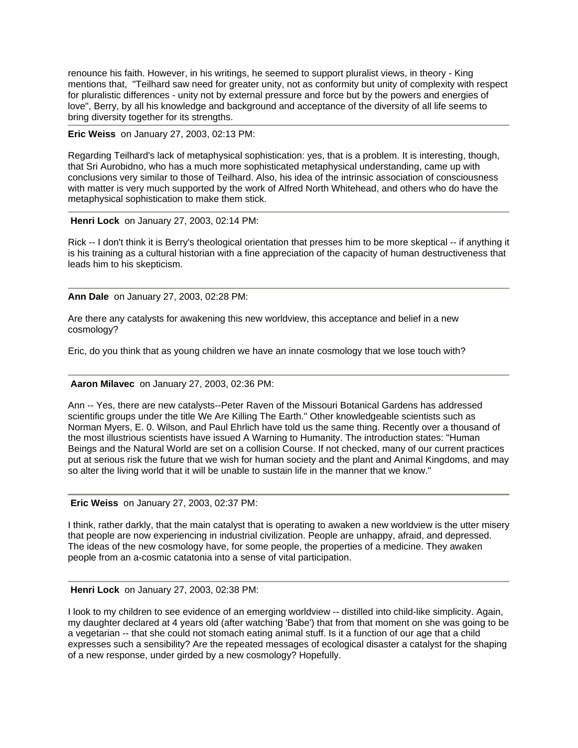renounce his faith. However, in his writings, he seemed to support pluralist views, in theory - King mentions that, "Teilhard saw need for greater unity, not as conformity but unity of complexity with respect for pluralistic differences - unity not by external pressure and force but by the powers and energies of love", Berry, by all his knowledge and background and acceptance of the diversity of all life seems to bring diversity together for its strengths.

---

**Eric Weiss** on January 27, 2003, 02:13 PM:

Regarding Teilhard's lack of metaphysical sophistication: yes, that is a problem. It is interesting, though, that Sri Aurobidno, who has a much more sophisticated metaphysical understanding, came up with conclusions very similar to those of Teilhard. Also, his idea of the intrinsic association of consciousness with matter is very much supported by the work of Alfred North Whitehead, and others who do have the metaphysical sophistication to make them stick.

---

**Henri Lock** on January 27, 2003, 02:14 PM:

Rick -- I don't think it is Berry's theological orientation that presses him to be more skeptical -- if anything it is his training as a cultural historian with a fine appreciation of the capacity of human destructiveness that leads him to his skepticism.

---

**Ann Dale** on January 27, 2003, 02:28 PM:

Are there any catalysts for awakening this new worldview, this acceptance and belief in a new cosmology?

Eric, do you think that as young children we have an innate cosmology that we lose touch with?

---

**Aaron Milavec** on January 27, 2003, 02:36 PM:

Ann -- Yes, there are new catalysts--Peter Raven of the Missouri Botanical Gardens has addressed scientific groups under the title We Are Killing The Earth." Other knowledgeable scientists such as Norman Myers, E. 0. Wilson, and Paul Ehrlich have told us the same thing. Recently over a thousand of the most illustrious scientists have issued A Warning to Humanity. The introduction states: "Human Beings and the Natural World are set on a collision Course. If not checked, many of our current practices put at serious risk the future that we wish for human society and the plant and Animal Kingdoms, and may so alter the living world that it will be unable to sustain life in the manner that we know."

---

**Eric Weiss** on January 27, 2003, 02:37 PM:

I think, rather darkly, that the main catalyst that is operating to awaken a new worldview is the utter misery that people are now experiencing in industrial civilization. People are unhappy, afraid, and depressed. The ideas of the new cosmology have, for some people, the properties of a medicine. They awaken people from an a-cosmic catatonia into a sense of vital participation.

---

**Henri Lock** on January 27, 2003, 02:38 PM:

I look to my children to see evidence of an emerging worldview -- distilled into child-like simplicity. Again, my daughter declared at 4 years old (after watching 'Babe') that from that moment on she was going to be a vegetarian -- that she could not stomach eating animal stuff. Is it a function of our age that a child expresses such a sensibility? Are the repeated messages of ecological disaster a catalyst for the shaping of a new response, under girded by a new cosmology? Hopefully.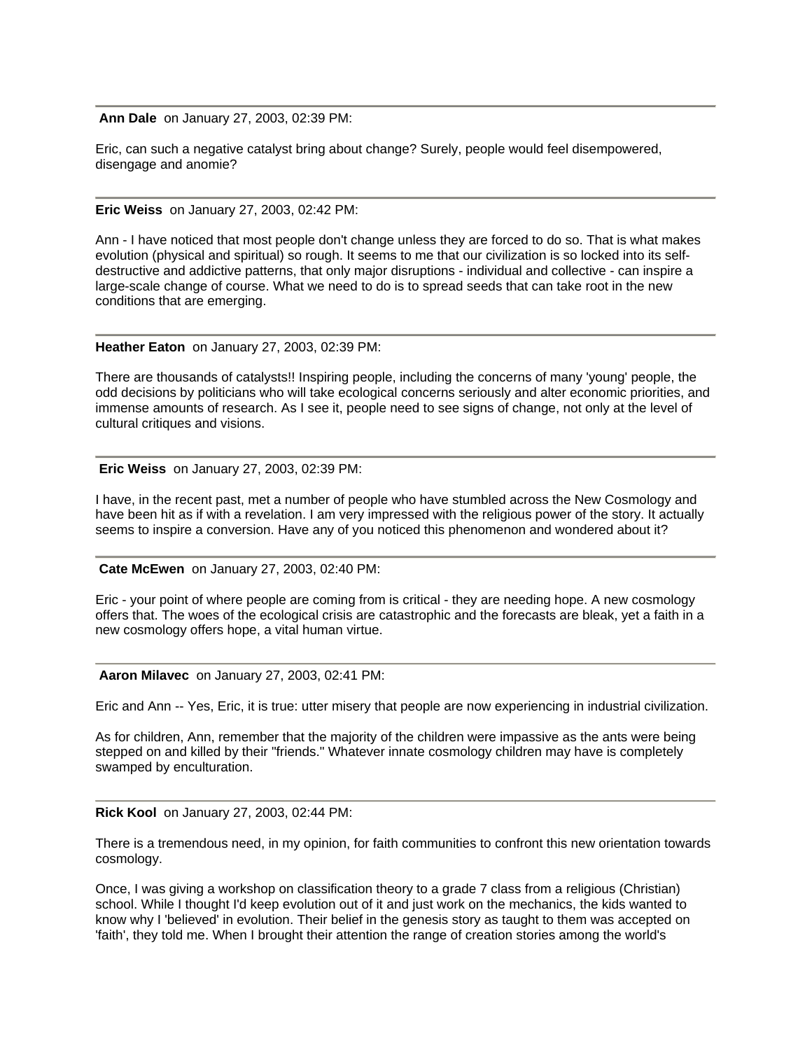**Ann Dale** on January 27, 2003, 02:39 PM:

Eric, can such a negative catalyst bring about change? Surely, people would feel disempowered, disengage and anomie?

---

**Eric Weiss** on January 27, 2003, 02:42 PM:

Ann - I have noticed that most people don't change unless they are forced to do so. That is what makes evolution (physical and spiritual) so rough. It seems to me that our civilization is so locked into its self-destructive and addictive patterns, that only major disruptions - individual and collective - can inspire a large-scale change of course. What we need to do is to spread seeds that can take root in the new conditions that are emerging.

---

**Heather Eaton** on January 27, 2003, 02:39 PM:

There are thousands of catalysts!! Inspiring people, including the concerns of many 'young' people, the odd decisions by politicians who will take ecological concerns seriously and alter economic priorities, and immense amounts of research. As I see it, people need to see signs of change, not only at the level of cultural critiques and visions.

---

**Eric Weiss** on January 27, 2003, 02:39 PM:

I have, in the recent past, met a number of people who have stumbled across the New Cosmology and have been hit as if with a revelation. I am very impressed with the religious power of the story. It actually seems to inspire a conversion. Have any of you noticed this phenomenon and wondered about it?

---

**Cate McEwen** on January 27, 2003, 02:40 PM:

Eric - your point of where people are coming from is critical - they are needing hope. A new cosmology offers that. The woes of the ecological crisis are catastrophic and the forecasts are bleak, yet a faith in a new cosmology offers hope, a vital human virtue.

---

**Aaron Milavec** on January 27, 2003, 02:41 PM:

Eric and Ann -- Yes, Eric, it is true: utter misery that people are now experiencing in industrial civilization.

As for children, Ann, remember that the majority of the children were impassive as the ants were being stepped on and killed by their "friends." Whatever innate cosmology children may have is completely swamped by enculturation.

---

**Rick Kool** on January 27, 2003, 02:44 PM:

There is a tremendous need, in my opinion, for faith communities to confront this new orientation towards cosmology.

Once, I was giving a workshop on classification theory to a grade 7 class from a religious (Christian) school. While I thought I'd keep evolution out of it and just work on the mechanics, the kids wanted to know why I 'believed' in evolution. Their belief in the genesis story as taught to them was accepted on 'faith', they told me. When I brought their attention the range of creation stories among the world's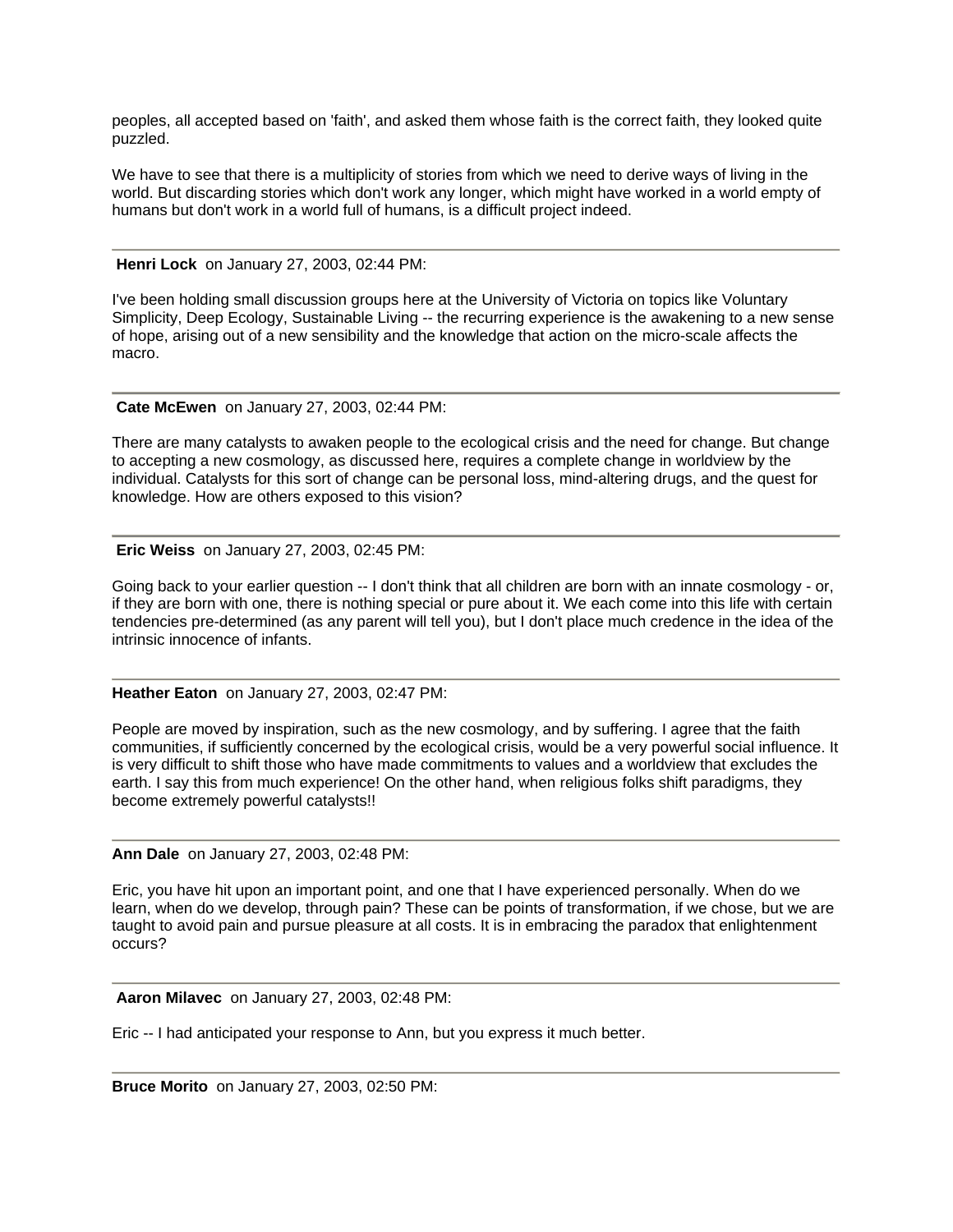peoples, all accepted based on 'faith', and asked them whose faith is the correct faith, they looked quite puzzled.

We have to see that there is a multiplicity of stories from which we need to derive ways of living in the world. But discarding stories which don't work any longer, which might have worked in a world empty of humans but don't work in a world full of humans, is a difficult project indeed.

---

**Henri Lock** on January 27, 2003, 02:44 PM:

I've been holding small discussion groups here at the University of Victoria on topics like Voluntary Simplicity, Deep Ecology, Sustainable Living -- the recurring experience is the awakening to a new sense of hope, arising out of a new sensibility and the knowledge that action on the micro-scale affects the macro.

---

**Cate McEwen** on January 27, 2003, 02:44 PM:

There are many catalysts to awaken people to the ecological crisis and the need for change. But change to accepting a new cosmology, as discussed here, requires a complete change in worldview by the individual. Catalysts for this sort of change can be personal loss, mind-altering drugs, and the quest for knowledge. How are others exposed to this vision?

---

**Eric Weiss** on January 27, 2003, 02:45 PM:

Going back to your earlier question -- I don't think that all children are born with an innate cosmology - or, if they are born with one, there is nothing special or pure about it. We each come into this life with certain tendencies pre-determined (as any parent will tell you), but I don't place much credence in the idea of the intrinsic innocence of infants.

---

**Heather Eaton** on January 27, 2003, 02:47 PM:

People are moved by inspiration, such as the new cosmology, and by suffering. I agree that the faith communities, if sufficiently concerned by the ecological crisis, would be a very powerful social influence. It is very difficult to shift those who have made commitments to values and a worldview that excludes the earth. I say this from much experience! On the other hand, when religious folks shift paradigms, they become extremely powerful catalysts!!

---

**Ann Dale** on January 27, 2003, 02:48 PM:

Eric, you have hit upon an important point, and one that I have experienced personally. When do we learn, when do we develop, through pain? These can be points of transformation, if we chose, but we are taught to avoid pain and pursue pleasure at all costs. It is in embracing the paradox that enlightenment occurs?

---

**Aaron Milavec** on January 27, 2003, 02:48 PM:

Eric -- I had anticipated your response to Ann, but you express it much better.

---

**Bruce Morito** on January 27, 2003, 02:50 PM: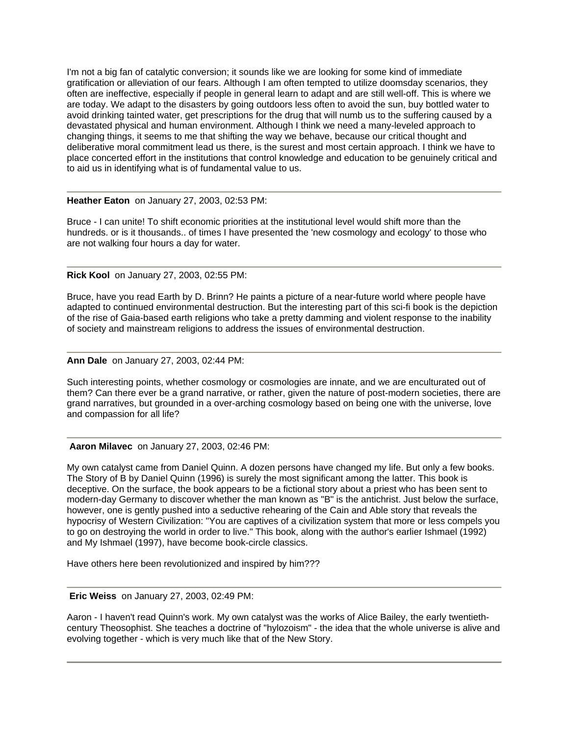I'm not a big fan of catalytic conversion; it sounds like we are looking for some kind of immediate gratification or alleviation of our fears. Although I am often tempted to utilize doomsday scenarios, they often are ineffective, especially if people in general learn to adapt and are still well-off. This is where we are today. We adapt to the disasters by going outdoors less often to avoid the sun, buy bottled water to avoid drinking tainted water, get prescriptions for the drug that will numb us to the suffering caused by a devastated physical and human environment. Although I think we need a many-leveled approach to changing things, it seems to me that shifting the way we behave, because our critical thought and deliberative moral commitment lead us there, is the surest and most certain approach. I think we have to place concerted effort in the institutions that control knowledge and education to be genuinely critical and to aid us in identifying what is of fundamental value to us.

---

**Heather Eaton** on January 27, 2003, 02:53 PM:

Bruce - I can unite! To shift economic priorities at the institutional level would shift more than the hundreds. or is it thousands.. of times I have presented the 'new cosmology and ecology' to those who are not walking four hours a day for water.

---

**Rick Kool** on January 27, 2003, 02:55 PM:

Bruce, have you read Earth by D. Brinn? He paints a picture of a near-future world where people have adapted to continued environmental destruction. But the interesting part of this sci-fi book is the depiction of the rise of Gaia-based earth religions who take a pretty damming and violent response to the inability of society and mainstream religions to address the issues of environmental destruction.

---

**Ann Dale** on January 27, 2003, 02:44 PM:

Such interesting points, whether cosmology or cosmologies are innate, and we are enculturated out of them? Can there ever be a grand narrative, or rather, given the nature of post-modern societies, there are grand narratives, but grounded in a over-arching cosmology based on being one with the universe, love and compassion for all life?

---

**Aaron Milavec** on January 27, 2003, 02:46 PM:

My own catalyst came from Daniel Quinn. A dozen persons have changed my life. But only a few books. The Story of B by Daniel Quinn (1996) is surely the most significant among the latter. This book is deceptive. On the surface, the book appears to be a fictional story about a priest who has been sent to modern-day Germany to discover whether the man known as "B" is the antichrist. Just below the surface, however, one is gently pushed into a seductive rehearing of the Cain and Able story that reveals the hypocrisy of Western Civilization: "You are captives of a civilization system that more or less compels you to go on destroying the world in order to live." This book, along with the author's earlier Ishmael (1992) and My Ishmael (1997), have become book-circle classics.

Have others here been revolutionized and inspired by him???

---

**Eric Weiss** on January 27, 2003, 02:49 PM:

Aaron - I haven't read Quinn's work. My own catalyst was the works of Alice Bailey, the early twentieth-century Theosophist. She teaches a doctrine of "hylozoism" - the idea that the whole universe is alive and evolving together - which is very much like that of the New Story.

---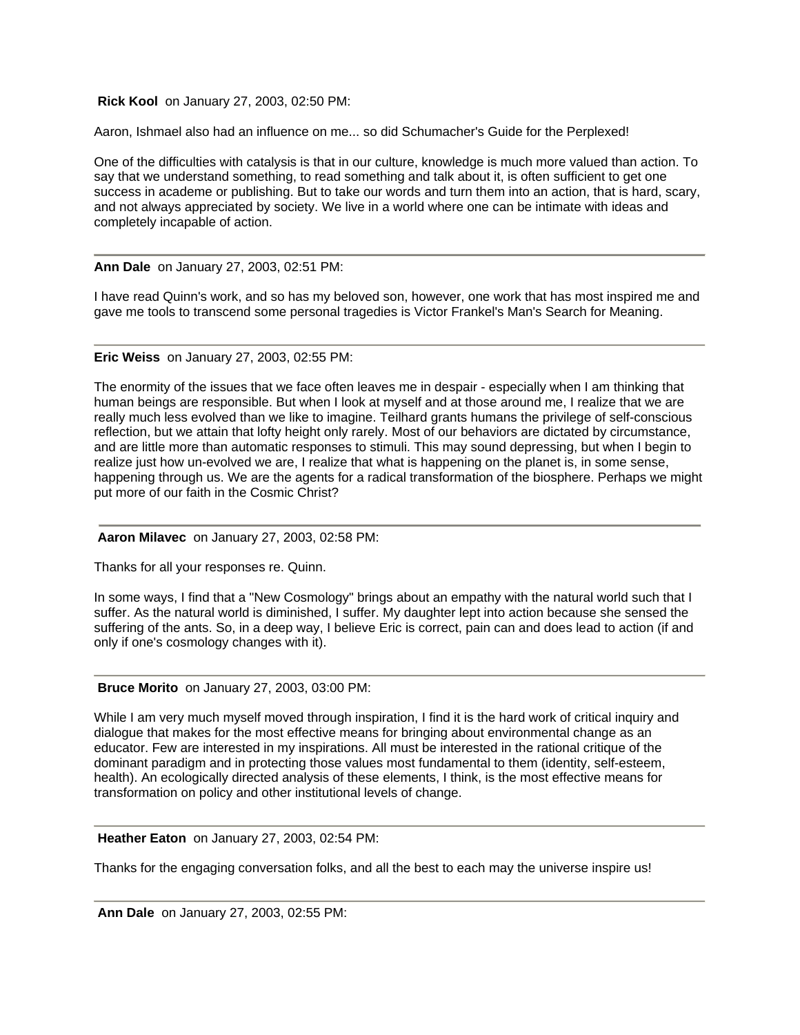**Rick Kool** on January 27, 2003, 02:50 PM:

Aaron, Ishmael also had an influence on me... so did Schumacher's Guide for the Perplexed!

One of the difficulties with catalysis is that in our culture, knowledge is much more valued than action. To say that we understand something, to read something and talk about it, is often sufficient to get one success in academe or publishing. But to take our words and turn them into an action, that is hard, scary, and not always appreciated by society. We live in a world where one can be intimate with ideas and completely incapable of action.

---

**Ann Dale** on January 27, 2003, 02:51 PM:

I have read Quinn's work, and so has my beloved son, however, one work that has most inspired me and gave me tools to transcend some personal tragedies is Victor Frankel's Man's Search for Meaning.

---

**Eric Weiss** on January 27, 2003, 02:55 PM:

The enormity of the issues that we face often leaves me in despair - especially when I am thinking that human beings are responsible. But when I look at myself and at those around me, I realize that we are really much less evolved than we like to imagine. Teilhard grants humans the privilege of self-conscious reflection, but we attain that lofty height only rarely. Most of our behaviors are dictated by circumstance, and are little more than automatic responses to stimuli. This may sound depressing, but when I begin to realize just how un-evolved we are, I realize that what is happening on the planet is, in some sense, happening through us. We are the agents for a radical transformation of the biosphere. Perhaps we might put more of our faith in the Cosmic Christ?

---

**Aaron Milavec** on January 27, 2003, 02:58 PM:

Thanks for all your responses re. Quinn.

In some ways, I find that a "New Cosmology" brings about an empathy with the natural world such that I suffer. As the natural world is diminished, I suffer. My daughter lept into action because she sensed the suffering of the ants. So, in a deep way, I believe Eric is correct, pain can and does lead to action (if and only if one's cosmology changes with it).

---

**Bruce Morito** on January 27, 2003, 03:00 PM:

While I am very much myself moved through inspiration, I find it is the hard work of critical inquiry and dialogue that makes for the most effective means for bringing about environmental change as an educator. Few are interested in my inspirations. All must be interested in the rational critique of the dominant paradigm and in protecting those values most fundamental to them (identity, self-esteem, health). An ecologically directed analysis of these elements, I think, is the most effective means for transformation on policy and other institutional levels of change.

---

**Heather Eaton** on January 27, 2003, 02:54 PM:

Thanks for the engaging conversation folks, and all the best to each may the universe inspire us!

---

**Ann Dale** on January 27, 2003, 02:55 PM: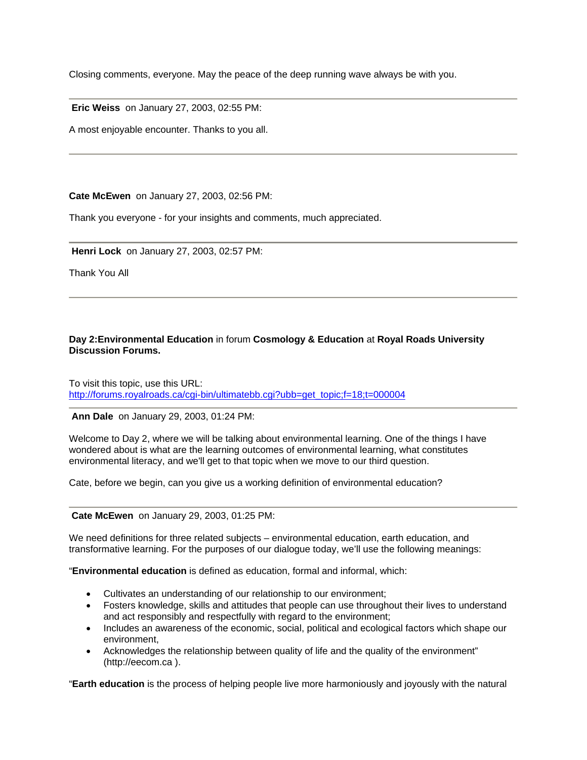Closing comments, everyone. May the peace of the deep running wave always be with you.

---

**Eric Weiss** on January 27, 2003, 02:55 PM:

A most enjoyable encounter. Thanks to you all.

---

**Cate McEwen** on January 27, 2003, 02:56 PM:

Thank you everyone - for your insights and comments, much appreciated.

---

**Henri Lock** on January 27, 2003, 02:57 PM:

Thank You All

---

**Day 2:Environmental Education** in forum **Cosmology & Education** at **Royal Roads University Discussion Forums.**

To visit this topic, use this URL:
http://forums.royalroads.ca/cgi-bin/ultimatebb.cgi?ubb=get_topic;f=18;t=000004

---

**Ann Dale** on January 29, 2003, 01:24 PM:

Welcome to Day 2, where we will be talking about environmental learning. One of the things I have wondered about is what are the learning outcomes of environmental learning, what constitutes environmental literacy, and we'll get to that topic when we move to our third question.

Cate, before we begin, can you give us a working definition of environmental education?

---

**Cate McEwen** on January 29, 2003, 01:25 PM:

We need definitions for three related subjects – environmental education, earth education, and transformative learning. For the purposes of our dialogue today, we'll use the following meanings:

"**Environmental education** is defined as education, formal and informal, which:

- Cultivates an understanding of our relationship to our environment;
- Fosters knowledge, skills and attitudes that people can use throughout their lives to understand and act responsibly and respectfully with regard to the environment;
- Includes an awareness of the economic, social, political and ecological factors which shape our environment,
- Acknowledges the relationship between quality of life and the quality of the environment" (http://eecom.ca ).

"**Earth education** is the process of helping people live more harmoniously and joyously with the natural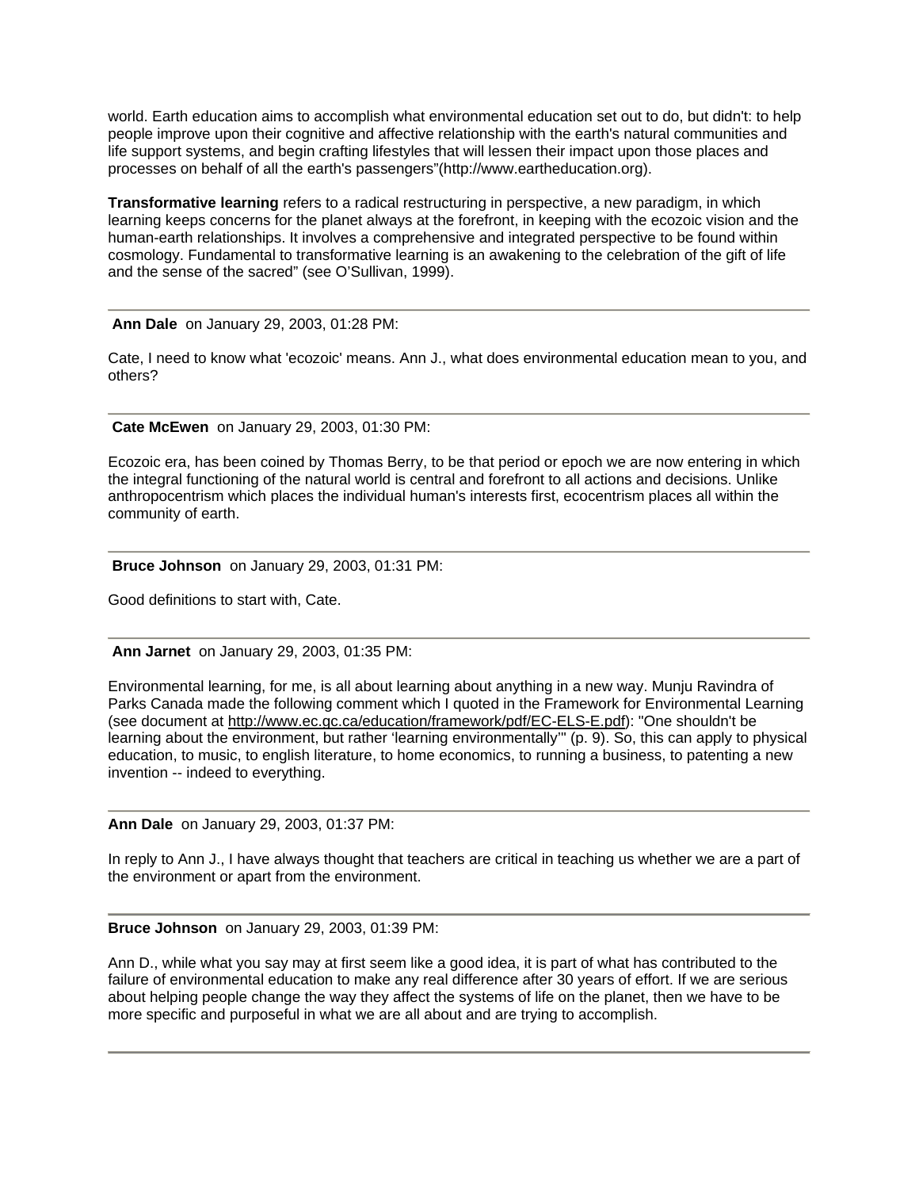world. Earth education aims to accomplish what environmental education set out to do, but didn't: to help people improve upon their cognitive and affective relationship with the earth's natural communities and life support systems, and begin crafting lifestyles that will lessen their impact upon those places and processes on behalf of all the earth's passengers"(http://www.eartheducation.org).

**Transformative learning** refers to a radical restructuring in perspective, a new paradigm, in which learning keeps concerns for the planet always at the forefront, in keeping with the ecozoic vision and the human-earth relationships. It involves a comprehensive and integrated perspective to be found within cosmology. Fundamental to transformative learning is an awakening to the celebration of the gift of life and the sense of the sacred" (see O'Sullivan, 1999).

---

**Ann Dale** on January 29, 2003, 01:28 PM:

Cate, I need to know what 'ecozoic' means. Ann J., what does environmental education mean to you, and others?

---

**Cate McEwen** on January 29, 2003, 01:30 PM:

Ecozoic era, has been coined by Thomas Berry, to be that period or epoch we are now entering in which the integral functioning of the natural world is central and forefront to all actions and decisions. Unlike anthropocentrism which places the individual human's interests first, ecocentrism places all within the community of earth.

---

**Bruce Johnson** on January 29, 2003, 01:31 PM:

Good definitions to start with, Cate.

---

**Ann Jarnet** on January 29, 2003, 01:35 PM:

Environmental learning, for me, is all about learning about anything in a new way. Munju Ravindra of Parks Canada made the following comment which I quoted in the Framework for Environmental Learning (see document at http://www.ec.gc.ca/education/framework/pdf/EC-ELS-E.pdf): "One shouldn't be learning about the environment, but rather 'learning environmentally'" (p. 9). So, this can apply to physical education, to music, to english literature, to home economics, to running a business, to patenting a new invention -- indeed to everything.

---

**Ann Dale** on January 29, 2003, 01:37 PM:

In reply to Ann J., I have always thought that teachers are critical in teaching us whether we are a part of the environment or apart from the environment.

---

**Bruce Johnson** on January 29, 2003, 01:39 PM:

Ann D., while what you say may at first seem like a good idea, it is part of what has contributed to the failure of environmental education to make any real difference after 30 years of effort. If we are serious about helping people change the way they affect the systems of life on the planet, then we have to be more specific and purposeful in what we are all about and are trying to accomplish.

---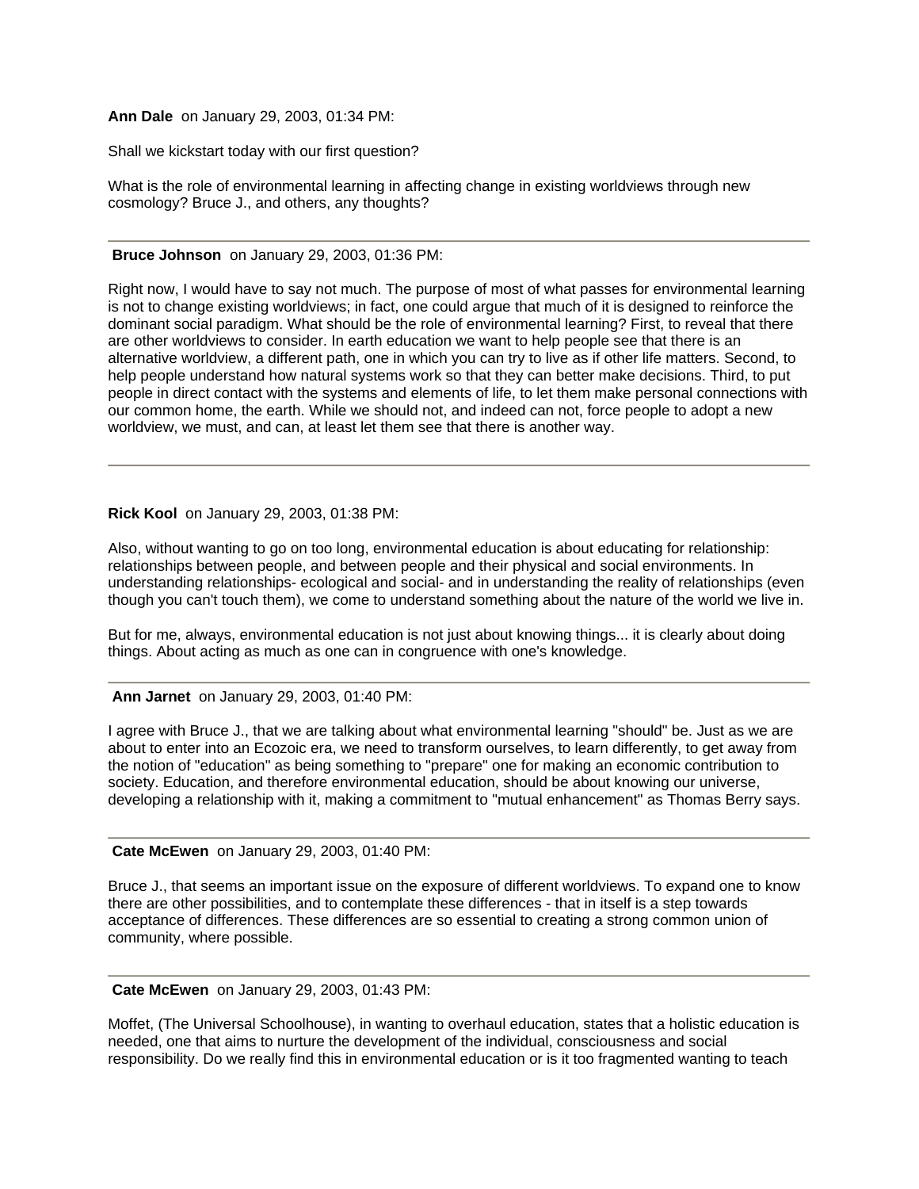**Ann Dale** on January 29, 2003, 01:34 PM:

Shall we kickstart today with our first question?

What is the role of environmental learning in affecting change in existing worldviews through new cosmology? Bruce J., and others, any thoughts?

---

**Bruce Johnson** on January 29, 2003, 01:36 PM:

Right now, I would have to say not much. The purpose of most of what passes for environmental learning is not to change existing worldviews; in fact, one could argue that much of it is designed to reinforce the dominant social paradigm. What should be the role of environmental learning? First, to reveal that there are other worldviews to consider. In earth education we want to help people see that there is an alternative worldview, a different path, one in which you can try to live as if other life matters. Second, to help people understand how natural systems work so that they can better make decisions. Third, to put people in direct contact with the systems and elements of life, to let them make personal connections with our common home, the earth. While we should not, and indeed can not, force people to adopt a new worldview, we must, and can, at least let them see that there is another way.

---

**Rick Kool** on January 29, 2003, 01:38 PM:

Also, without wanting to go on too long, environmental education is about educating for relationship: relationships between people, and between people and their physical and social environments. In understanding relationships- ecological and social- and in understanding the reality of relationships (even though you can't touch them), we come to understand something about the nature of the world we live in.

But for me, always, environmental education is not just about knowing things... it is clearly about doing things. About acting as much as one can in congruence with one's knowledge.

---

**Ann Jarnet** on January 29, 2003, 01:40 PM:

I agree with Bruce J., that we are talking about what environmental learning "should" be. Just as we are about to enter into an Ecozoic era, we need to transform ourselves, to learn differently, to get away from the notion of "education" as being something to "prepare" one for making an economic contribution to society. Education, and therefore environmental education, should be about knowing our universe, developing a relationship with it, making a commitment to "mutual enhancement" as Thomas Berry says.

---

**Cate McEwen** on January 29, 2003, 01:40 PM:

Bruce J., that seems an important issue on the exposure of different worldviews. To expand one to know there are other possibilities, and to contemplate these differences - that in itself is a step towards acceptance of differences. These differences are so essential to creating a strong common union of community, where possible.

---

**Cate McEwen** on January 29, 2003, 01:43 PM:

Moffet, (The Universal Schoolhouse), in wanting to overhaul education, states that a holistic education is needed, one that aims to nurture the development of the individual, consciousness and social responsibility. Do we really find this in environmental education or is it too fragmented wanting to teach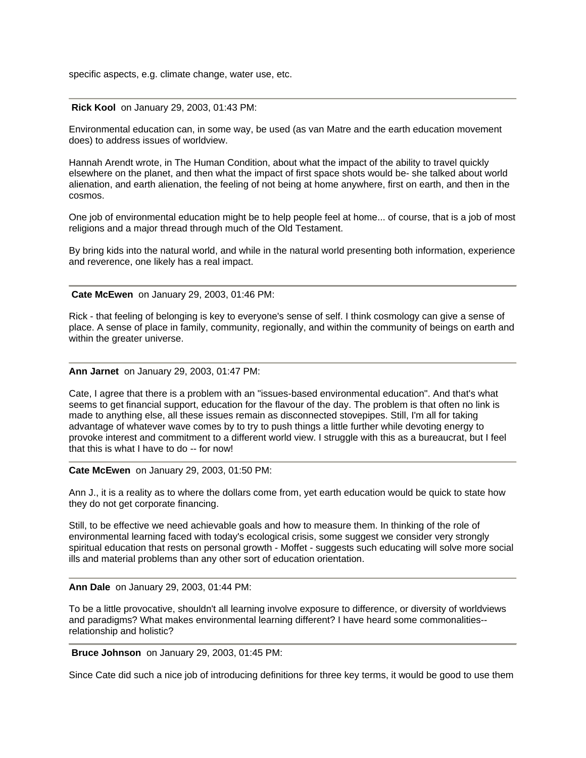specific aspects, e.g. climate change, water use, etc.

---

**Rick Kool** on January 29, 2003, 01:43 PM:

Environmental education can, in some way, be used (as van Matre and the earth education movement does) to address issues of worldview.

Hannah Arendt wrote, in The Human Condition, about what the impact of the ability to travel quickly elsewhere on the planet, and then what the impact of first space shots would be- she talked about world alienation, and earth alienation, the feeling of not being at home anywhere, first on earth, and then in the cosmos.

One job of environmental education might be to help people feel at home... of course, that is a job of most religions and a major thread through much of the Old Testament.

By bring kids into the natural world, and while in the natural world presenting both information, experience and reverence, one likely has a real impact.

---

**Cate McEwen** on January 29, 2003, 01:46 PM:

Rick - that feeling of belonging is key to everyone's sense of self. I think cosmology can give a sense of place. A sense of place in family, community, regionally, and within the community of beings on earth and within the greater universe.

---

**Ann Jarnet** on January 29, 2003, 01:47 PM:

Cate, I agree that there is a problem with an "issues-based environmental education". And that's what seems to get financial support, education for the flavour of the day. The problem is that often no link is made to anything else, all these issues remain as disconnected stovepipes. Still, I'm all for taking advantage of whatever wave comes by to try to push things a little further while devoting energy to provoke interest and commitment to a different world view. I struggle with this as a bureaucrat, but I feel that this is what I have to do -- for now!

---

**Cate McEwen** on January 29, 2003, 01:50 PM:

Ann J., it is a reality as to where the dollars come from, yet earth education would be quick to state how they do not get corporate financing.

Still, to be effective we need achievable goals and how to measure them. In thinking of the role of environmental learning faced with today's ecological crisis, some suggest we consider very strongly spiritual education that rests on personal growth - Moffet - suggests such educating will solve more social ills and material problems than any other sort of education orientation.

---

**Ann Dale** on January 29, 2003, 01:44 PM:

To be a little provocative, shouldn't all learning involve exposure to difference, or diversity of worldviews and paradigms? What makes environmental learning different? I have heard some commonalities--relationship and holistic?

---

**Bruce Johnson** on January 29, 2003, 01:45 PM:

Since Cate did such a nice job of introducing definitions for three key terms, it would be good to use them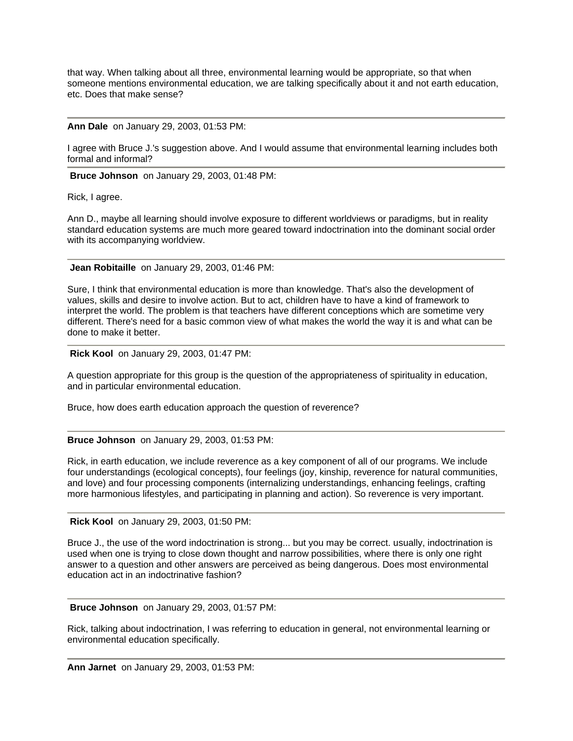that way. When talking about all three, environmental learning would be appropriate, so that when someone mentions environmental education, we are talking specifically about it and not earth education, etc. Does that make sense?

---

**Ann Dale** on January 29, 2003, 01:53 PM:

I agree with Bruce J.'s suggestion above. And I would assume that environmental learning includes both formal and informal?

---

**Bruce Johnson** on January 29, 2003, 01:48 PM:

Rick, I agree.

Ann D., maybe all learning should involve exposure to different worldviews or paradigms, but in reality standard education systems are much more geared toward indoctrination into the dominant social order with its accompanying worldview.

---

**Jean Robitaille** on January 29, 2003, 01:46 PM:

Sure, I think that environmental education is more than knowledge. That's also the development of values, skills and desire to involve action. But to act, children have to have a kind of framework to interpret the world. The problem is that teachers have different conceptions which are sometime very different. There's need for a basic common view of what makes the world the way it is and what can be done to make it better.

---

**Rick Kool** on January 29, 2003, 01:47 PM:

A question appropriate for this group is the question of the appropriateness of spirituality in education, and in particular environmental education.

Bruce, how does earth education approach the question of reverence?

---

**Bruce Johnson** on January 29, 2003, 01:53 PM:

Rick, in earth education, we include reverence as a key component of all of our programs. We include four understandings (ecological concepts), four feelings (joy, kinship, reverence for natural communities, and love) and four processing components (internalizing understandings, enhancing feelings, crafting more harmonious lifestyles, and participating in planning and action). So reverence is very important.

---

**Rick Kool** on January 29, 2003, 01:50 PM:

Bruce J., the use of the word indoctrination is strong... but you may be correct. usually, indoctrination is used when one is trying to close down thought and narrow possibilities, where there is only one right answer to a question and other answers are perceived as being dangerous. Does most environmental education act in an indoctrinative fashion?

---

**Bruce Johnson** on January 29, 2003, 01:57 PM:

Rick, talking about indoctrination, I was referring to education in general, not environmental learning or environmental education specifically.

---

**Ann Jarnet** on January 29, 2003, 01:53 PM: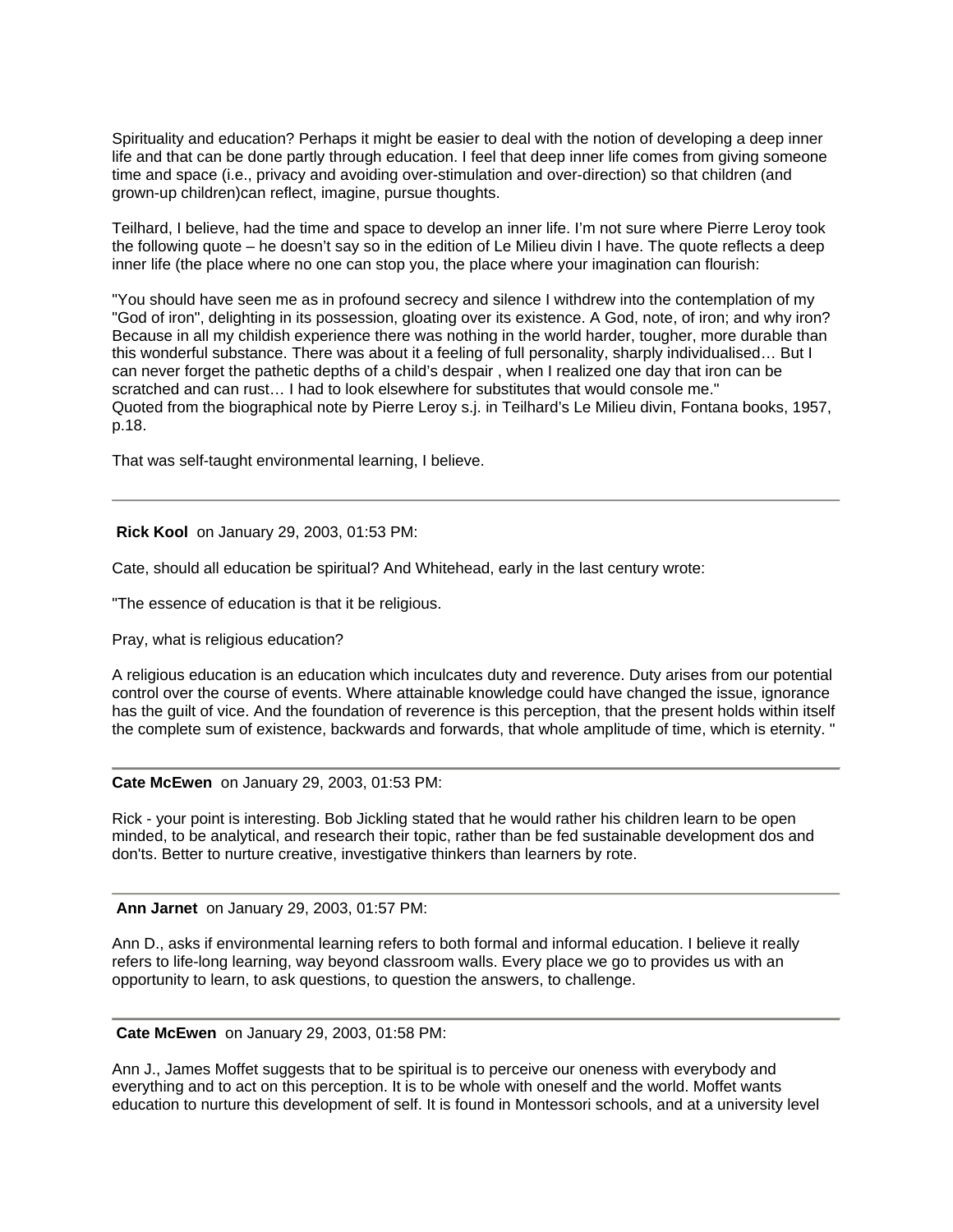Spirituality and education? Perhaps it might be easier to deal with the notion of developing a deep inner life and that can be done partly through education. I feel that deep inner life comes from giving someone time and space (i.e., privacy and avoiding over-stimulation and over-direction) so that children (and grown-up children)can reflect, imagine, pursue thoughts.

Teilhard, I believe, had the time and space to develop an inner life. I'm not sure where Pierre Leroy took the following quote – he doesn't say so in the edition of Le Milieu divin I have. The quote reflects a deep inner life (the place where no one can stop you, the place where your imagination can flourish:

"You should have seen me as in profound secrecy and silence I withdrew into the contemplation of my "God of iron", delighting in its possession, gloating over its existence. A God, note, of iron; and why iron? Because in all my childish experience there was nothing in the world harder, tougher, more durable than this wonderful substance. There was about it a feeling of full personality, sharply individualised… But I can never forget the pathetic depths of a child's despair , when I realized one day that iron can be scratched and can rust… I had to look elsewhere for substitutes that would console me."
Quoted from the biographical note by Pierre Leroy s.j. in Teilhard's Le Milieu divin, Fontana books, 1957, p.18.

That was self-taught environmental learning, I believe.

---

**Rick Kool** on January 29, 2003, 01:53 PM:

Cate, should all education be spiritual? And Whitehead, early in the last century wrote:

"The essence of education is that it be religious.

Pray, what is religious education?

A religious education is an education which inculcates duty and reverence. Duty arises from our potential control over the course of events. Where attainable knowledge could have changed the issue, ignorance has the guilt of vice. And the foundation of reverence is this perception, that the present holds within itself the complete sum of existence, backwards and forwards, that whole amplitude of time, which is eternity. "

---

**Cate McEwen** on January 29, 2003, 01:53 PM:

Rick - your point is interesting. Bob Jickling stated that he would rather his children learn to be open minded, to be analytical, and research their topic, rather than be fed sustainable development dos and don'ts. Better to nurture creative, investigative thinkers than learners by rote.

---

**Ann Jarnet** on January 29, 2003, 01:57 PM:

Ann D., asks if environmental learning refers to both formal and informal education. I believe it really refers to life-long learning, way beyond classroom walls. Every place we go to provides us with an opportunity to learn, to ask questions, to question the answers, to challenge.

---

**Cate McEwen** on January 29, 2003, 01:58 PM:

Ann J., James Moffet suggests that to be spiritual is to perceive our oneness with everybody and everything and to act on this perception. It is to be whole with oneself and the world. Moffet wants education to nurture this development of self. It is found in Montessori schools, and at a university level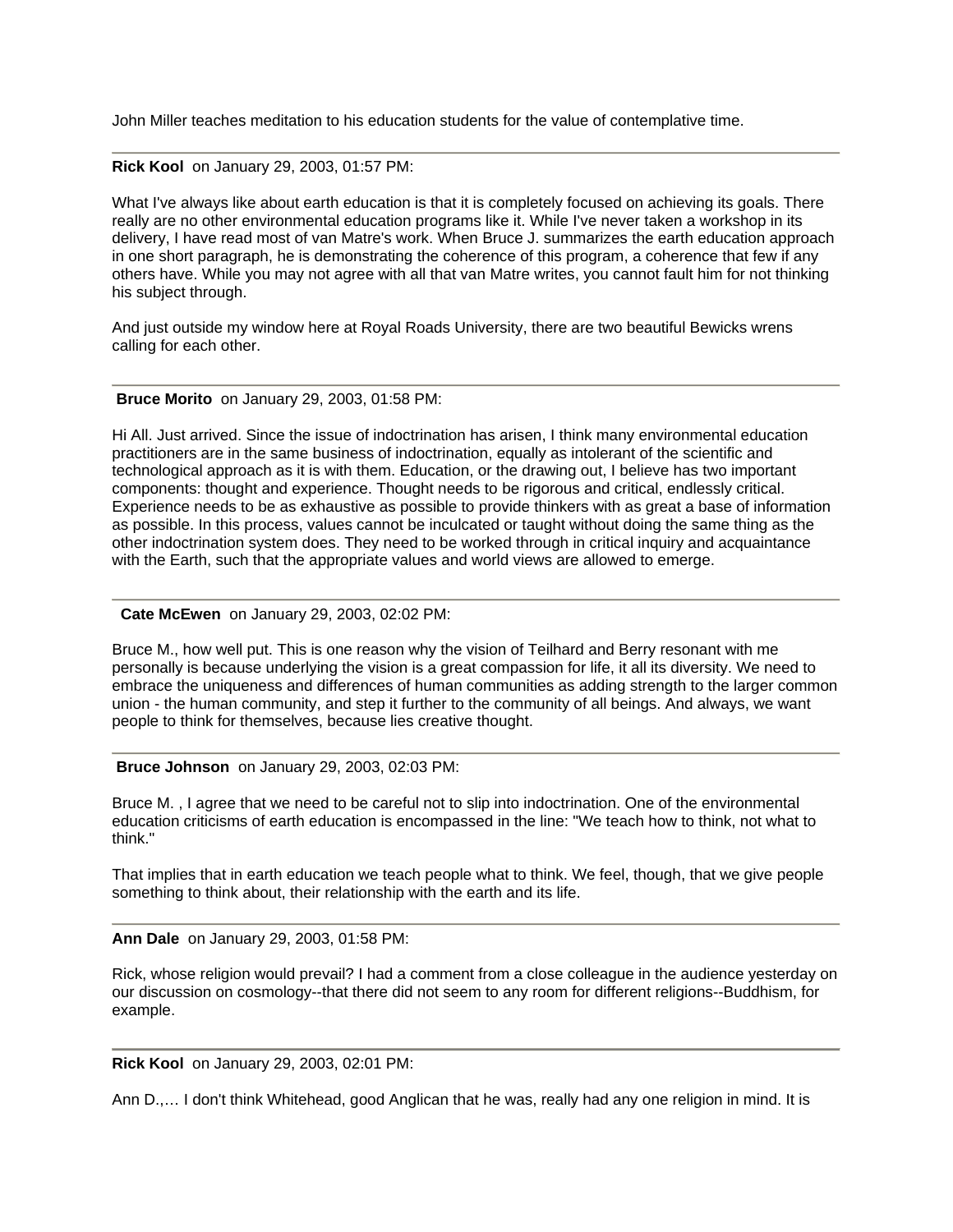John Miller teaches meditation to his education students for the value of contemplative time.

---

**Rick Kool** on January 29, 2003, 01:57 PM:

What I've always like about earth education is that it is completely focused on achieving its goals. There really are no other environmental education programs like it. While I've never taken a workshop in its delivery, I have read most of van Matre's work. When Bruce J. summarizes the earth education approach in one short paragraph, he is demonstrating the coherence of this program, a coherence that few if any others have. While you may not agree with all that van Matre writes, you cannot fault him for not thinking his subject through.

And just outside my window here at Royal Roads University, there are two beautiful Bewicks wrens calling for each other.

---

**Bruce Morito** on January 29, 2003, 01:58 PM:

Hi All. Just arrived. Since the issue of indoctrination has arisen, I think many environmental education practitioners are in the same business of indoctrination, equally as intolerant of the scientific and technological approach as it is with them. Education, or the drawing out, I believe has two important components: thought and experience. Thought needs to be rigorous and critical, endlessly critical. Experience needs to be as exhaustive as possible to provide thinkers with as great a base of information as possible. In this process, values cannot be inculcated or taught without doing the same thing as the other indoctrination system does. They need to be worked through in critical inquiry and acquaintance with the Earth, such that the appropriate values and world views are allowed to emerge.

---

**Cate McEwen** on January 29, 2003, 02:02 PM:

Bruce M., how well put. This is one reason why the vision of Teilhard and Berry resonant with me personally is because underlying the vision is a great compassion for life, it all its diversity. We need to embrace the uniqueness and differences of human communities as adding strength to the larger common union - the human community, and step it further to the community of all beings. And always, we want people to think for themselves, because lies creative thought.

---

**Bruce Johnson** on January 29, 2003, 02:03 PM:

Bruce M. , I agree that we need to be careful not to slip into indoctrination. One of the environmental education criticisms of earth education is encompassed in the line: "We teach how to think, not what to think."

That implies that in earth education we teach people what to think. We feel, though, that we give people something to think about, their relationship with the earth and its life.

---

**Ann Dale** on January 29, 2003, 01:58 PM:

Rick, whose religion would prevail? I had a comment from a close colleague in the audience yesterday on our discussion on cosmology--that there did not seem to any room for different religions--Buddhism, for example.

---

**Rick Kool** on January 29, 2003, 02:01 PM:

Ann D.,… I don't think Whitehead, good Anglican that he was, really had any one religion in mind. It is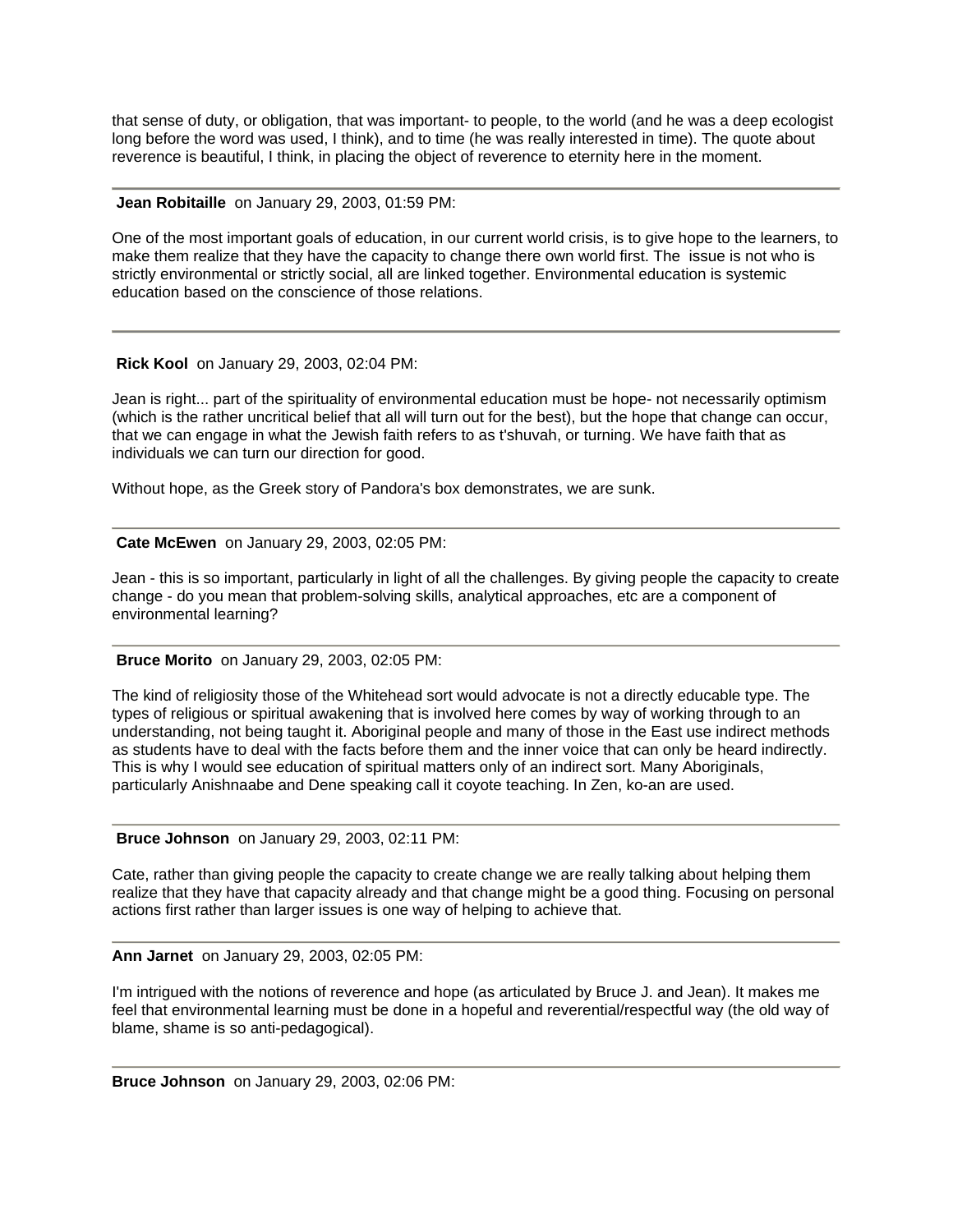that sense of duty, or obligation, that was important- to people, to the world (and he was a deep ecologist long before the word was used, I think), and to time (he was really interested in time). The quote about reverence is beautiful, I think, in placing the object of reverence to eternity here in the moment.

---

**Jean Robitaille** on January 29, 2003, 01:59 PM:

One of the most important goals of education, in our current world crisis, is to give hope to the learners, to make them realize that they have the capacity to change there own world first. The issue is not who is strictly environmental or strictly social, all are linked together. Environmental education is systemic education based on the conscience of those relations.

---

**Rick Kool** on January 29, 2003, 02:04 PM:

Jean is right... part of the spirituality of environmental education must be hope- not necessarily optimism (which is the rather uncritical belief that all will turn out for the best), but the hope that change can occur, that we can engage in what the Jewish faith refers to as t'shuvah, or turning. We have faith that as individuals we can turn our direction for good.

Without hope, as the Greek story of Pandora's box demonstrates, we are sunk.

---

**Cate McEwen** on January 29, 2003, 02:05 PM:

Jean - this is so important, particularly in light of all the challenges. By giving people the capacity to create change - do you mean that problem-solving skills, analytical approaches, etc are a component of environmental learning?

---

**Bruce Morito** on January 29, 2003, 02:05 PM:

The kind of religiosity those of the Whitehead sort would advocate is not a directly educable type. The types of religious or spiritual awakening that is involved here comes by way of working through to an understanding, not being taught it. Aboriginal people and many of those in the East use indirect methods as students have to deal with the facts before them and the inner voice that can only be heard indirectly. This is why I would see education of spiritual matters only of an indirect sort. Many Aboriginals, particularly Anishnaabe and Dene speaking call it coyote teaching. In Zen, ko-an are used.

---

**Bruce Johnson** on January 29, 2003, 02:11 PM:

Cate, rather than giving people the capacity to create change we are really talking about helping them realize that they have that capacity already and that change might be a good thing. Focusing on personal actions first rather than larger issues is one way of helping to achieve that.

---

**Ann Jarnet** on January 29, 2003, 02:05 PM:

I'm intrigued with the notions of reverence and hope (as articulated by Bruce J. and Jean). It makes me feel that environmental learning must be done in a hopeful and reverential/respectful way (the old way of blame, shame is so anti-pedagogical).

---

**Bruce Johnson** on January 29, 2003, 02:06 PM: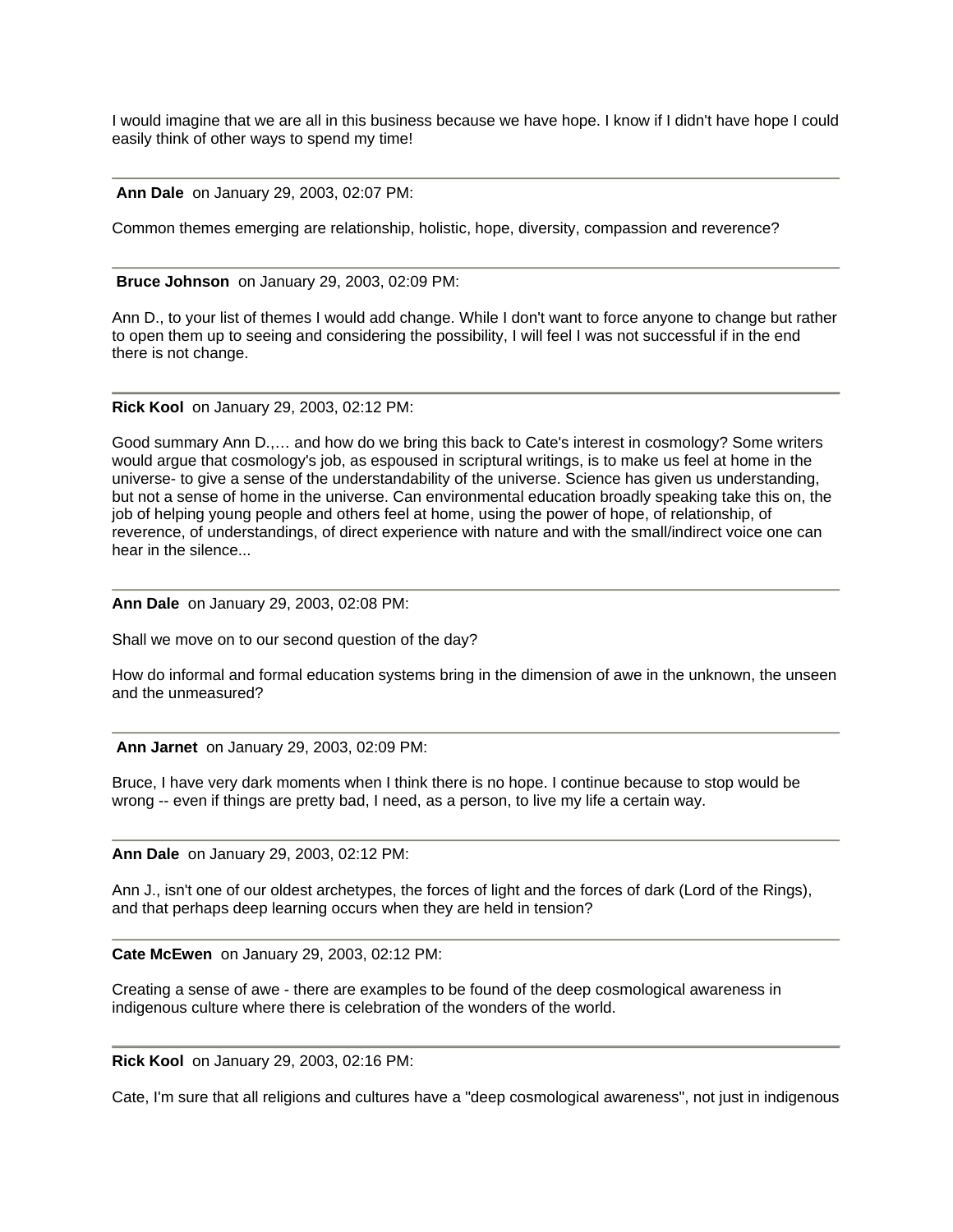I would imagine that we are all in this business because we have hope. I know if I didn't have hope I could easily think of other ways to spend my time!

---

**Ann Dale** on January 29, 2003, 02:07 PM:

Common themes emerging are relationship, holistic, hope, diversity, compassion and reverence?

---

**Bruce Johnson** on January 29, 2003, 02:09 PM:

Ann D., to your list of themes I would add change. While I don't want to force anyone to change but rather to open them up to seeing and considering the possibility, I will feel I was not successful if in the end there is not change.

---

**Rick Kool** on January 29, 2003, 02:12 PM:

Good summary Ann D.,… and how do we bring this back to Cate's interest in cosmology? Some writers would argue that cosmology's job, as espoused in scriptural writings, is to make us feel at home in the universe- to give a sense of the understandability of the universe. Science has given us understanding, but not a sense of home in the universe. Can environmental education broadly speaking take this on, the job of helping young people and others feel at home, using the power of hope, of relationship, of reverence, of understandings, of direct experience with nature and with the small/indirect voice one can hear in the silence...

---

**Ann Dale** on January 29, 2003, 02:08 PM:

Shall we move on to our second question of the day?

How do informal and formal education systems bring in the dimension of awe in the unknown, the unseen and the unmeasured?

---

**Ann Jarnet** on January 29, 2003, 02:09 PM:

Bruce, I have very dark moments when I think there is no hope. I continue because to stop would be wrong -- even if things are pretty bad, I need, as a person, to live my life a certain way.

---

**Ann Dale** on January 29, 2003, 02:12 PM:

Ann J., isn't one of our oldest archetypes, the forces of light and the forces of dark (Lord of the Rings), and that perhaps deep learning occurs when they are held in tension?

---

**Cate McEwen** on January 29, 2003, 02:12 PM:

Creating a sense of awe - there are examples to be found of the deep cosmological awareness in indigenous culture where there is celebration of the wonders of the world.

---

**Rick Kool** on January 29, 2003, 02:16 PM:

Cate, I'm sure that all religions and cultures have a "deep cosmological awareness", not just in indigenous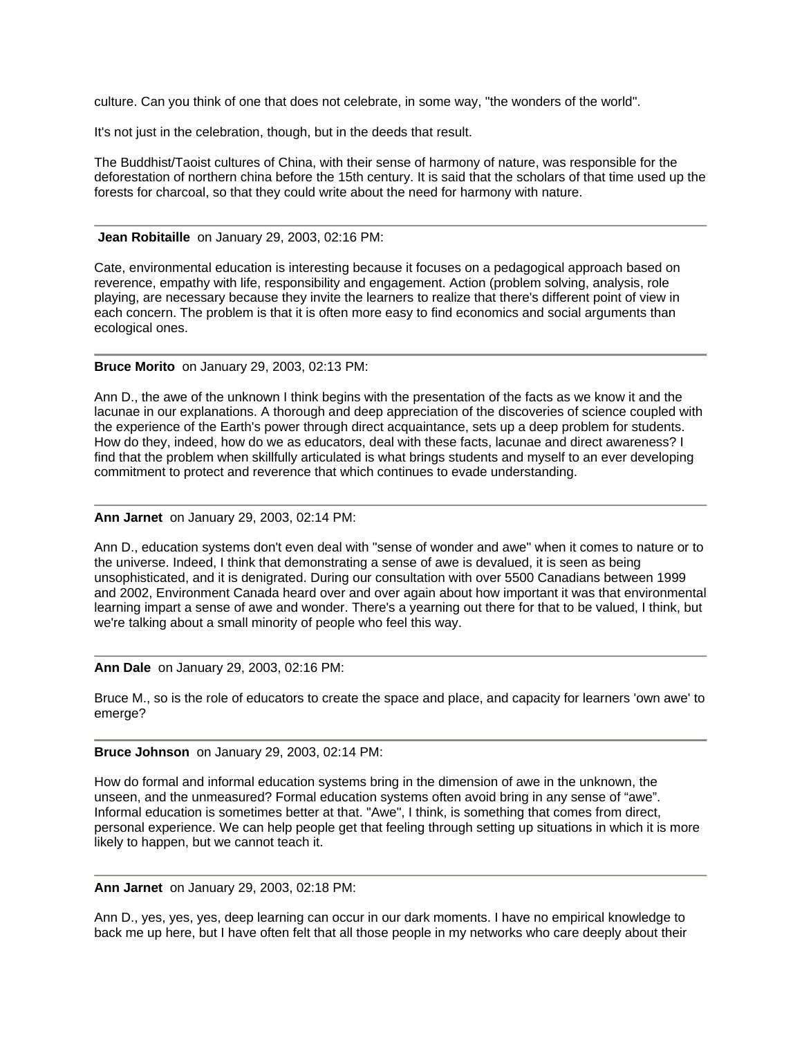culture. Can you think of one that does not celebrate, in some way, "the wonders of the world".

It's not just in the celebration, though, but in the deeds that result.

The Buddhist/Taoist cultures of China, with their sense of harmony of nature, was responsible for the deforestation of northern china before the 15th century. It is said that the scholars of that time used up the forests for charcoal, so that they could write about the need for harmony with nature.

---

**Jean Robitaille** on January 29, 2003, 02:16 PM:

Cate, environmental education is interesting because it focuses on a pedagogical approach based on reverence, empathy with life, responsibility and engagement. Action (problem solving, analysis, role playing, are necessary because they invite the learners to realize that there's different point of view in each concern. The problem is that it is often more easy to find economics and social arguments than ecological ones.

---

**Bruce Morito** on January 29, 2003, 02:13 PM:

Ann D., the awe of the unknown I think begins with the presentation of the facts as we know it and the lacunae in our explanations. A thorough and deep appreciation of the discoveries of science coupled with the experience of the Earth's power through direct acquaintance, sets up a deep problem for students. How do they, indeed, how do we as educators, deal with these facts, lacunae and direct awareness? I find that the problem when skillfully articulated is what brings students and myself to an ever developing commitment to protect and reverence that which continues to evade understanding.

---

**Ann Jarnet** on January 29, 2003, 02:14 PM:

Ann D., education systems don't even deal with "sense of wonder and awe" when it comes to nature or to the universe. Indeed, I think that demonstrating a sense of awe is devalued, it is seen as being unsophisticated, and it is denigrated. During our consultation with over 5500 Canadians between 1999 and 2002, Environment Canada heard over and over again about how important it was that environmental learning impart a sense of awe and wonder. There's a yearning out there for that to be valued, I think, but we're talking about a small minority of people who feel this way.

---

**Ann Dale** on January 29, 2003, 02:16 PM:

Bruce M., so is the role of educators to create the space and place, and capacity for learners 'own awe' to emerge?

---

**Bruce Johnson** on January 29, 2003, 02:14 PM:

How do formal and informal education systems bring in the dimension of awe in the unknown, the unseen, and the unmeasured? Formal education systems often avoid bring in any sense of "awe". Informal education is sometimes better at that. "Awe", I think, is something that comes from direct, personal experience. We can help people get that feeling through setting up situations in which it is more likely to happen, but we cannot teach it.

---

**Ann Jarnet** on January 29, 2003, 02:18 PM:

Ann D., yes, yes, yes, deep learning can occur in our dark moments. I have no empirical knowledge to back me up here, but I have often felt that all those people in my networks who care deeply about their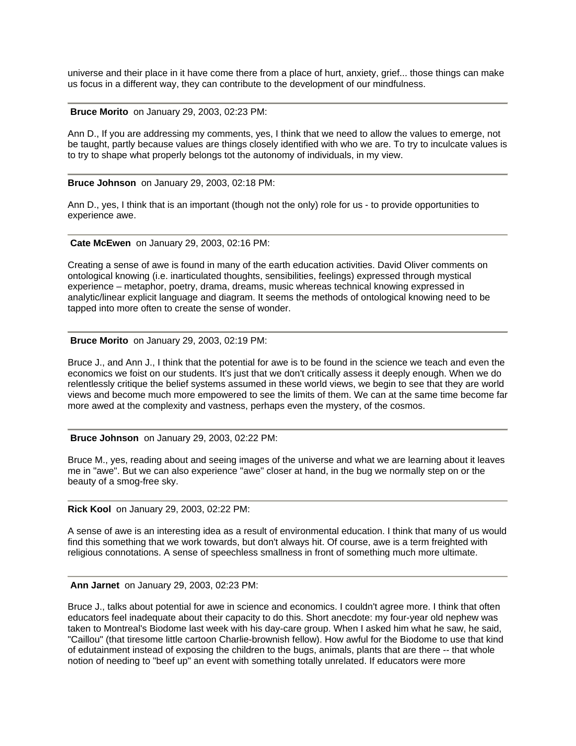universe and their place in it have come there from a place of hurt, anxiety, grief... those things can make us focus in a different way, they can contribute to the development of our mindfulness.

---

**Bruce Morito** on January 29, 2003, 02:23 PM:

Ann D., If you are addressing my comments, yes, I think that we need to allow the values to emerge, not be taught, partly because values are things closely identified with who we are. To try to inculcate values is to try to shape what properly belongs tot the autonomy of individuals, in my view.

---

**Bruce Johnson** on January 29, 2003, 02:18 PM:

Ann D., yes, I think that is an important (though not the only) role for us - to provide opportunities to experience awe.

---

**Cate McEwen** on January 29, 2003, 02:16 PM:

Creating a sense of awe is found in many of the earth education activities. David Oliver comments on ontological knowing (i.e. inarticulated thoughts, sensibilities, feelings) expressed through mystical experience – metaphor, poetry, drama, dreams, music whereas technical knowing expressed in analytic/linear explicit language and diagram. It seems the methods of ontological knowing need to be tapped into more often to create the sense of wonder.

---

**Bruce Morito** on January 29, 2003, 02:19 PM:

Bruce J., and Ann J., I think that the potential for awe is to be found in the science we teach and even the economics we foist on our students. It's just that we don't critically assess it deeply enough. When we do relentlessly critique the belief systems assumed in these world views, we begin to see that they are world views and become much more empowered to see the limits of them. We can at the same time become far more awed at the complexity and vastness, perhaps even the mystery, of the cosmos.

---

**Bruce Johnson** on January 29, 2003, 02:22 PM:

Bruce M., yes, reading about and seeing images of the universe and what we are learning about it leaves me in "awe". But we can also experience "awe" closer at hand, in the bug we normally step on or the beauty of a smog-free sky.

---

**Rick Kool** on January 29, 2003, 02:22 PM:

A sense of awe is an interesting idea as a result of environmental education. I think that many of us would find this something that we work towards, but don't always hit. Of course, awe is a term freighted with religious connotations. A sense of speechless smallness in front of something much more ultimate.

---

**Ann Jarnet** on January 29, 2003, 02:23 PM:

Bruce J., talks about potential for awe in science and economics. I couldn't agree more. I think that often educators feel inadequate about their capacity to do this. Short anecdote: my four-year old nephew was taken to Montreal's Biodome last week with his day-care group. When I asked him what he saw, he said, "Caillou" (that tiresome little cartoon Charlie-brownish fellow). How awful for the Biodome to use that kind of edutainment instead of exposing the children to the bugs, animals, plants that are there -- that whole notion of needing to "beef up" an event with something totally unrelated. If educators were more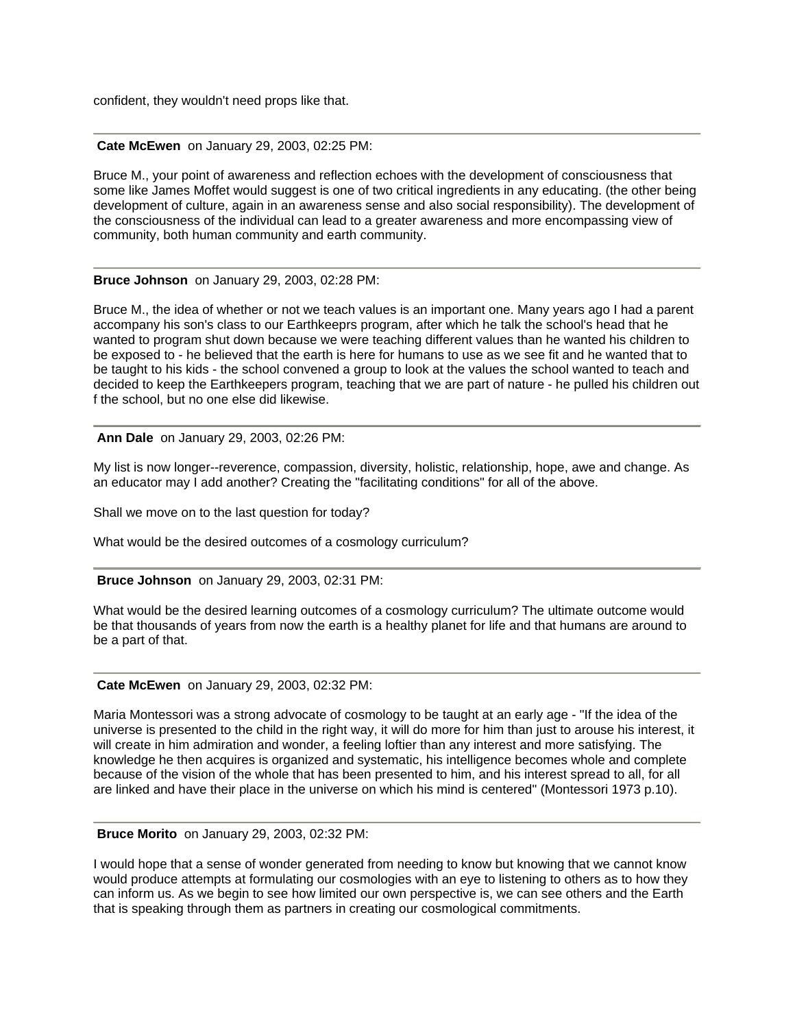confident, they wouldn't need props like that.

---

**Cate McEwen** on January 29, 2003, 02:25 PM:

Bruce M., your point of awareness and reflection echoes with the development of consciousness that some like James Moffet would suggest is one of two critical ingredients in any educating. (the other being development of culture, again in an awareness sense and also social responsibility). The development of the consciousness of the individual can lead to a greater awareness and more encompassing view of community, both human community and earth community.

---

**Bruce Johnson** on January 29, 2003, 02:28 PM:

Bruce M., the idea of whether or not we teach values is an important one. Many years ago I had a parent accompany his son's class to our Earthkeeprs program, after which he talk the school's head that he wanted to program shut down because we were teaching different values than he wanted his children to be exposed to - he believed that the earth is here for humans to use as we see fit and he wanted that to be taught to his kids - the school convened a group to look at the values the school wanted to teach and decided to keep the Earthkeepers program, teaching that we are part of nature - he pulled his children out f the school, but no one else did likewise.

---

**Ann Dale** on January 29, 2003, 02:26 PM:

My list is now longer--reverence, compassion, diversity, holistic, relationship, hope, awe and change. As an educator may I add another? Creating the "facilitating conditions" for all of the above.

Shall we move on to the last question for today?

What would be the desired outcomes of a cosmology curriculum?

---

**Bruce Johnson** on January 29, 2003, 02:31 PM:

What would be the desired learning outcomes of a cosmology curriculum? The ultimate outcome would be that thousands of years from now the earth is a healthy planet for life and that humans are around to be a part of that.

---

**Cate McEwen** on January 29, 2003, 02:32 PM:

Maria Montessori was a strong advocate of cosmology to be taught at an early age - "If the idea of the universe is presented to the child in the right way, it will do more for him than just to arouse his interest, it will create in him admiration and wonder, a feeling loftier than any interest and more satisfying. The knowledge he then acquires is organized and systematic, his intelligence becomes whole and complete because of the vision of the whole that has been presented to him, and his interest spread to all, for all are linked and have their place in the universe on which his mind is centered" (Montessori 1973 p.10).

---

**Bruce Morito** on January 29, 2003, 02:32 PM:

I would hope that a sense of wonder generated from needing to know but knowing that we cannot know would produce attempts at formulating our cosmologies with an eye to listening to others as to how they can inform us. As we begin to see how limited our own perspective is, we can see others and the Earth that is speaking through them as partners in creating our cosmological commitments.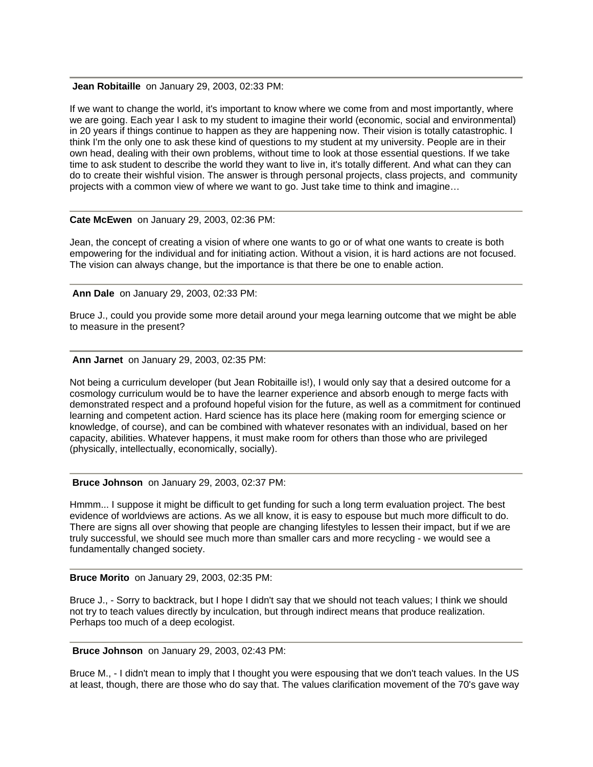---

**Jean Robitaille** on January 29, 2003, 02:33 PM:

If we want to change the world, it's important to know where we come from and most importantly, where we are going. Each year I ask to my student to imagine their world (economic, social and environmental) in 20 years if things continue to happen as they are happening now. Their vision is totally catastrophic. I think I'm the only one to ask these kind of questions to my student at my university. People are in their own head, dealing with their own problems, without time to look at those essential questions. If we take time to ask student to describe the world they want to live in, it's totally different. And what can they can do to create their wishful vision. The answer is through personal projects, class projects, and community projects with a common view of where we want to go. Just take time to think and imagine…

---

**Cate McEwen** on January 29, 2003, 02:36 PM:

Jean, the concept of creating a vision of where one wants to go or of what one wants to create is both empowering for the individual and for initiating action. Without a vision, it is hard actions are not focused. The vision can always change, but the importance is that there be one to enable action.

---

**Ann Dale** on January 29, 2003, 02:33 PM:

Bruce J., could you provide some more detail around your mega learning outcome that we might be able to measure in the present?

---

**Ann Jarnet** on January 29, 2003, 02:35 PM:

Not being a curriculum developer (but Jean Robitaille is!), I would only say that a desired outcome for a cosmology curriculum would be to have the learner experience and absorb enough to merge facts with demonstrated respect and a profound hopeful vision for the future, as well as a commitment for continued learning and competent action. Hard science has its place here (making room for emerging science or knowledge, of course), and can be combined with whatever resonates with an individual, based on her capacity, abilities. Whatever happens, it must make room for others than those who are privileged (physically, intellectually, economically, socially).

---

**Bruce Johnson** on January 29, 2003, 02:37 PM:

Hmmm... I suppose it might be difficult to get funding for such a long term evaluation project. The best evidence of worldviews are actions. As we all know, it is easy to espouse but much more difficult to do. There are signs all over showing that people are changing lifestyles to lessen their impact, but if we are truly successful, we should see much more than smaller cars and more recycling - we would see a fundamentally changed society.

---

**Bruce Morito** on January 29, 2003, 02:35 PM:

Bruce J., - Sorry to backtrack, but I hope I didn't say that we should not teach values; I think we should not try to teach values directly by inculcation, but through indirect means that produce realization. Perhaps too much of a deep ecologist.

---

**Bruce Johnson** on January 29, 2003, 02:43 PM:

Bruce M., - I didn't mean to imply that I thought you were espousing that we don't teach values. In the US at least, though, there are those who do say that. The values clarification movement of the 70's gave way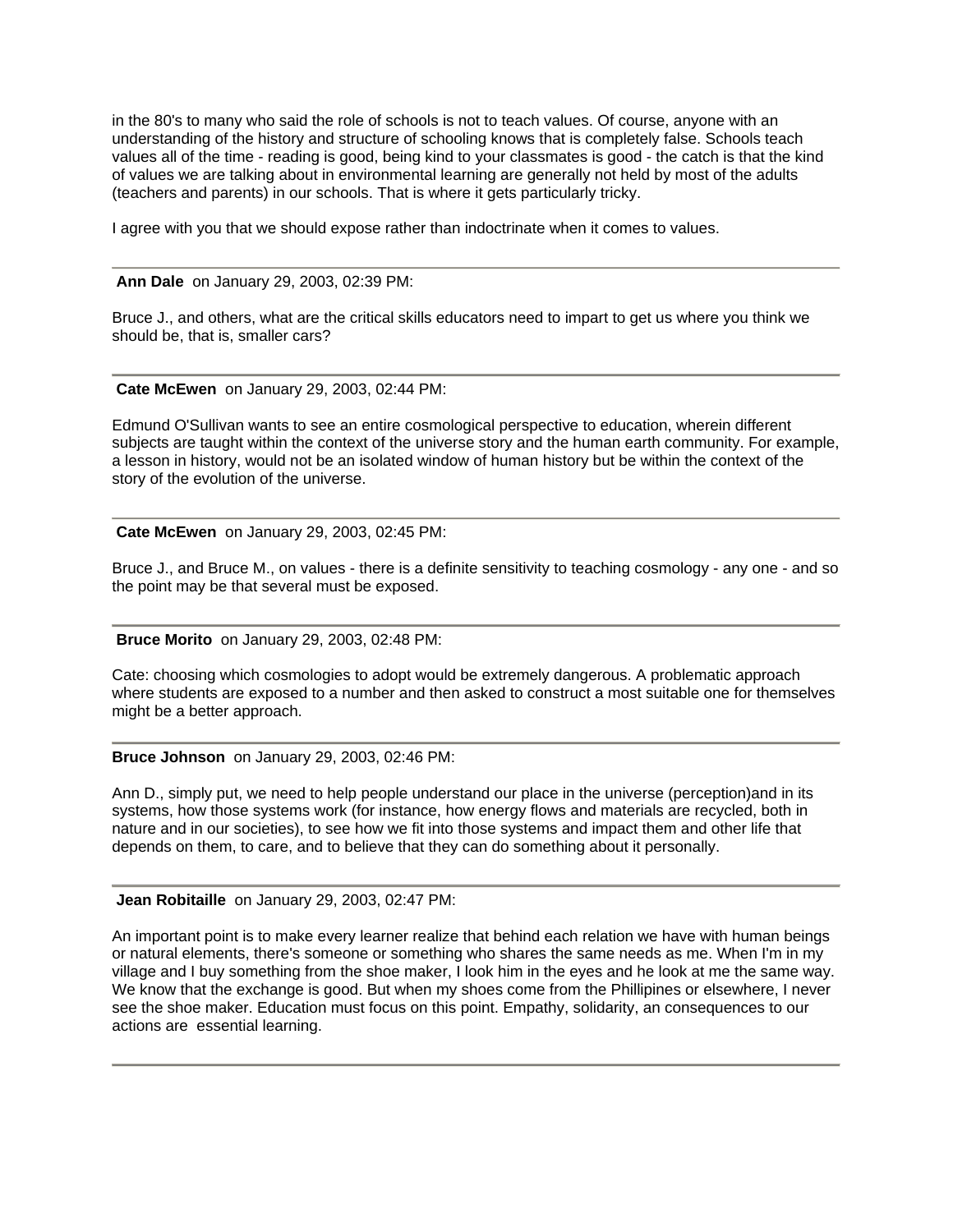in the 80's to many who said the role of schools is not to teach values. Of course, anyone with an understanding of the history and structure of schooling knows that is completely false. Schools teach values all of the time - reading is good, being kind to your classmates is good - the catch is that the kind of values we are talking about in environmental learning are generally not held by most of the adults (teachers and parents) in our schools. That is where it gets particularly tricky.

I agree with you that we should expose rather than indoctrinate when it comes to values.

---

**Ann Dale** on January 29, 2003, 02:39 PM:

Bruce J., and others, what are the critical skills educators need to impart to get us where you think we should be, that is, smaller cars?

---

**Cate McEwen** on January 29, 2003, 02:44 PM:

Edmund O'Sullivan wants to see an entire cosmological perspective to education, wherein different subjects are taught within the context of the universe story and the human earth community. For example, a lesson in history, would not be an isolated window of human history but be within the context of the story of the evolution of the universe.

---

**Cate McEwen** on January 29, 2003, 02:45 PM:

Bruce J., and Bruce M., on values - there is a definite sensitivity to teaching cosmology - any one - and so the point may be that several must be exposed.

---

**Bruce Morito** on January 29, 2003, 02:48 PM:

Cate: choosing which cosmologies to adopt would be extremely dangerous. A problematic approach where students are exposed to a number and then asked to construct a most suitable one for themselves might be a better approach.

---

**Bruce Johnson** on January 29, 2003, 02:46 PM:

Ann D., simply put, we need to help people understand our place in the universe (perception)and in its systems, how those systems work (for instance, how energy flows and materials are recycled, both in nature and in our societies), to see how we fit into those systems and impact them and other life that depends on them, to care, and to believe that they can do something about it personally.

---

**Jean Robitaille** on January 29, 2003, 02:47 PM:

An important point is to make every learner realize that behind each relation we have with human beings or natural elements, there's someone or something who shares the same needs as me. When I'm in my village and I buy something from the shoe maker, I look him in the eyes and he look at me the same way. We know that the exchange is good. But when my shoes come from the Phillipines or elsewhere, I never see the shoe maker. Education must focus on this point. Empathy, solidarity, an consequences to our actions are essential learning.

---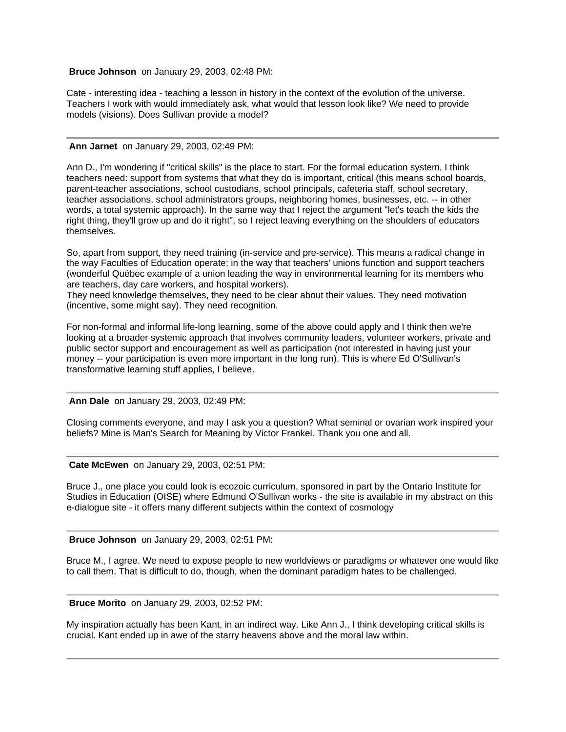**Bruce Johnson** on January 29, 2003, 02:48 PM:

Cate - interesting idea - teaching a lesson in history in the context of the evolution of the universe. Teachers I work with would immediately ask, what would that lesson look like? We need to provide models (visions). Does Sullivan provide a model?

---

**Ann Jarnet** on January 29, 2003, 02:49 PM:

Ann D., I'm wondering if "critical skills" is the place to start. For the formal education system, I think teachers need: support from systems that what they do is important, critical (this means school boards, parent-teacher associations, school custodians, school principals, cafeteria staff, school secretary, teacher associations, school administrators groups, neighboring homes, businesses, etc. -- in other words, a total systemic approach). In the same way that I reject the argument "let's teach the kids the right thing, they'll grow up and do it right", so I reject leaving everything on the shoulders of educators themselves.

So, apart from support, they need training (in-service and pre-service). This means a radical change in the way Faculties of Education operate; in the way that teachers' unions function and support teachers (wonderful Québec example of a union leading the way in environmental learning for its members who are teachers, day care workers, and hospital workers).
They need knowledge themselves, they need to be clear about their values. They need motivation (incentive, some might say). They need recognition.

For non-formal and informal life-long learning, some of the above could apply and I think then we're looking at a broader systemic approach that involves community leaders, volunteer workers, private and public sector support and encouragement as well as participation (not interested in having just your money -- your participation is even more important in the long run). This is where Ed O'Sullivan's transformative learning stuff applies, I believe.

---

**Ann Dale** on January 29, 2003, 02:49 PM:

Closing comments everyone, and may I ask you a question? What seminal or ovarian work inspired your beliefs? Mine is Man's Search for Meaning by Victor Frankel. Thank you one and all.

---

**Cate McEwen** on January 29, 2003, 02:51 PM:

Bruce J., one place you could look is ecozoic curriculum, sponsored in part by the Ontario Institute for Studies in Education (OISE) where Edmund O'Sullivan works - the site is available in my abstract on this e-dialogue site - it offers many different subjects within the context of cosmology

---

**Bruce Johnson** on January 29, 2003, 02:51 PM:

Bruce M., I agree. We need to expose people to new worldviews or paradigms or whatever one would like to call them. That is difficult to do, though, when the dominant paradigm hates to be challenged.

---

**Bruce Morito** on January 29, 2003, 02:52 PM:

My inspiration actually has been Kant, in an indirect way. Like Ann J., I think developing critical skills is crucial. Kant ended up in awe of the starry heavens above and the moral law within.

---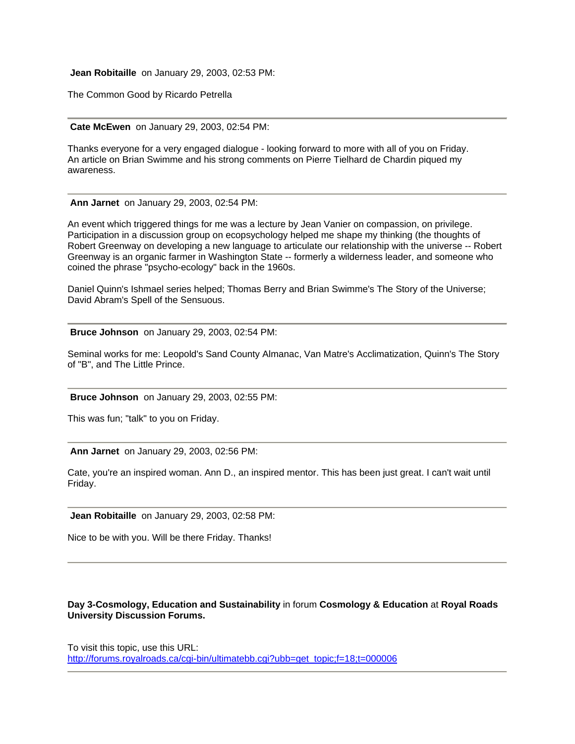**Jean Robitaille** on January 29, 2003, 02:53 PM:

The Common Good by Ricardo Petrella

---

**Cate McEwen** on January 29, 2003, 02:54 PM:

Thanks everyone for a very engaged dialogue - looking forward to more with all of you on Friday.
An article on Brian Swimme and his strong comments on Pierre Tielhard de Chardin piqued my awareness.

---

**Ann Jarnet** on January 29, 2003, 02:54 PM:

An event which triggered things for me was a lecture by Jean Vanier on compassion, on privilege. Participation in a discussion group on ecopsychology helped me shape my thinking (the thoughts of Robert Greenway on developing a new language to articulate our relationship with the universe -- Robert Greenway is an organic farmer in Washington State -- formerly a wilderness leader, and someone who coined the phrase "psycho-ecology" back in the 1960s.

Daniel Quinn's Ishmael series helped; Thomas Berry and Brian Swimme's The Story of the Universe; David Abram's Spell of the Sensuous.

---

**Bruce Johnson** on January 29, 2003, 02:54 PM:

Seminal works for me: Leopold's Sand County Almanac, Van Matre's Acclimatization, Quinn's The Story of "B", and The Little Prince.

---

**Bruce Johnson** on January 29, 2003, 02:55 PM:

This was fun; "talk" to you on Friday.

---

**Ann Jarnet** on January 29, 2003, 02:56 PM:

Cate, you're an inspired woman. Ann D., an inspired mentor. This has been just great. I can't wait until Friday.

---

**Jean Robitaille** on January 29, 2003, 02:58 PM:

Nice to be with you. Will be there Friday. Thanks!

---

**Day 3-Cosmology, Education and Sustainability** in forum **Cosmology & Education** at **Royal Roads University Discussion Forums.**

To visit this topic, use this URL:
http://forums.royalroads.ca/cgi-bin/ultimatebb.cgi?ubb=get_topic;f=18;t=000006

---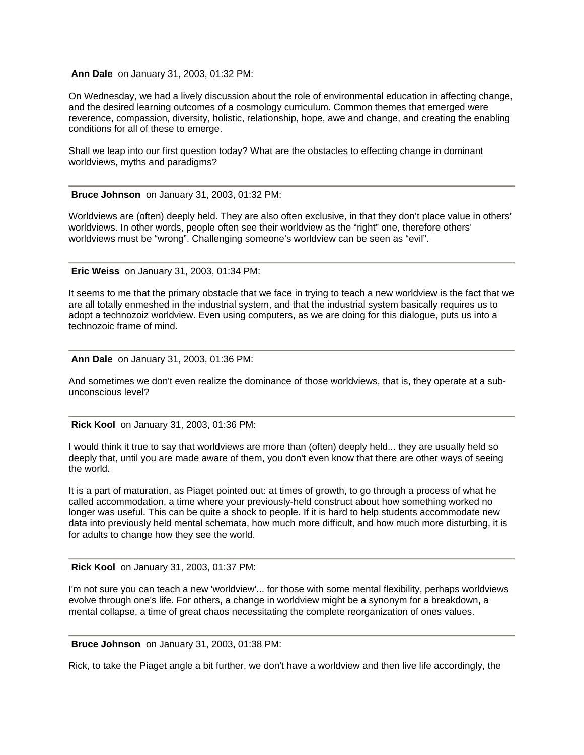**Ann Dale** on January 31, 2003, 01:32 PM:

On Wednesday, we had a lively discussion about the role of environmental education in affecting change, and the desired learning outcomes of a cosmology curriculum. Common themes that emerged were reverence, compassion, diversity, holistic, relationship, hope, awe and change, and creating the enabling conditions for all of these to emerge.

Shall we leap into our first question today? What are the obstacles to effecting change in dominant worldviews, myths and paradigms?

---

**Bruce Johnson** on January 31, 2003, 01:32 PM:

Worldviews are (often) deeply held. They are also often exclusive, in that they don't place value in others' worldviews. In other words, people often see their worldview as the "right" one, therefore others' worldviews must be "wrong". Challenging someone's worldview can be seen as "evil".

---

**Eric Weiss** on January 31, 2003, 01:34 PM:

It seems to me that the primary obstacle that we face in trying to teach a new worldview is the fact that we are all totally enmeshed in the industrial system, and that the industrial system basically requires us to adopt a technozoiz worldview. Even using computers, as we are doing for this dialogue, puts us into a technozoic frame of mind.

---

**Ann Dale** on January 31, 2003, 01:36 PM:

And sometimes we don't even realize the dominance of those worldviews, that is, they operate at a sub-unconscious level?

---

**Rick Kool** on January 31, 2003, 01:36 PM:

I would think it true to say that worldviews are more than (often) deeply held... they are usually held so deeply that, until you are made aware of them, you don't even know that there are other ways of seeing the world.

It is a part of maturation, as Piaget pointed out: at times of growth, to go through a process of what he called accommodation, a time where your previously-held construct about how something worked no longer was useful. This can be quite a shock to people. If it is hard to help students accommodate new data into previously held mental schemata, how much more difficult, and how much more disturbing, it is for adults to change how they see the world.

---

**Rick Kool** on January 31, 2003, 01:37 PM:

I'm not sure you can teach a new 'worldview'... for those with some mental flexibility, perhaps worldviews evolve through one's life. For others, a change in worldview might be a synonym for a breakdown, a mental collapse, a time of great chaos necessitating the complete reorganization of ones values.

---

**Bruce Johnson** on January 31, 2003, 01:38 PM:

Rick, to take the Piaget angle a bit further, we don't have a worldview and then live life accordingly, the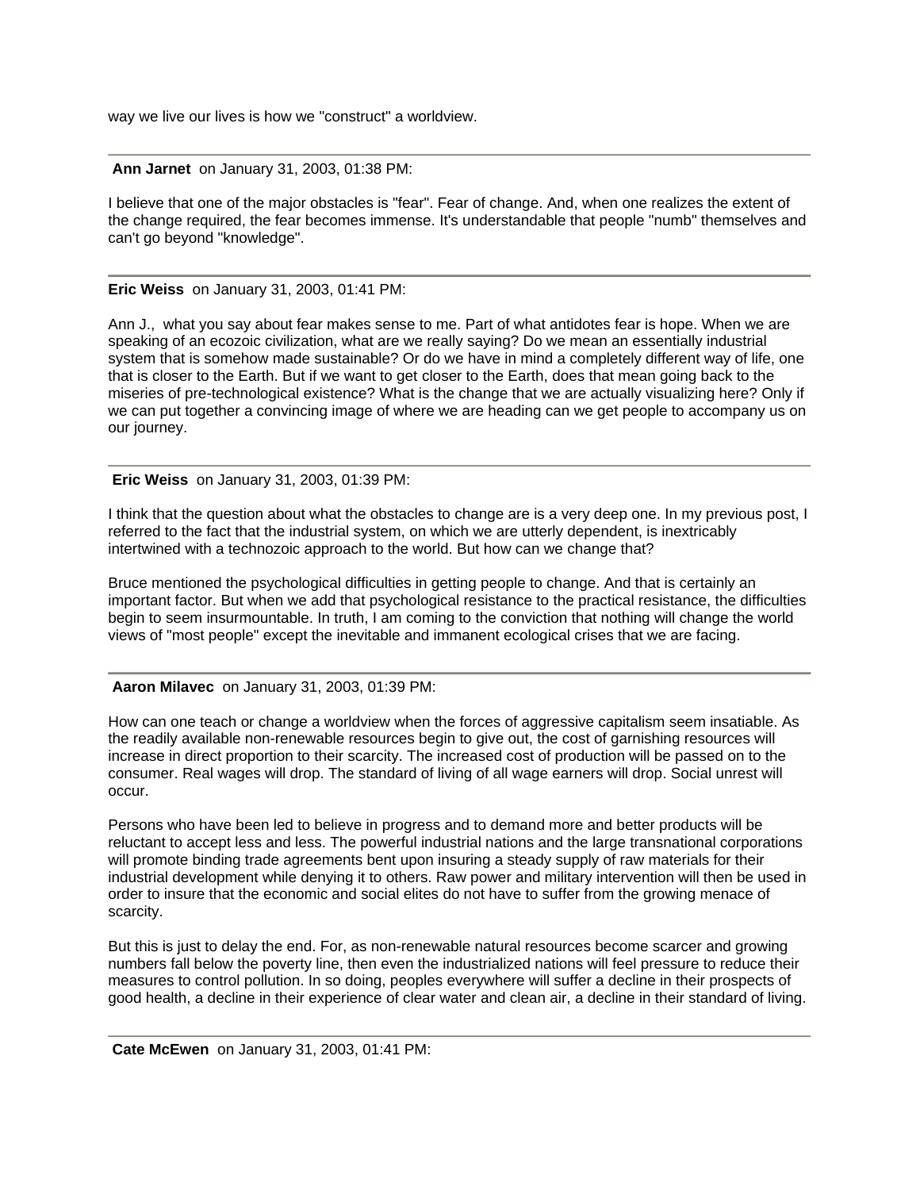way we live our lives is how we "construct" a worldview.

---

**Ann Jarnet** on January 31, 2003, 01:38 PM:

I believe that one of the major obstacles is "fear". Fear of change. And, when one realizes the extent of the change required, the fear becomes immense. It's understandable that people "numb" themselves and can't go beyond "knowledge".

---

**Eric Weiss** on January 31, 2003, 01:41 PM:

Ann J., what you say about fear makes sense to me. Part of what antidotes fear is hope. When we are speaking of an ecozoic civilization, what are we really saying? Do we mean an essentially industrial system that is somehow made sustainable? Or do we have in mind a completely different way of life, one that is closer to the Earth. But if we want to get closer to the Earth, does that mean going back to the miseries of pre-technological existence? What is the change that we are actually visualizing here? Only if we can put together a convincing image of where we are heading can we get people to accompany us on our journey.

---

**Eric Weiss** on January 31, 2003, 01:39 PM:

I think that the question about what the obstacles to change are is a very deep one. In my previous post, I referred to the fact that the industrial system, on which we are utterly dependent, is inextricably intertwined with a technozoic approach to the world. But how can we change that?

Bruce mentioned the psychological difficulties in getting people to change. And that is certainly an important factor. But when we add that psychological resistance to the practical resistance, the difficulties begin to seem insurmountable. In truth, I am coming to the conviction that nothing will change the world views of "most people" except the inevitable and immanent ecological crises that we are facing.

---

**Aaron Milavec** on January 31, 2003, 01:39 PM:

How can one teach or change a worldview when the forces of aggressive capitalism seem insatiable. As the readily available non-renewable resources begin to give out, the cost of garnishing resources will increase in direct proportion to their scarcity. The increased cost of production will be passed on to the consumer. Real wages will drop. The standard of living of all wage earners will drop. Social unrest will occur.

Persons who have been led to believe in progress and to demand more and better products will be reluctant to accept less and less. The powerful industrial nations and the large transnational corporations will promote binding trade agreements bent upon insuring a steady supply of raw materials for their industrial development while denying it to others. Raw power and military intervention will then be used in order to insure that the economic and social elites do not have to suffer from the growing menace of scarcity.

But this is just to delay the end. For, as non-renewable natural resources become scarcer and growing numbers fall below the poverty line, then even the industrialized nations will feel pressure to reduce their measures to control pollution. In so doing, peoples everywhere will suffer a decline in their prospects of good health, a decline in their experience of clear water and clean air, a decline in their standard of living.

---

**Cate McEwen** on January 31, 2003, 01:41 PM: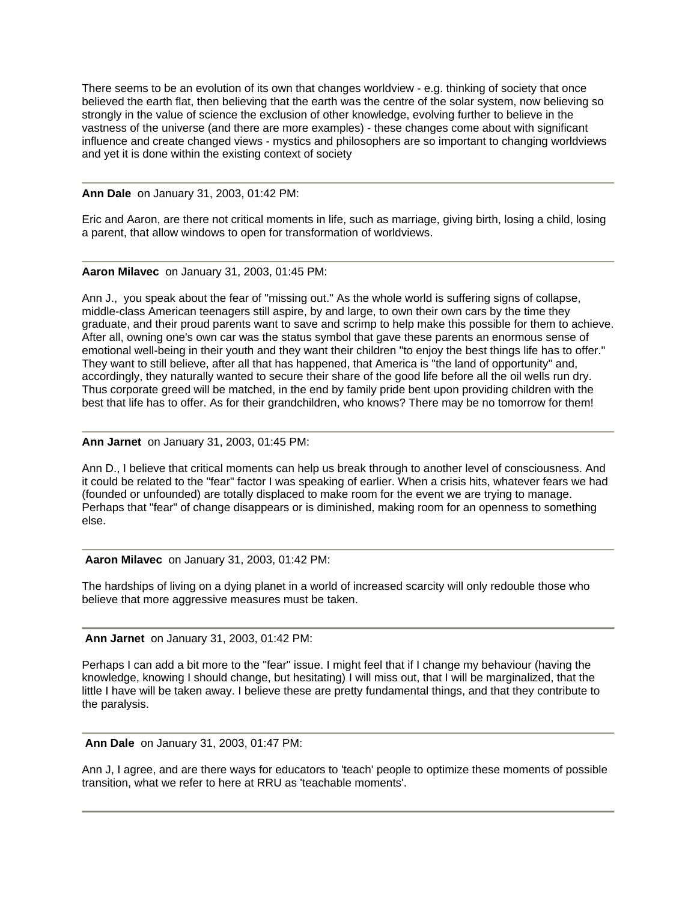There seems to be an evolution of its own that changes worldview - e.g. thinking of society that once believed the earth flat, then believing that the earth was the centre of the solar system, now believing so strongly in the value of science the exclusion of other knowledge, evolving further to believe in the vastness of the universe (and there are more examples) - these changes come about with significant influence and create changed views - mystics and philosophers are so important to changing worldviews and yet it is done within the existing context of society

---

**Ann Dale** on January 31, 2003, 01:42 PM:

Eric and Aaron, are there not critical moments in life, such as marriage, giving birth, losing a child, losing a parent, that allow windows to open for transformation of worldviews.

---

**Aaron Milavec** on January 31, 2003, 01:45 PM:

Ann J., you speak about the fear of "missing out." As the whole world is suffering signs of collapse, middle-class American teenagers still aspire, by and large, to own their own cars by the time they graduate, and their proud parents want to save and scrimp to help make this possible for them to achieve. After all, owning one's own car was the status symbol that gave these parents an enormous sense of emotional well-being in their youth and they want their children "to enjoy the best things life has to offer." They want to still believe, after all that has happened, that America is "the land of opportunity" and, accordingly, they naturally wanted to secure their share of the good life before all the oil wells run dry. Thus corporate greed will be matched, in the end by family pride bent upon providing children with the best that life has to offer. As for their grandchildren, who knows? There may be no tomorrow for them!

---

**Ann Jarnet** on January 31, 2003, 01:45 PM:

Ann D., I believe that critical moments can help us break through to another level of consciousness. And it could be related to the "fear" factor I was speaking of earlier. When a crisis hits, whatever fears we had (founded or unfounded) are totally displaced to make room for the event we are trying to manage. Perhaps that "fear" of change disappears or is diminished, making room for an openness to something else.

---

**Aaron Milavec** on January 31, 2003, 01:42 PM:

The hardships of living on a dying planet in a world of increased scarcity will only redouble those who believe that more aggressive measures must be taken.

---

**Ann Jarnet** on January 31, 2003, 01:42 PM:

Perhaps I can add a bit more to the "fear" issue. I might feel that if I change my behaviour (having the knowledge, knowing I should change, but hesitating) I will miss out, that I will be marginalized, that the little I have will be taken away. I believe these are pretty fundamental things, and that they contribute to the paralysis.

---

**Ann Dale** on January 31, 2003, 01:47 PM:

Ann J, I agree, and are there ways for educators to 'teach' people to optimize these moments of possible transition, what we refer to here at RRU as 'teachable moments'.

---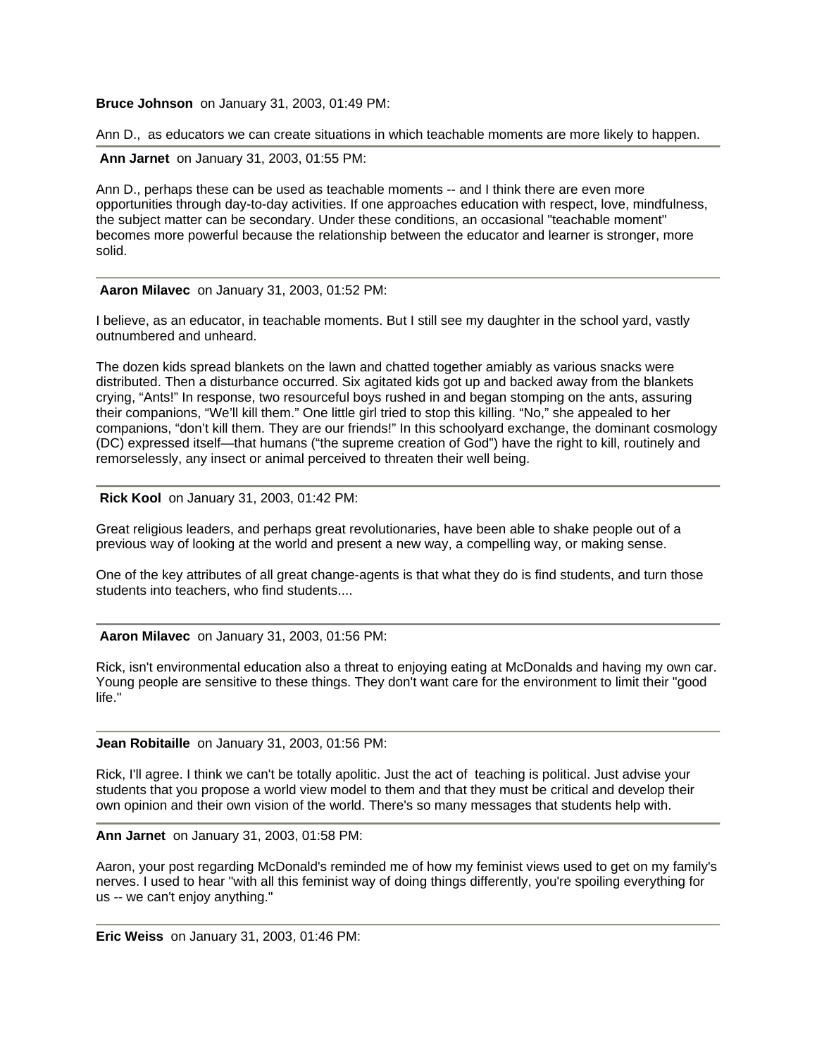**Bruce Johnson** on January 31, 2003, 01:49 PM:

Ann D., as educators we can create situations in which teachable moments are more likely to happen.

---

**Ann Jarnet** on January 31, 2003, 01:55 PM:

Ann D., perhaps these can be used as teachable moments -- and I think there are even more opportunities through day-to-day activities. If one approaches education with respect, love, mindfulness, the subject matter can be secondary. Under these conditions, an occasional "teachable moment" becomes more powerful because the relationship between the educator and learner is stronger, more solid.

---

**Aaron Milavec** on January 31, 2003, 01:52 PM:

I believe, as an educator, in teachable moments. But I still see my daughter in the school yard, vastly outnumbered and unheard.

The dozen kids spread blankets on the lawn and chatted together amiably as various snacks were distributed. Then a disturbance occurred. Six agitated kids got up and backed away from the blankets crying, "Ants!" In response, two resourceful boys rushed in and began stomping on the ants, assuring their companions, "We'll kill them." One little girl tried to stop this killing. "No," she appealed to her companions, "don't kill them. They are our friends!" In this schoolyard exchange, the dominant cosmology (DC) expressed itself—that humans ("the supreme creation of God") have the right to kill, routinely and remorselessly, any insect or animal perceived to threaten their well being.

---

**Rick Kool** on January 31, 2003, 01:42 PM:

Great religious leaders, and perhaps great revolutionaries, have been able to shake people out of a previous way of looking at the world and present a new way, a compelling way, or making sense.

One of the key attributes of all great change-agents is that what they do is find students, and turn those students into teachers, who find students....

---

**Aaron Milavec** on January 31, 2003, 01:56 PM:

Rick, isn't environmental education also a threat to enjoying eating at McDonalds and having my own car. Young people are sensitive to these things. They don't want care for the environment to limit their "good life."

---

**Jean Robitaille** on January 31, 2003, 01:56 PM:

Rick, I'll agree. I think we can't be totally apolitic. Just the act of teaching is political. Just advise your students that you propose a world view model to them and that they must be critical and develop their own opinion and their own vision of the world. There's so many messages that students help with.

---

**Ann Jarnet** on January 31, 2003, 01:58 PM:

Aaron, your post regarding McDonald's reminded me of how my feminist views used to get on my family's nerves. I used to hear "with all this feminist way of doing things differently, you're spoiling everything for us -- we can't enjoy anything."

---

**Eric Weiss** on January 31, 2003, 01:46 PM: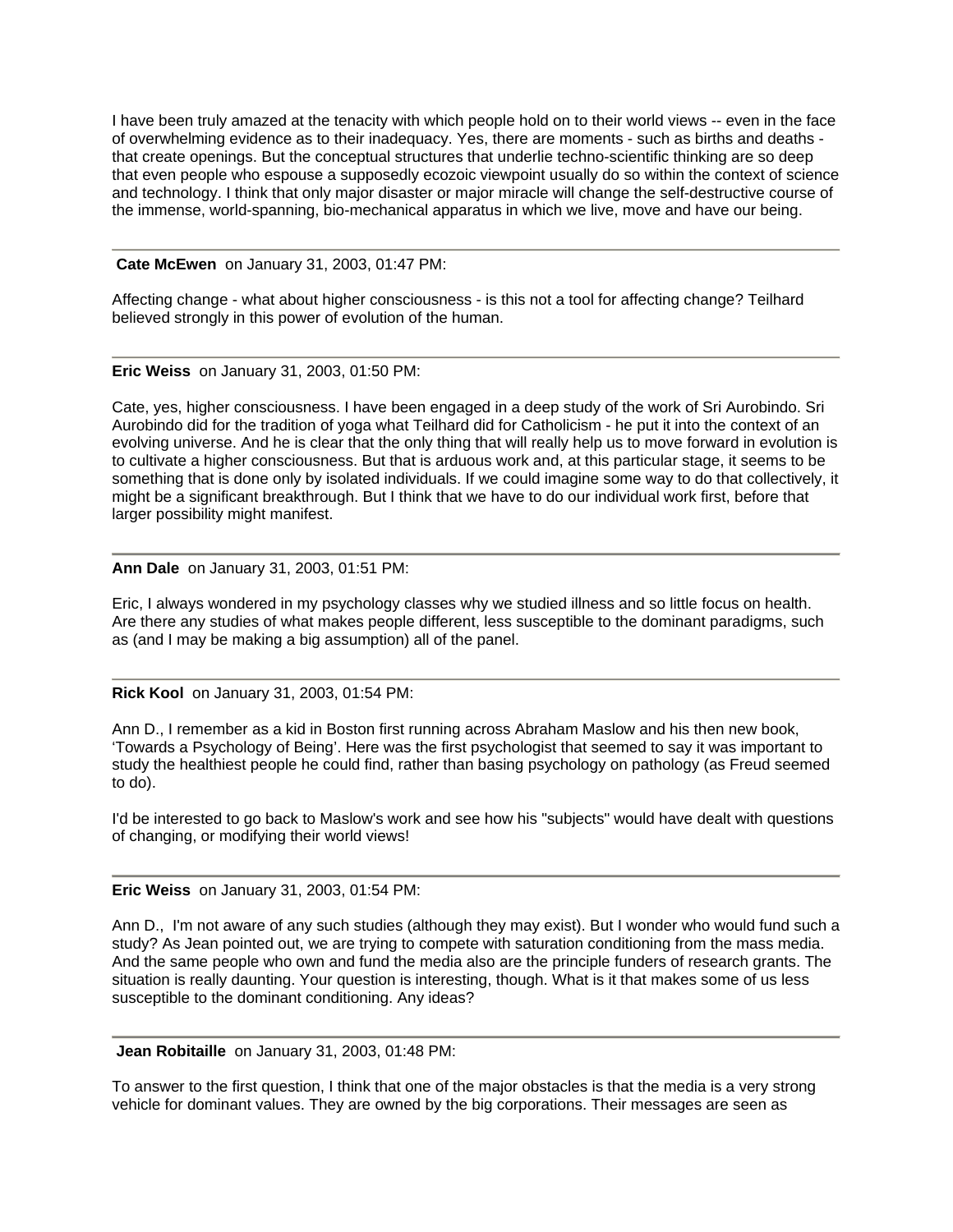I have been truly amazed at the tenacity with which people hold on to their world views -- even in the face of overwhelming evidence as to their inadequacy. Yes, there are moments - such as births and deaths - that create openings. But the conceptual structures that underlie techno-scientific thinking are so deep that even people who espouse a supposedly ecozoic viewpoint usually do so within the context of science and technology. I think that only major disaster or major miracle will change the self-destructive course of the immense, world-spanning, bio-mechanical apparatus in which we live, move and have our being.

---

**Cate McEwen** on January 31, 2003, 01:47 PM:

Affecting change - what about higher consciousness - is this not a tool for affecting change? Teilhard believed strongly in this power of evolution of the human.

---

**Eric Weiss** on January 31, 2003, 01:50 PM:

Cate, yes, higher consciousness. I have been engaged in a deep study of the work of Sri Aurobindo. Sri Aurobindo did for the tradition of yoga what Teilhard did for Catholicism - he put it into the context of an evolving universe. And he is clear that the only thing that will really help us to move forward in evolution is to cultivate a higher consciousness. But that is arduous work and, at this particular stage, it seems to be something that is done only by isolated individuals. If we could imagine some way to do that collectively, it might be a significant breakthrough. But I think that we have to do our individual work first, before that larger possibility might manifest.

---

**Ann Dale** on January 31, 2003, 01:51 PM:

Eric, I always wondered in my psychology classes why we studied illness and so little focus on health. Are there any studies of what makes people different, less susceptible to the dominant paradigms, such as (and I may be making a big assumption) all of the panel.

---

**Rick Kool** on January 31, 2003, 01:54 PM:

Ann D., I remember as a kid in Boston first running across Abraham Maslow and his then new book, 'Towards a Psychology of Being'. Here was the first psychologist that seemed to say it was important to study the healthiest people he could find, rather than basing psychology on pathology (as Freud seemed to do).

I'd be interested to go back to Maslow's work and see how his "subjects" would have dealt with questions of changing, or modifying their world views!

---

**Eric Weiss** on January 31, 2003, 01:54 PM:

Ann D., I'm not aware of any such studies (although they may exist). But I wonder who would fund such a study? As Jean pointed out, we are trying to compete with saturation conditioning from the mass media. And the same people who own and fund the media also are the principle funders of research grants. The situation is really daunting. Your question is interesting, though. What is it that makes some of us less susceptible to the dominant conditioning. Any ideas?

---

**Jean Robitaille** on January 31, 2003, 01:48 PM:

To answer to the first question, I think that one of the major obstacles is that the media is a very strong vehicle for dominant values. They are owned by the big corporations. Their messages are seen as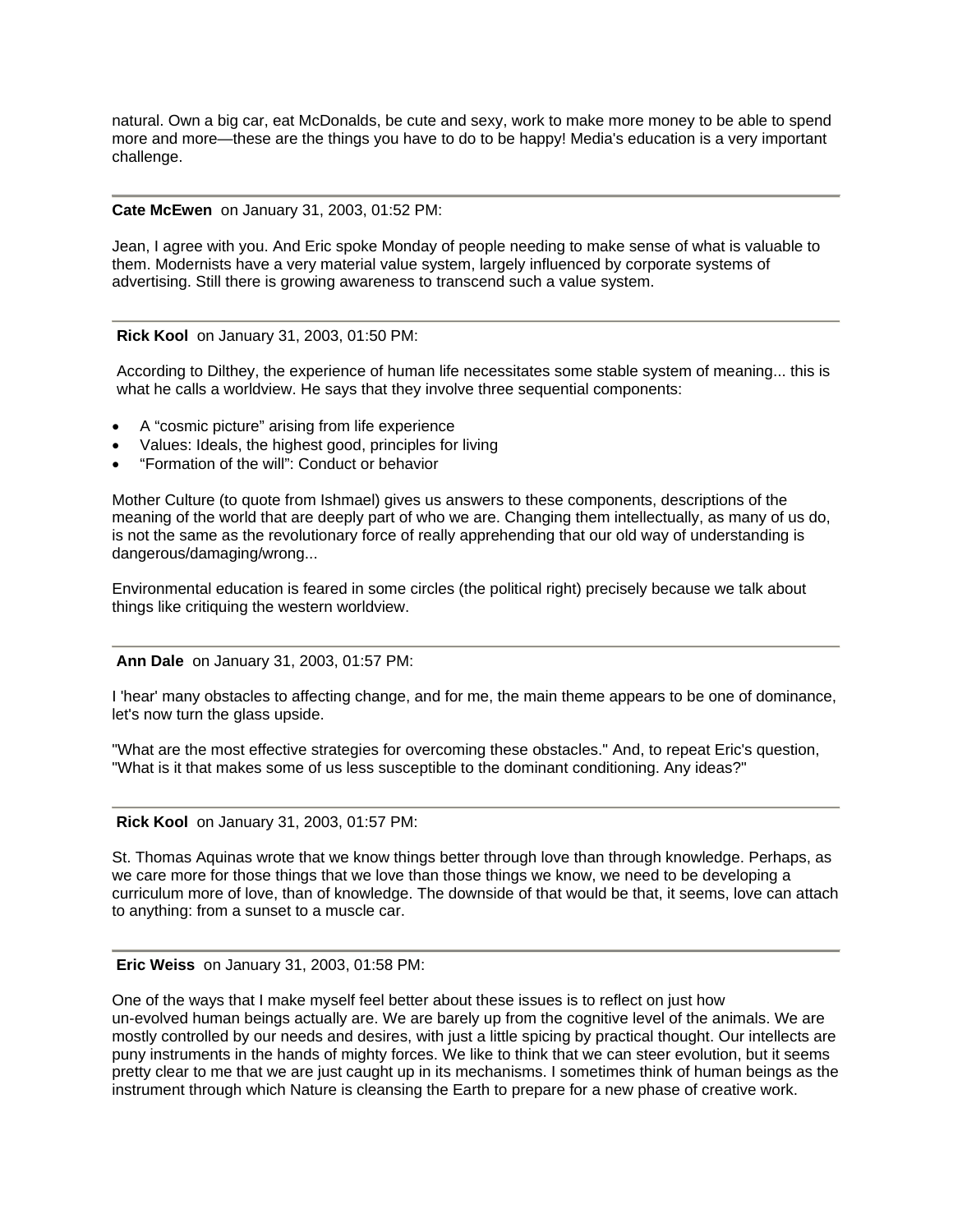natural. Own a big car, eat McDonalds, be cute and sexy, work to make more money to be able to spend more and more—these are the things you have to do to be happy! Media's education is a very important challenge.

---

**Cate McEwen** on January 31, 2003, 01:52 PM:

Jean, I agree with you. And Eric spoke Monday of people needing to make sense of what is valuable to them. Modernists have a very material value system, largely influenced by corporate systems of advertising. Still there is growing awareness to transcend such a value system.

---

**Rick Kool** on January 31, 2003, 01:50 PM:

According to Dilthey, the experience of human life necessitates some stable system of meaning... this is what he calls a worldview. He says that they involve three sequential components:

- A "cosmic picture" arising from life experience
- Values: Ideals, the highest good, principles for living
- "Formation of the will": Conduct or behavior

Mother Culture (to quote from Ishmael) gives us answers to these components, descriptions of the meaning of the world that are deeply part of who we are. Changing them intellectually, as many of us do, is not the same as the revolutionary force of really apprehending that our old way of understanding is dangerous/damaging/wrong...

Environmental education is feared in some circles (the political right) precisely because we talk about things like critiquing the western worldview.

---

**Ann Dale** on January 31, 2003, 01:57 PM:

I 'hear' many obstacles to affecting change, and for me, the main theme appears to be one of dominance, let's now turn the glass upside.

"What are the most effective strategies for overcoming these obstacles." And, to repeat Eric's question, "What is it that makes some of us less susceptible to the dominant conditioning. Any ideas?"

---

**Rick Kool** on January 31, 2003, 01:57 PM:

St. Thomas Aquinas wrote that we know things better through love than through knowledge. Perhaps, as we care more for those things that we love than those things we know, we need to be developing a curriculum more of love, than of knowledge. The downside of that would be that, it seems, love can attach to anything: from a sunset to a muscle car.

---

**Eric Weiss** on January 31, 2003, 01:58 PM:

One of the ways that I make myself feel better about these issues is to reflect on just how un-evolved human beings actually are. We are barely up from the cognitive level of the animals. We are mostly controlled by our needs and desires, with just a little spicing by practical thought. Our intellects are puny instruments in the hands of mighty forces. We like to think that we can steer evolution, but it seems pretty clear to me that we are just caught up in its mechanisms. I sometimes think of human beings as the instrument through which Nature is cleansing the Earth to prepare for a new phase of creative work.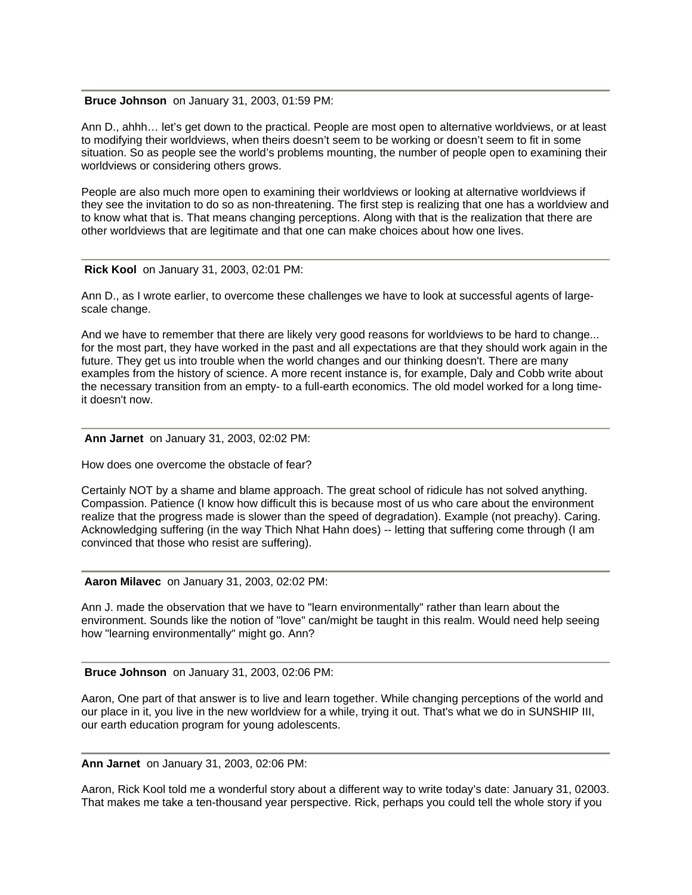---

**Bruce Johnson** on January 31, 2003, 01:59 PM:

Ann D., ahhh… let's get down to the practical. People are most open to alternative worldviews, or at least to modifying their worldviews, when theirs doesn't seem to be working or doesn't seem to fit in some situation. So as people see the world's problems mounting, the number of people open to examining their worldviews or considering others grows.

People are also much more open to examining their worldviews or looking at alternative worldviews if they see the invitation to do so as non-threatening. The first step is realizing that one has a worldview and to know what that is. That means changing perceptions. Along with that is the realization that there are other worldviews that are legitimate and that one can make choices about how one lives.

---

**Rick Kool** on January 31, 2003, 02:01 PM:

Ann D., as I wrote earlier, to overcome these challenges we have to look at successful agents of large-scale change.

And we have to remember that there are likely very good reasons for worldviews to be hard to change... for the most part, they have worked in the past and all expectations are that they should work again in the future. They get us into trouble when the world changes and our thinking doesn't. There are many examples from the history of science. A more recent instance is, for example, Daly and Cobb write about the necessary transition from an empty- to a full-earth economics. The old model worked for a long time- it doesn't now.

---

**Ann Jarnet** on January 31, 2003, 02:02 PM:

How does one overcome the obstacle of fear?

Certainly NOT by a shame and blame approach. The great school of ridicule has not solved anything. Compassion. Patience (I know how difficult this is because most of us who care about the environment realize that the progress made is slower than the speed of degradation). Example (not preachy). Caring. Acknowledging suffering (in the way Thich Nhat Hahn does) -- letting that suffering come through (I am convinced that those who resist are suffering).

---

**Aaron Milavec** on January 31, 2003, 02:02 PM:

Ann J. made the observation that we have to "learn environmentally" rather than learn about the environment. Sounds like the notion of "love" can/might be taught in this realm. Would need help seeing how "learning environmentally" might go. Ann?

---

**Bruce Johnson** on January 31, 2003, 02:06 PM:

Aaron, One part of that answer is to live and learn together. While changing perceptions of the world and our place in it, you live in the new worldview for a while, trying it out. That's what we do in SUNSHIP III, our earth education program for young adolescents.

---

**Ann Jarnet** on January 31, 2003, 02:06 PM:

Aaron, Rick Kool told me a wonderful story about a different way to write today's date: January 31, 02003. That makes me take a ten-thousand year perspective. Rick, perhaps you could tell the whole story if you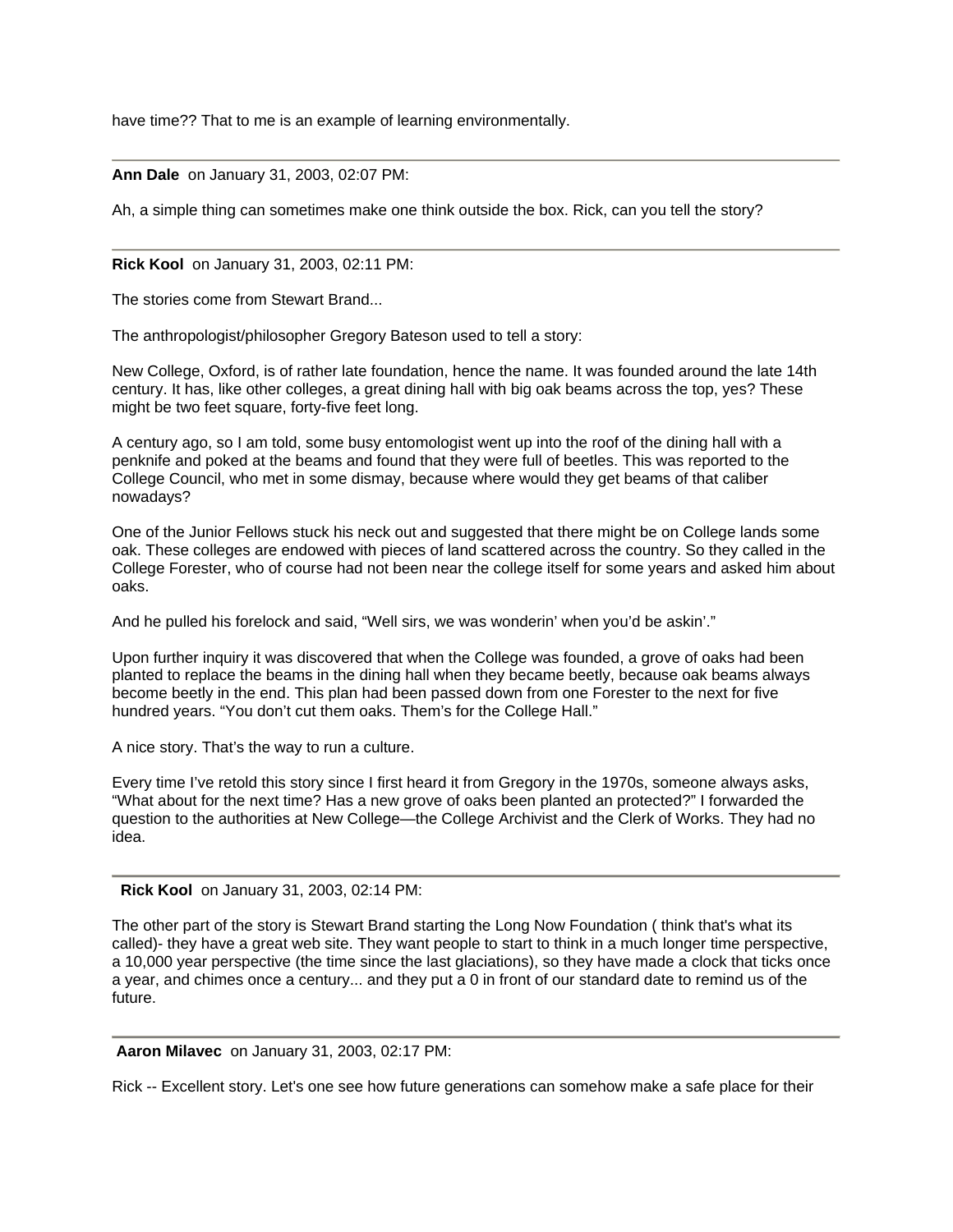have time?? That to me is an example of learning environmentally.

---

**Ann Dale** on January 31, 2003, 02:07 PM:

Ah, a simple thing can sometimes make one think outside the box. Rick, can you tell the story?

---

**Rick Kool** on January 31, 2003, 02:11 PM:

The stories come from Stewart Brand...

The anthropologist/philosopher Gregory Bateson used to tell a story:

New College, Oxford, is of rather late foundation, hence the name. It was founded around the late 14th century. It has, like other colleges, a great dining hall with big oak beams across the top, yes? These might be two feet square, forty-five feet long.

A century ago, so I am told, some busy entomologist went up into the roof of the dining hall with a penknife and poked at the beams and found that they were full of beetles. This was reported to the College Council, who met in some dismay, because where would they get beams of that caliber nowadays?

One of the Junior Fellows stuck his neck out and suggested that there might be on College lands some oak. These colleges are endowed with pieces of land scattered across the country. So they called in the College Forester, who of course had not been near the college itself for some years and asked him about oaks.

And he pulled his forelock and said, "Well sirs, we was wonderin' when you'd be askin'."

Upon further inquiry it was discovered that when the College was founded, a grove of oaks had been planted to replace the beams in the dining hall when they became beetly, because oak beams always become beetly in the end. This plan had been passed down from one Forester to the next for five hundred years. "You don't cut them oaks. Them's for the College Hall."

A nice story. That's the way to run a culture.

Every time I've retold this story since I first heard it from Gregory in the 1970s, someone always asks, "What about for the next time? Has a new grove of oaks been planted an protected?" I forwarded the question to the authorities at New College—the College Archivist and the Clerk of Works. They had no idea.

---

**Rick Kool** on January 31, 2003, 02:14 PM:

The other part of the story is Stewart Brand starting the Long Now Foundation ( think that's what its called)- they have a great web site. They want people to start to think in a much longer time perspective, a 10,000 year perspective (the time since the last glaciations), so they have made a clock that ticks once a year, and chimes once a century... and they put a 0 in front of our standard date to remind us of the future.

---

**Aaron Milavec** on January 31, 2003, 02:17 PM:

Rick -- Excellent story. Let's one see how future generations can somehow make a safe place for their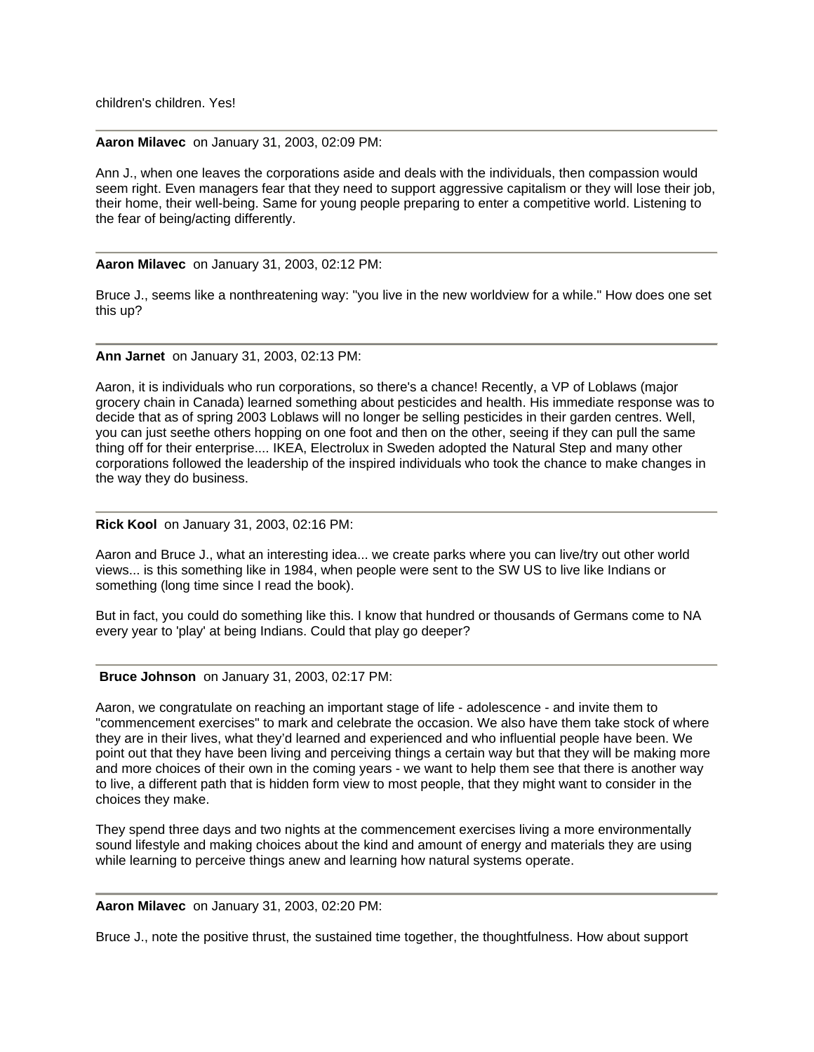children's children. Yes!

---

**Aaron Milavec** on January 31, 2003, 02:09 PM:

Ann J., when one leaves the corporations aside and deals with the individuals, then compassion would seem right. Even managers fear that they need to support aggressive capitalism or they will lose their job, their home, their well-being. Same for young people preparing to enter a competitive world. Listening to the fear of being/acting differently.

---

**Aaron Milavec** on January 31, 2003, 02:12 PM:

Bruce J., seems like a nonthreatening way: "you live in the new worldview for a while." How does one set this up?

---

**Ann Jarnet** on January 31, 2003, 02:13 PM:

Aaron, it is individuals who run corporations, so there's a chance! Recently, a VP of Loblaws (major grocery chain in Canada) learned something about pesticides and health. His immediate response was to decide that as of spring 2003 Loblaws will no longer be selling pesticides in their garden centres. Well, you can just seethe others hopping on one foot and then on the other, seeing if they can pull the same thing off for their enterprise.... IKEA, Electrolux in Sweden adopted the Natural Step and many other corporations followed the leadership of the inspired individuals who took the chance to make changes in the way they do business.

---

**Rick Kool** on January 31, 2003, 02:16 PM:

Aaron and Bruce J., what an interesting idea... we create parks where you can live/try out other world views... is this something like in 1984, when people were sent to the SW US to live like Indians or something (long time since I read the book).

But in fact, you could do something like this. I know that hundred or thousands of Germans come to NA every year to 'play' at being Indians. Could that play go deeper?

---

**Bruce Johnson** on January 31, 2003, 02:17 PM:

Aaron, we congratulate on reaching an important stage of life - adolescence - and invite them to "commencement exercises" to mark and celebrate the occasion. We also have them take stock of where they are in their lives, what they'd learned and experienced and who influential people have been. We point out that they have been living and perceiving things a certain way but that they will be making more and more choices of their own in the coming years - we want to help them see that there is another way to live, a different path that is hidden form view to most people, that they might want to consider in the choices they make.

They spend three days and two nights at the commencement exercises living a more environmentally sound lifestyle and making choices about the kind and amount of energy and materials they are using while learning to perceive things anew and learning how natural systems operate.

---

**Aaron Milavec** on January 31, 2003, 02:20 PM:

Bruce J., note the positive thrust, the sustained time together, the thoughtfulness. How about support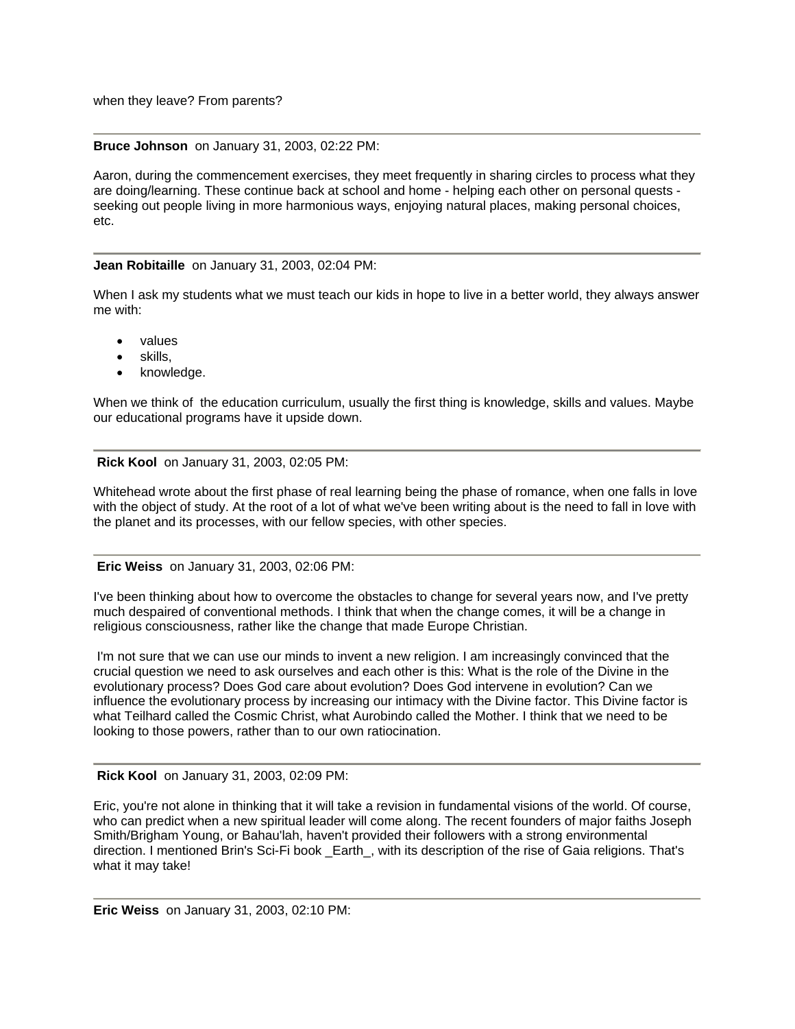when they leave? From parents?

---

**Bruce Johnson** on January 31, 2003, 02:22 PM:

Aaron, during the commencement exercises, they meet frequently in sharing circles to process what they are doing/learning. These continue back at school and home - helping each other on personal quests - seeking out people living in more harmonious ways, enjoying natural places, making personal choices, etc.

---

**Jean Robitaille** on January 31, 2003, 02:04 PM:

When I ask my students what we must teach our kids in hope to live in a better world, they always answer me with:

- values
- skills,
- knowledge.

When we think of the education curriculum, usually the first thing is knowledge, skills and values. Maybe our educational programs have it upside down.

---

**Rick Kool** on January 31, 2003, 02:05 PM:

Whitehead wrote about the first phase of real learning being the phase of romance, when one falls in love with the object of study. At the root of a lot of what we've been writing about is the need to fall in love with the planet and its processes, with our fellow species, with other species.

---

**Eric Weiss** on January 31, 2003, 02:06 PM:

I've been thinking about how to overcome the obstacles to change for several years now, and I've pretty much despaired of conventional methods. I think that when the change comes, it will be a change in religious consciousness, rather like the change that made Europe Christian.

I'm not sure that we can use our minds to invent a new religion. I am increasingly convinced that the crucial question we need to ask ourselves and each other is this: What is the role of the Divine in the evolutionary process? Does God care about evolution? Does God intervene in evolution? Can we influence the evolutionary process by increasing our intimacy with the Divine factor. This Divine factor is what Teilhard called the Cosmic Christ, what Aurobindo called the Mother. I think that we need to be looking to those powers, rather than to our own ratiocination.

---

**Rick Kool** on January 31, 2003, 02:09 PM:

Eric, you're not alone in thinking that it will take a revision in fundamental visions of the world. Of course, who can predict when a new spiritual leader will come along. The recent founders of major faiths Joseph Smith/Brigham Young, or Bahau'lah, haven't provided their followers with a strong environmental direction. I mentioned Brin's Sci-Fi book _Earth_, with its description of the rise of Gaia religions. That's what it may take!

---

**Eric Weiss** on January 31, 2003, 02:10 PM: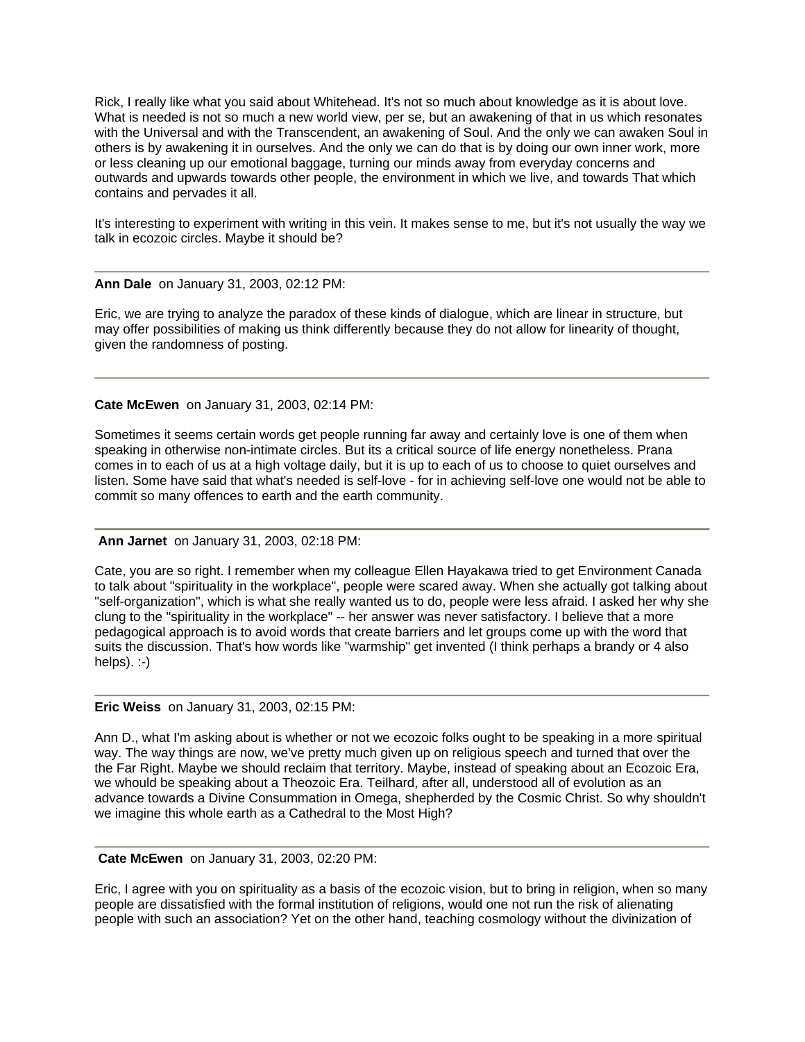Rick, I really like what you said about Whitehead. It's not so much about knowledge as it is about love. What is needed is not so much a new world view, per se, but an awakening of that in us which resonates with the Universal and with the Transcendent, an awakening of Soul. And the only we can awaken Soul in others is by awakening it in ourselves. And the only we can do that is by doing our own inner work, more or less cleaning up our emotional baggage, turning our minds away from everyday concerns and outwards and upwards towards other people, the environment in which we live, and towards That which contains and pervades it all.

It's interesting to experiment with writing in this vein. It makes sense to me, but it's not usually the way we talk in ecozoic circles. Maybe it should be?

---

**Ann Dale** on January 31, 2003, 02:12 PM:

Eric, we are trying to analyze the paradox of these kinds of dialogue, which are linear in structure, but may offer possibilities of making us think differently because they do not allow for linearity of thought, given the randomness of posting.

---

**Cate McEwen** on January 31, 2003, 02:14 PM:

Sometimes it seems certain words get people running far away and certainly love is one of them when speaking in otherwise non-intimate circles. But its a critical source of life energy nonetheless. Prana comes in to each of us at a high voltage daily, but it is up to each of us to choose to quiet ourselves and listen. Some have said that what's needed is self-love - for in achieving self-love one would not be able to commit so many offences to earth and the earth community.

---

**Ann Jarnet** on January 31, 2003, 02:18 PM:

Cate, you are so right. I remember when my colleague Ellen Hayakawa tried to get Environment Canada to talk about "spirituality in the workplace", people were scared away. When she actually got talking about "self-organization", which is what she really wanted us to do, people were less afraid. I asked her why she clung to the "spirituality in the workplace" -- her answer was never satisfactory. I believe that a more pedagogical approach is to avoid words that create barriers and let groups come up with the word that suits the discussion. That's how words like "warmship" get invented (I think perhaps a brandy or 4 also helps). :-)

---

**Eric Weiss** on January 31, 2003, 02:15 PM:

Ann D., what I'm asking about is whether or not we ecozoic folks ought to be speaking in a more spiritual way. The way things are now, we've pretty much given up on religious speech and turned that over the the Far Right. Maybe we should reclaim that territory. Maybe, instead of speaking about an Ecozoic Era, we whould be speaking about a Theozoic Era. Teilhard, after all, understood all of evolution as an advance towards a Divine Consummation in Omega, shepherded by the Cosmic Christ. So why shouldn't we imagine this whole earth as a Cathedral to the Most High?

---

**Cate McEwen** on January 31, 2003, 02:20 PM:

Eric, I agree with you on spirituality as a basis of the ecozoic vision, but to bring in religion, when so many people are dissatisfied with the formal institution of religions, would one not run the risk of alienating people with such an association? Yet on the other hand, teaching cosmology without the divinization of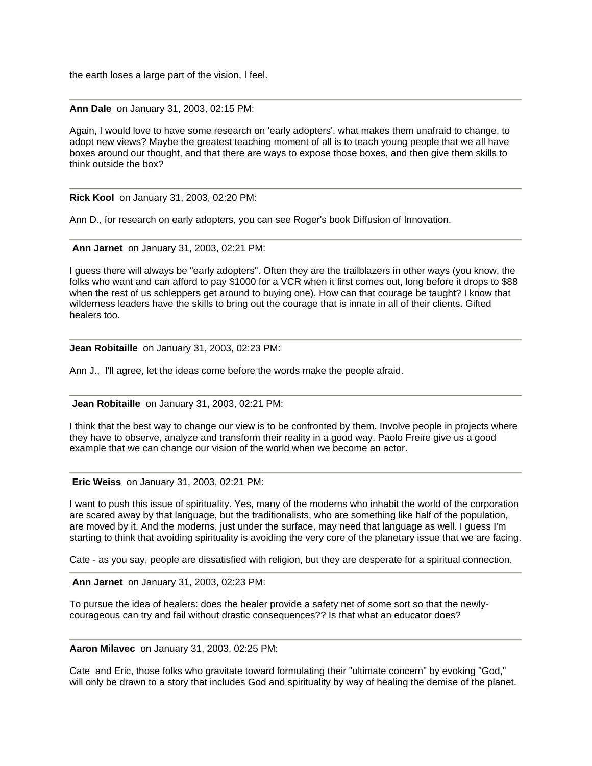the earth loses a large part of the vision, I feel.

---

**Ann Dale** on January 31, 2003, 02:15 PM:

Again, I would love to have some research on 'early adopters', what makes them unafraid to change, to adopt new views? Maybe the greatest teaching moment of all is to teach young people that we all have boxes around our thought, and that there are ways to expose those boxes, and then give them skills to think outside the box?

---

**Rick Kool** on January 31, 2003, 02:20 PM:

Ann D., for research on early adopters, you can see Roger's book Diffusion of Innovation.

---

**Ann Jarnet** on January 31, 2003, 02:21 PM:

I guess there will always be "early adopters". Often they are the trailblazers in other ways (you know, the folks who want and can afford to pay $1000 for a VCR when it first comes out, long before it drops to $88 when the rest of us schleppers get around to buying one). How can that courage be taught? I know that wilderness leaders have the skills to bring out the courage that is innate in all of their clients. Gifted healers too.

---

**Jean Robitaille** on January 31, 2003, 02:23 PM:

Ann J., I'll agree, let the ideas come before the words make the people afraid.

---

**Jean Robitaille** on January 31, 2003, 02:21 PM:

I think that the best way to change our view is to be confronted by them. Involve people in projects where they have to observe, analyze and transform their reality in a good way. Paolo Freire give us a good example that we can change our vision of the world when we become an actor.

---

**Eric Weiss** on January 31, 2003, 02:21 PM:

I want to push this issue of spirituality. Yes, many of the moderns who inhabit the world of the corporation are scared away by that language, but the traditionalists, who are something like half of the population, are moved by it. And the moderns, just under the surface, may need that language as well. I guess I'm starting to think that avoiding spirituality is avoiding the very core of the planetary issue that we are facing.

Cate - as you say, people are dissatisfied with religion, but they are desperate for a spiritual connection.

---

**Ann Jarnet** on January 31, 2003, 02:23 PM:

To pursue the idea of healers: does the healer provide a safety net of some sort so that the newly-courageous can try and fail without drastic consequences?? Is that what an educator does?

---

**Aaron Milavec** on January 31, 2003, 02:25 PM:

Cate and Eric, those folks who gravitate toward formulating their "ultimate concern" by evoking "God," will only be drawn to a story that includes God and spirituality by way of healing the demise of the planet.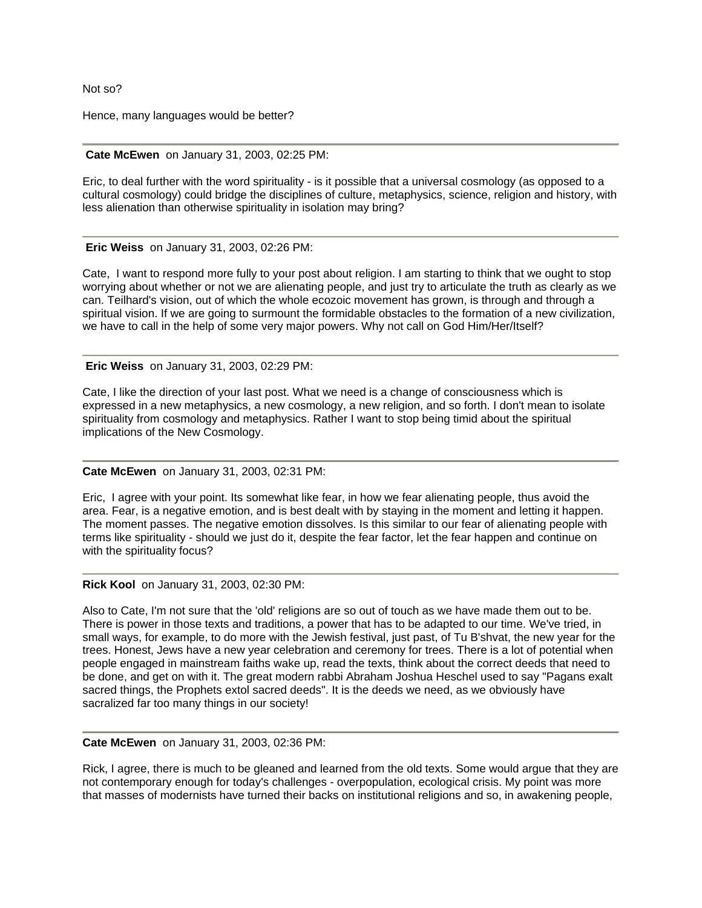Not so?

Hence, many languages would be better?

---

**Cate McEwen** on January 31, 2003, 02:25 PM:

Eric, to deal further with the word spirituality - is it possible that a universal cosmology (as opposed to a cultural cosmology) could bridge the disciplines of culture, metaphysics, science, religion and history, with less alienation than otherwise spirituality in isolation may bring?

---

**Eric Weiss** on January 31, 2003, 02:26 PM:

Cate, I want to respond more fully to your post about religion. I am starting to think that we ought to stop worrying about whether or not we are alienating people, and just try to articulate the truth as clearly as we can. Teilhard's vision, out of which the whole ecozoic movement has grown, is through and through a spiritual vision. If we are going to surmount the formidable obstacles to the formation of a new civilization, we have to call in the help of some very major powers. Why not call on God Him/Her/Itself?

---

**Eric Weiss** on January 31, 2003, 02:29 PM:

Cate, I like the direction of your last post. What we need is a change of consciousness which is expressed in a new metaphysics, a new cosmology, a new religion, and so forth. I don't mean to isolate spirituality from cosmology and metaphysics. Rather I want to stop being timid about the spiritual implications of the New Cosmology.

---

**Cate McEwen** on January 31, 2003, 02:31 PM:

Eric, I agree with your point. Its somewhat like fear, in how we fear alienating people, thus avoid the area. Fear, is a negative emotion, and is best dealt with by staying in the moment and letting it happen. The moment passes. The negative emotion dissolves. Is this similar to our fear of alienating people with terms like spirituality - should we just do it, despite the fear factor, let the fear happen and continue on with the spirituality focus?

---

**Rick Kool** on January 31, 2003, 02:30 PM:

Also to Cate, I'm not sure that the 'old' religions are so out of touch as we have made them out to be. There is power in those texts and traditions, a power that has to be adapted to our time. We've tried, in small ways, for example, to do more with the Jewish festival, just past, of Tu B'shvat, the new year for the trees. Honest, Jews have a new year celebration and ceremony for trees. There is a lot of potential when people engaged in mainstream faiths wake up, read the texts, think about the correct deeds that need to be done, and get on with it. The great modern rabbi Abraham Joshua Heschel used to say "Pagans exalt sacred things, the Prophets extol sacred deeds". It is the deeds we need, as we obviously have sacralized far too many things in our society!

---

**Cate McEwen** on January 31, 2003, 02:36 PM:

Rick, I agree, there is much to be gleaned and learned from the old texts. Some would argue that they are not contemporary enough for today's challenges - overpopulation, ecological crisis. My point was more that masses of modernists have turned their backs on institutional religions and so, in awakening people,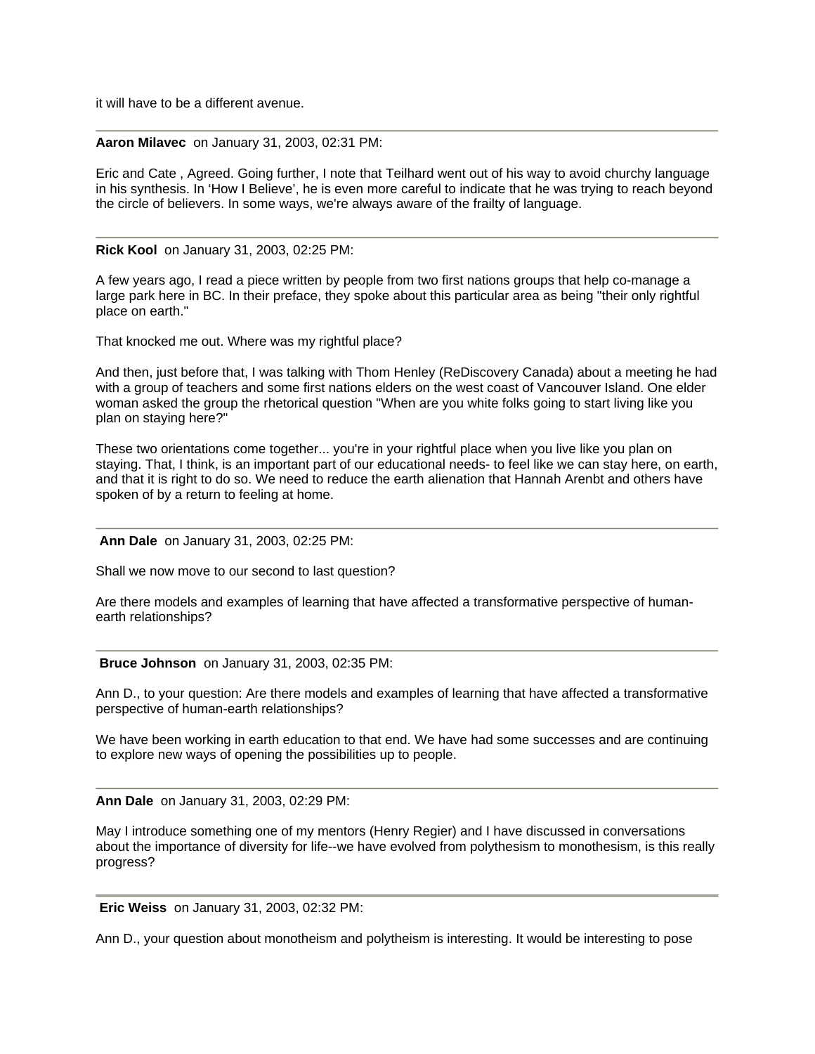it will have to be a different avenue.

---

**Aaron Milavec** on January 31, 2003, 02:31 PM:

Eric and Cate , Agreed. Going further, I note that Teilhard went out of his way to avoid churchy language in his synthesis. In 'How I Believe', he is even more careful to indicate that he was trying to reach beyond the circle of believers. In some ways, we're always aware of the frailty of language.

---

**Rick Kool** on January 31, 2003, 02:25 PM:

A few years ago, I read a piece written by people from two first nations groups that help co-manage a large park here in BC. In their preface, they spoke about this particular area as being "their only rightful place on earth."

That knocked me out. Where was my rightful place?

And then, just before that, I was talking with Thom Henley (ReDiscovery Canada) about a meeting he had with a group of teachers and some first nations elders on the west coast of Vancouver Island. One elder woman asked the group the rhetorical question "When are you white folks going to start living like you plan on staying here?"

These two orientations come together... you're in your rightful place when you live like you plan on staying. That, I think, is an important part of our educational needs- to feel like we can stay here, on earth, and that it is right to do so. We need to reduce the earth alienation that Hannah Arenbt and others have spoken of by a return to feeling at home.

---

**Ann Dale** on January 31, 2003, 02:25 PM:

Shall we now move to our second to last question?

Are there models and examples of learning that have affected a transformative perspective of human-earth relationships?

---

**Bruce Johnson** on January 31, 2003, 02:35 PM:

Ann D., to your question: Are there models and examples of learning that have affected a transformative perspective of human-earth relationships?

We have been working in earth education to that end. We have had some successes and are continuing to explore new ways of opening the possibilities up to people.

---

**Ann Dale** on January 31, 2003, 02:29 PM:

May I introduce something one of my mentors (Henry Regier) and I have discussed in conversations about the importance of diversity for life--we have evolved from polythesism to monothesism, is this really progress?

---

**Eric Weiss** on January 31, 2003, 02:32 PM:

Ann D., your question about monotheism and polytheism is interesting. It would be interesting to pose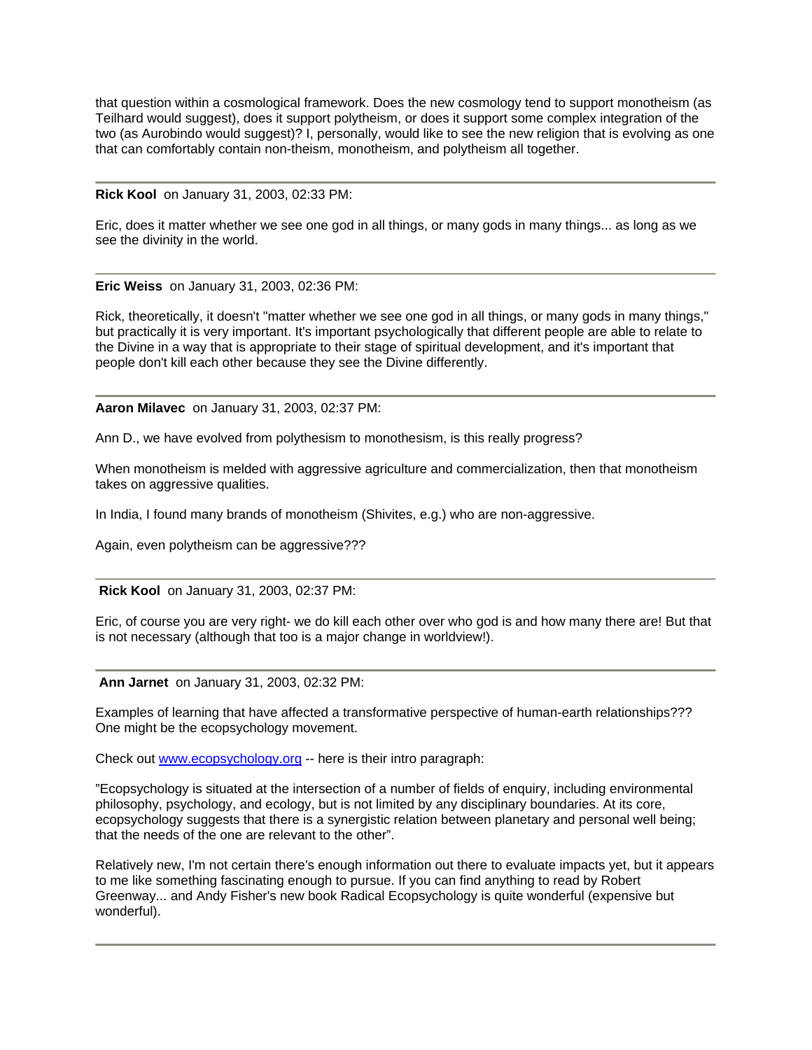that question within a cosmological framework. Does the new cosmology tend to support monotheism (as Teilhard would suggest), does it support polytheism, or does it support some complex integration of the two (as Aurobindo would suggest)? I, personally, would like to see the new religion that is evolving as one that can comfortably contain non-theism, monotheism, and polytheism all together.

---

**Rick Kool** on January 31, 2003, 02:33 PM:

Eric, does it matter whether we see one god in all things, or many gods in many things... as long as we see the divinity in the world.

---

**Eric Weiss** on January 31, 2003, 02:36 PM:

Rick, theoretically, it doesn't "matter whether we see one god in all things, or many gods in many things," but practically it is very important. It's important psychologically that different people are able to relate to the Divine in a way that is appropriate to their stage of spiritual development, and it's important that people don't kill each other because they see the Divine differently.

---

**Aaron Milavec** on January 31, 2003, 02:37 PM:

Ann D., we have evolved from polythesism to monothesism, is this really progress?

When monotheism is melded with aggressive agriculture and commercialization, then that monotheism takes on aggressive qualities.

In India, I found many brands of monotheism (Shivites, e.g.) who are non-aggressive.

Again, even polytheism can be aggressive???

---

**Rick Kool** on January 31, 2003, 02:37 PM:

Eric, of course you are very right- we do kill each other over who god is and how many there are! But that is not necessary (although that too is a major change in worldview!).

---

**Ann Jarnet** on January 31, 2003, 02:32 PM:

Examples of learning that have affected a transformative perspective of human-earth relationships??? One might be the ecopsychology movement.

Check out [www.ecopsychology.org](http://www.ecopsychology.org) -- here is their intro paragraph:

"Ecopsychology is situated at the intersection of a number of fields of enquiry, including environmental philosophy, psychology, and ecology, but is not limited by any disciplinary boundaries. At its core, ecopsychology suggests that there is a synergistic relation between planetary and personal well being; that the needs of the one are relevant to the other".

Relatively new, I'm not certain there's enough information out there to evaluate impacts yet, but it appears to me like something fascinating enough to pursue. If you can find anything to read by Robert Greenway... and Andy Fisher's new book Radical Ecopsychology is quite wonderful (expensive but wonderful).

---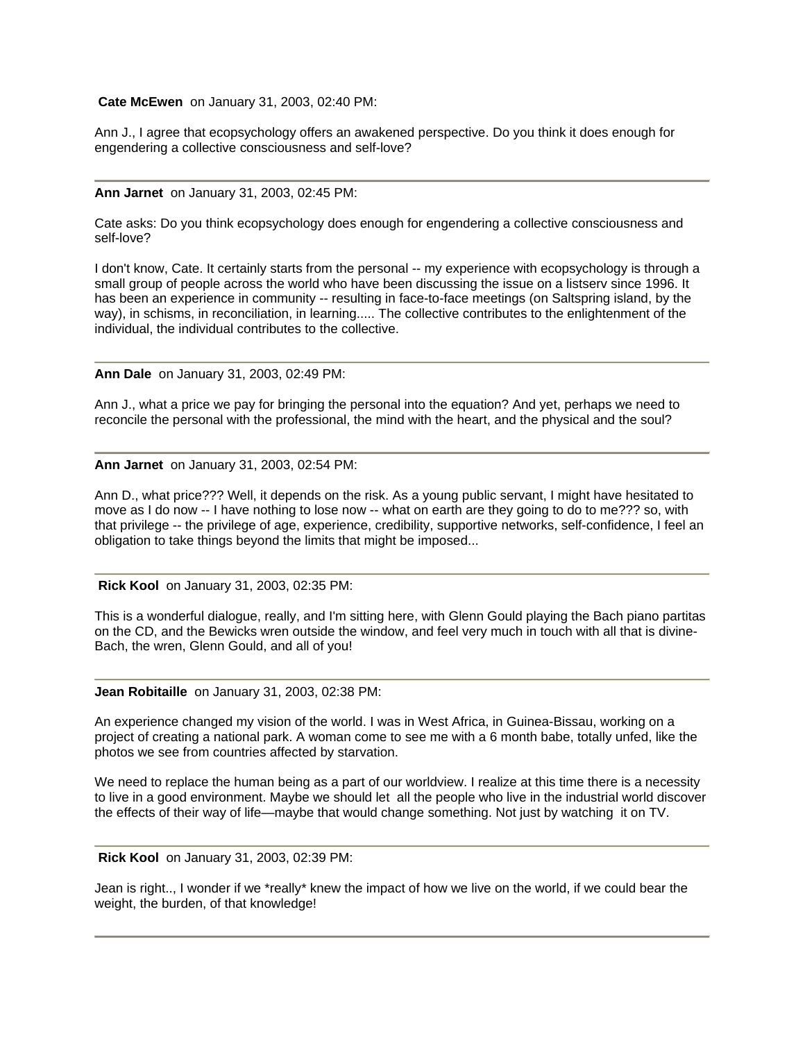**Cate McEwen** on January 31, 2003, 02:40 PM:

Ann J., I agree that ecopsychology offers an awakened perspective. Do you think it does enough for engendering a collective consciousness and self-love?

---

**Ann Jarnet** on January 31, 2003, 02:45 PM:

Cate asks: Do you think ecopsychology does enough for engendering a collective consciousness and self-love?

I don't know, Cate. It certainly starts from the personal -- my experience with ecopsychology is through a small group of people across the world who have been discussing the issue on a listserv since 1996. It has been an experience in community -- resulting in face-to-face meetings (on Saltspring island, by the way), in schisms, in reconciliation, in learning..... The collective contributes to the enlightenment of the individual, the individual contributes to the collective.

---

**Ann Dale** on January 31, 2003, 02:49 PM:

Ann J., what a price we pay for bringing the personal into the equation? And yet, perhaps we need to reconcile the personal with the professional, the mind with the heart, and the physical and the soul?

---

**Ann Jarnet** on January 31, 2003, 02:54 PM:

Ann D., what price??? Well, it depends on the risk. As a young public servant, I might have hesitated to move as I do now -- I have nothing to lose now -- what on earth are they going to do to me??? so, with that privilege -- the privilege of age, experience, credibility, supportive networks, self-confidence, I feel an obligation to take things beyond the limits that might be imposed...

---

**Rick Kool** on January 31, 2003, 02:35 PM:

This is a wonderful dialogue, really, and I'm sitting here, with Glenn Gould playing the Bach piano partitas on the CD, and the Bewicks wren outside the window, and feel very much in touch with all that is divine-Bach, the wren, Glenn Gould, and all of you!

---

**Jean Robitaille** on January 31, 2003, 02:38 PM:

An experience changed my vision of the world. I was in West Africa, in Guinea-Bissau, working on a project of creating a national park. A woman come to see me with a 6 month babe, totally unfed, like the photos we see from countries affected by starvation.

We need to replace the human being as a part of our worldview. I realize at this time there is a necessity to live in a good environment. Maybe we should let all the people who live in the industrial world discover the effects of their way of life—maybe that would change something. Not just by watching it on TV.

---

**Rick Kool** on January 31, 2003, 02:39 PM:

Jean is right.., I wonder if we *really* knew the impact of how we live on the world, if we could bear the weight, the burden, of that knowledge!

---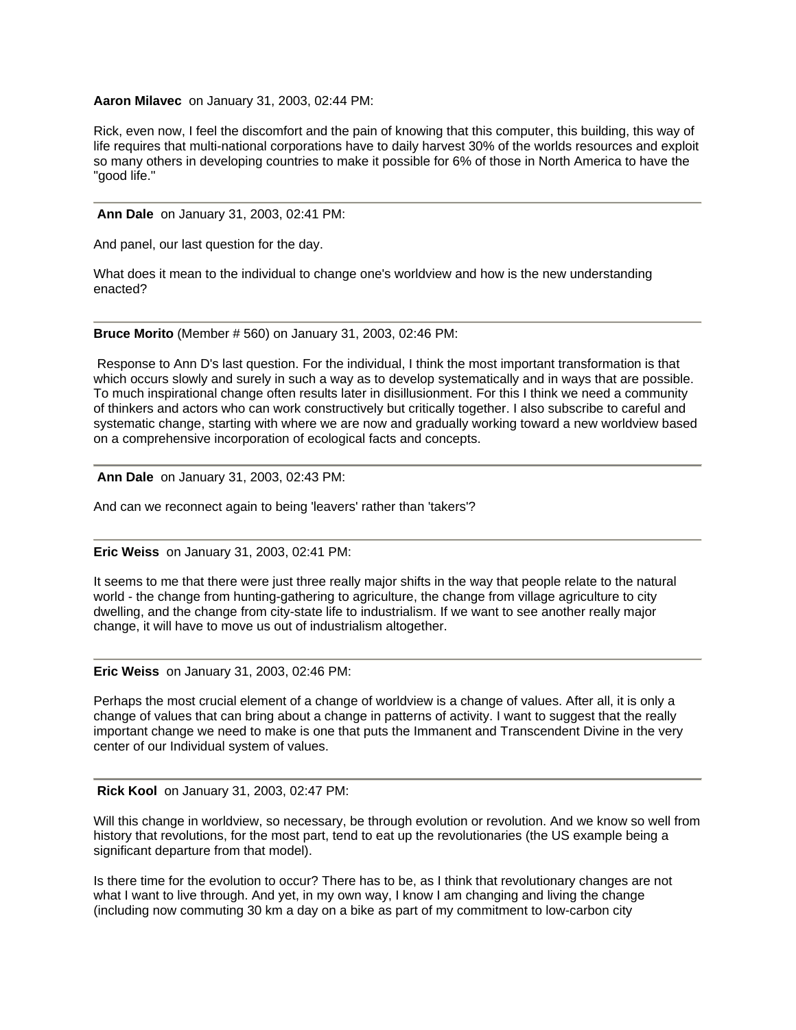**Aaron Milavec** on January 31, 2003, 02:44 PM:

Rick, even now, I feel the discomfort and the pain of knowing that this computer, this building, this way of life requires that multi-national corporations have to daily harvest 30% of the worlds resources and exploit so many others in developing countries to make it possible for 6% of those in North America to have the "good life."

---

**Ann Dale** on January 31, 2003, 02:41 PM:

And panel, our last question for the day.

What does it mean to the individual to change one's worldview and how is the new understanding enacted?

---

**Bruce Morito** (Member # 560) on January 31, 2003, 02:46 PM:

Response to Ann D's last question. For the individual, I think the most important transformation is that which occurs slowly and surely in such a way as to develop systematically and in ways that are possible. To much inspirational change often results later in disillusionment. For this I think we need a community of thinkers and actors who can work constructively but critically together. I also subscribe to careful and systematic change, starting with where we are now and gradually working toward a new worldview based on a comprehensive incorporation of ecological facts and concepts.

---

**Ann Dale** on January 31, 2003, 02:43 PM:

And can we reconnect again to being 'leavers' rather than 'takers'?

---

**Eric Weiss** on January 31, 2003, 02:41 PM:

It seems to me that there were just three really major shifts in the way that people relate to the natural world - the change from hunting-gathering to agriculture, the change from village agriculture to city dwelling, and the change from city-state life to industrialism. If we want to see another really major change, it will have to move us out of industrialism altogether.

---

**Eric Weiss** on January 31, 2003, 02:46 PM:

Perhaps the most crucial element of a change of worldview is a change of values. After all, it is only a change of values that can bring about a change in patterns of activity. I want to suggest that the really important change we need to make is one that puts the Immanent and Transcendent Divine in the very center of our Individual system of values.

---

**Rick Kool** on January 31, 2003, 02:47 PM:

Will this change in worldview, so necessary, be through evolution or revolution. And we know so well from history that revolutions, for the most part, tend to eat up the revolutionaries (the US example being a significant departure from that model).

Is there time for the evolution to occur? There has to be, as I think that revolutionary changes are not what I want to live through. And yet, in my own way, I know I am changing and living the change (including now commuting 30 km a day on a bike as part of my commitment to low-carbon city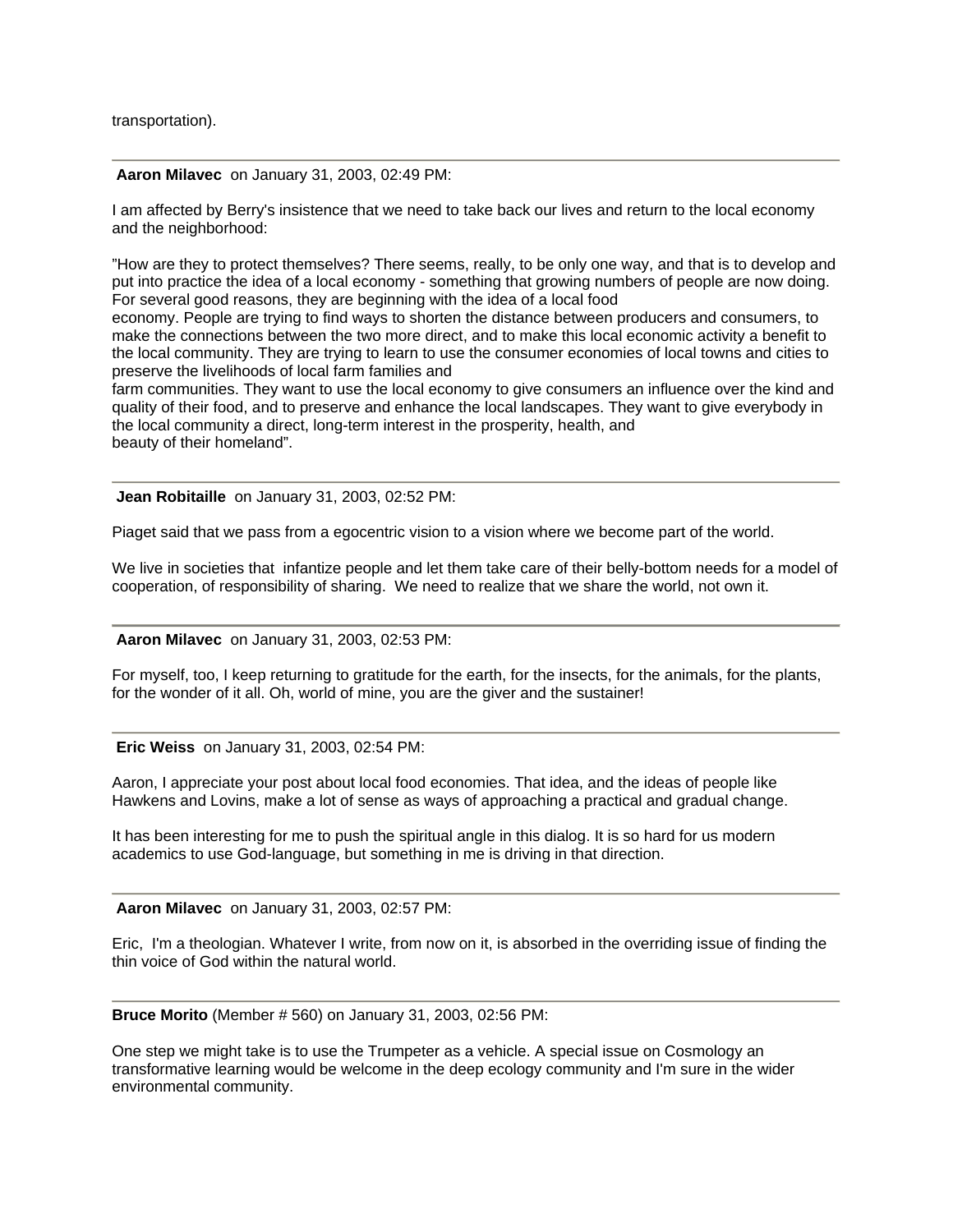transportation).

---

**Aaron Milavec** on January 31, 2003, 02:49 PM:

I am affected by Berry's insistence that we need to take back our lives and return to the local economy and the neighborhood:

"How are they to protect themselves? There seems, really, to be only one way, and that is to develop and put into practice the idea of a local economy - something that growing numbers of people are now doing. For several good reasons, they are beginning with the idea of a local food economy. People are trying to find ways to shorten the distance between producers and consumers, to make the connections between the two more direct, and to make this local economic activity a benefit to the local community. They are trying to learn to use the consumer economies of local towns and cities to preserve the livelihoods of local farm families and farm communities. They want to use the local economy to give consumers an influence over the kind and quality of their food, and to preserve and enhance the local landscapes. They want to give everybody in the local community a direct, long-term interest in the prosperity, health, and beauty of their homeland".

---

**Jean Robitaille** on January 31, 2003, 02:52 PM:

Piaget said that we pass from a egocentric vision to a vision where we become part of the world.

We live in societies that infantize people and let them take care of their belly-bottom needs for a model of cooperation, of responsibility of sharing. We need to realize that we share the world, not own it.

---

**Aaron Milavec** on January 31, 2003, 02:53 PM:

For myself, too, I keep returning to gratitude for the earth, for the insects, for the animals, for the plants, for the wonder of it all. Oh, world of mine, you are the giver and the sustainer!

---

**Eric Weiss** on January 31, 2003, 02:54 PM:

Aaron, I appreciate your post about local food economies. That idea, and the ideas of people like Hawkens and Lovins, make a lot of sense as ways of approaching a practical and gradual change.

It has been interesting for me to push the spiritual angle in this dialog. It is so hard for us modern academics to use God-language, but something in me is driving in that direction.

---

**Aaron Milavec** on January 31, 2003, 02:57 PM:

Eric, I'm a theologian. Whatever I write, from now on it, is absorbed in the overriding issue of finding the thin voice of God within the natural world.

---

**Bruce Morito** (Member # 560) on January 31, 2003, 02:56 PM:

One step we might take is to use the Trumpeter as a vehicle. A special issue on Cosmology an transformative learning would be welcome in the deep ecology community and I'm sure in the wider environmental community.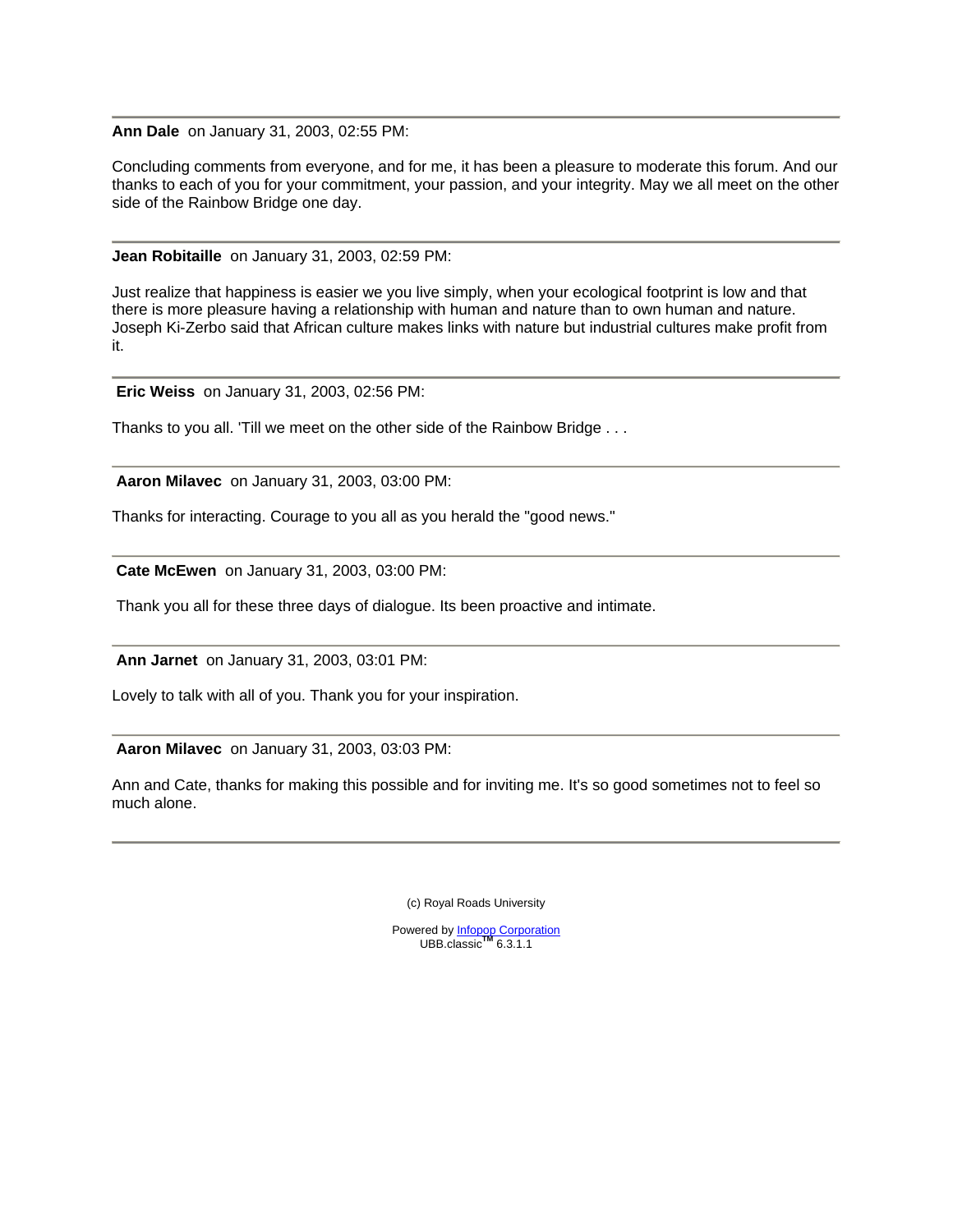---

**Ann Dale** on January 31, 2003, 02:55 PM:

Concluding comments from everyone, and for me, it has been a pleasure to moderate this forum. And our thanks to each of you for your commitment, your passion, and your integrity. May we all meet on the other side of the Rainbow Bridge one day.

---

**Jean Robitaille** on January 31, 2003, 02:59 PM:

Just realize that happiness is easier we you live simply, when your ecological footprint is low and that there is more pleasure having a relationship with human and nature than to own human and nature. Joseph Ki-Zerbo said that African culture makes links with nature but industrial cultures make profit from it.

---

**Eric Weiss** on January 31, 2003, 02:56 PM:

Thanks to you all. 'Till we meet on the other side of the Rainbow Bridge . . .

---

**Aaron Milavec** on January 31, 2003, 03:00 PM:

Thanks for interacting. Courage to you all as you herald the "good news."

---

**Cate McEwen** on January 31, 2003, 03:00 PM:

Thank you all for these three days of dialogue. Its been proactive and intimate.

---

**Ann Jarnet** on January 31, 2003, 03:01 PM:

Lovely to talk with all of you. Thank you for your inspiration.

---

**Aaron Milavec** on January 31, 2003, 03:03 PM:

Ann and Cate, thanks for making this possible and for inviting me. It's so good sometimes not to feel so much alone.

---

(c) Royal Roads University

Powered by Infopop Corporation
UBB.classic™ 6.3.1.1